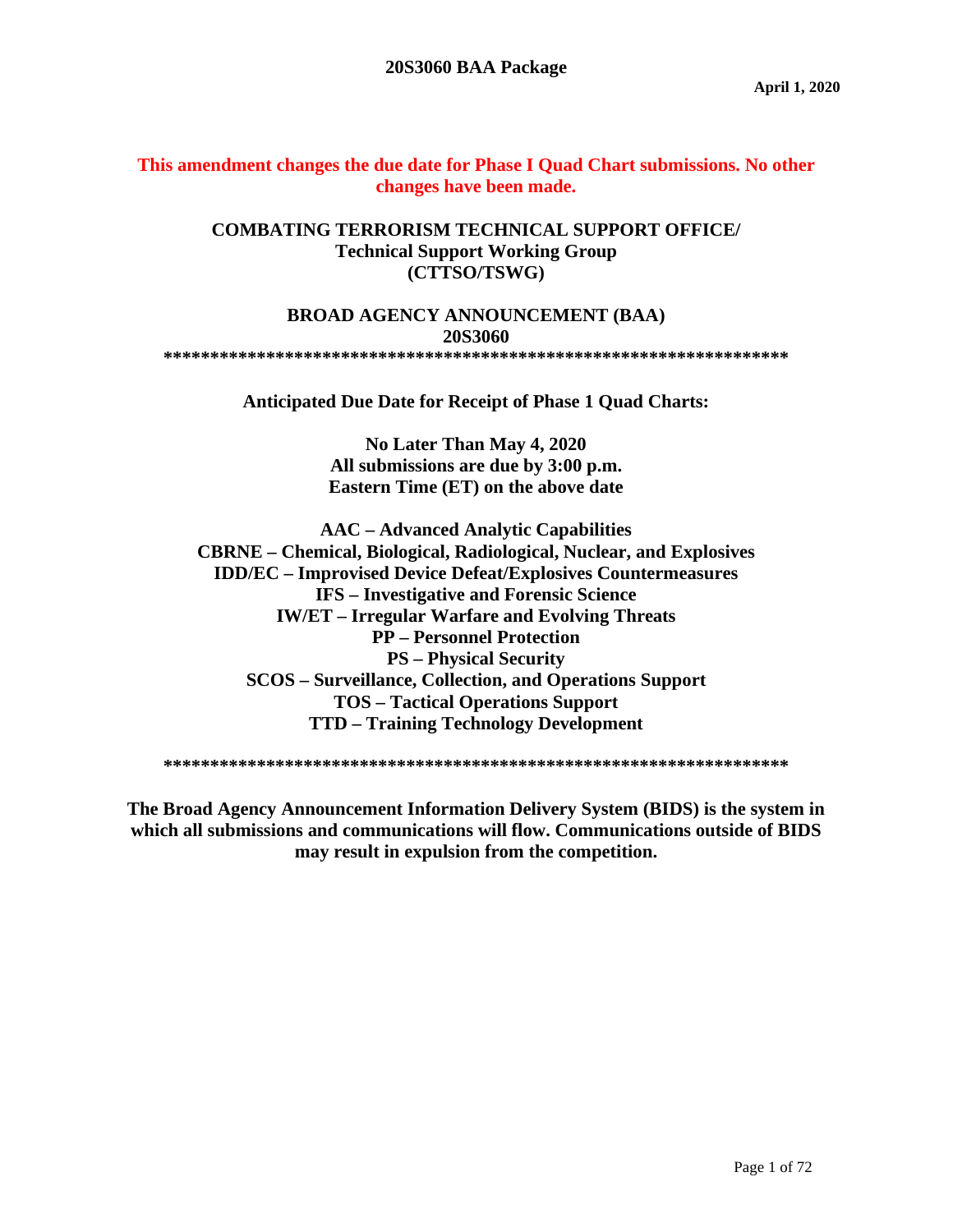**20S3060 BAA Package**

**April 1, 2020**

**This amendment changes the due date for Phase I Quad Chart submissions. No other changes have been made.**

# COMBATING TERRORISM TECHNICAL SUPPORT OFFICE/ Technical Support Working Group (CTTSO/TSWG)

## BROAD AGENCY ANNOUNCEMENT (BAA) 20S3060

******************************************************************

**Anticipated Due Date for Receipt of Phase 1 Quad Charts:**

**No Later Than May 4, 2020**
**All submissions are due by 3:00 p.m.**
**Eastern Time (ET) on the above date**

**AAC – Advanced Analytic Capabilities**
**CBRNE – Chemical, Biological, Radiological, Nuclear, and Explosives**
**IDD/EC – Improvised Device Defeat/Explosives Countermeasures**
**IFS – Investigative and Forensic Science**
**IW/ET – Irregular Warfare and Evolving Threats**
**PP – Personnel Protection**
**PS – Physical Security**
**SCOS – Surveillance, Collection, and Operations Support**
**TOS – Tactical Operations Support**
**TTD – Training Technology Development**

******************************************************************

**The Broad Agency Announcement Information Delivery System (BIDS) is the system in which all submissions and communications will flow. Communications outside of BIDS may result in expulsion from the competition.**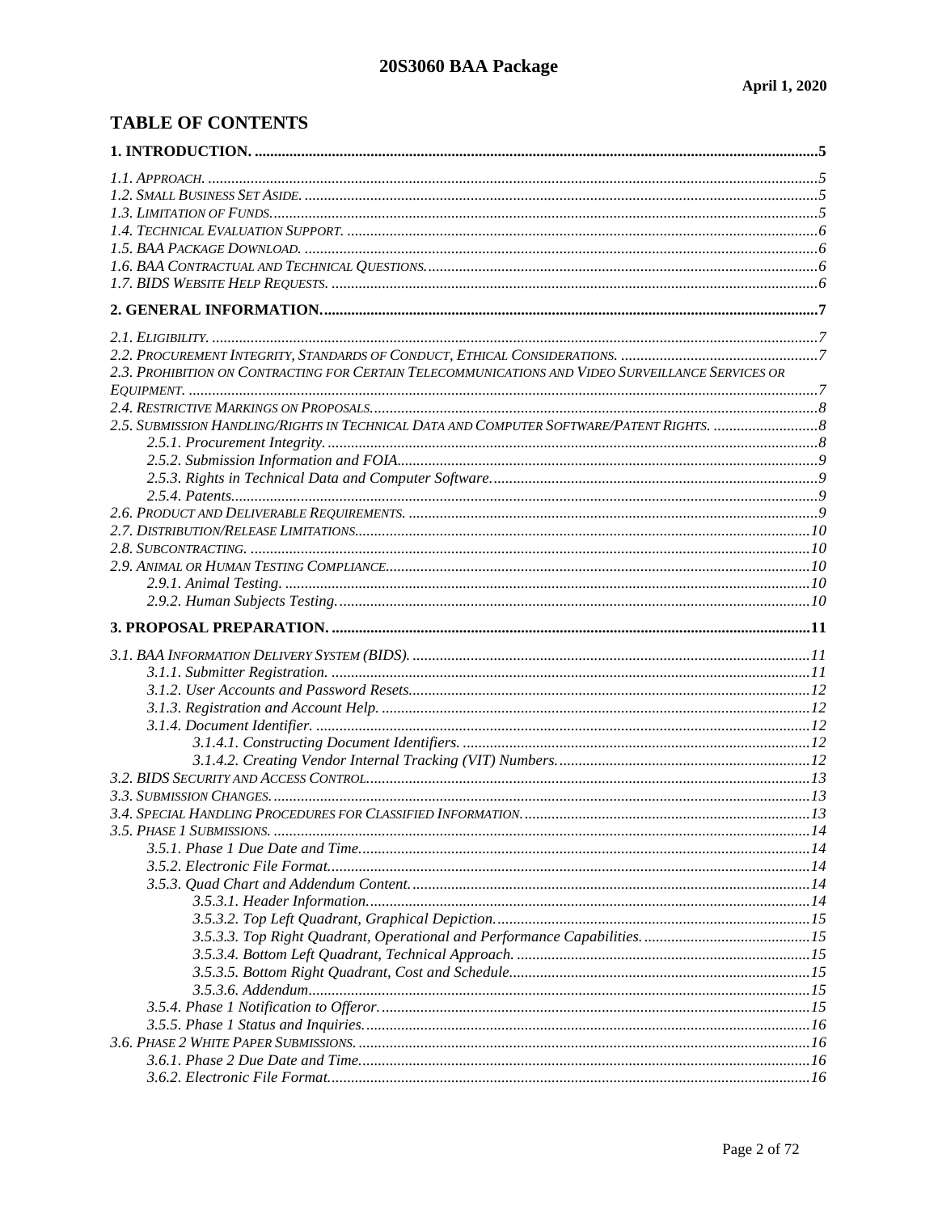## TABLE OF CONTENTS

**1. INTRODUCTION. ....5**

*1.1. Approach. ....5*
*1.2. Small Business Set Aside. ....5*
*1.3. Limitation of Funds. ....5*
*1.4. Technical Evaluation Support. ....6*
*1.5. BAA Package Download. ....6*
*1.6. BAA Contractual and Technical Questions. ....6*
*1.7. BIDS Website Help Requests. ....6*

**2. GENERAL INFORMATION. ....7**

*2.1. Eligibility. ....7*
*2.2. Procurement Integrity, Standards of Conduct, Ethical Considerations. ....7*
*2.3. Prohibition on Contracting for Certain Telecommunications and Video Surveillance Services or Equipment. ....7*
*2.4. Restrictive Markings on Proposals. ....8*
*2.5. Submission Handling/Rights in Technical Data and Computer Software/Patent Rights. ....8*
- *2.5.1. Procurement Integrity. ....8*
- *2.5.2. Submission Information and FOIA. ....9*
- *2.5.3. Rights in Technical Data and Computer Software. ....9*
- *2.5.4. Patents. ....9*

*2.6. Product and Deliverable Requirements. ....9*
*2.7. Distribution/Release Limitations. ....10*
*2.8. Subcontracting. ....10*
*2.9. Animal or Human Testing Compliance. ....10*
- *2.9.1. Animal Testing. ....10*
- *2.9.2. Human Subjects Testing. ....10*

**3. PROPOSAL PREPARATION. ....11**

*3.1. BAA Information Delivery System (BIDS). ....11*
- *3.1.1. Submitter Registration. ....11*
- *3.1.2. User Accounts and Password Resets. ....12*
- *3.1.3. Registration and Account Help. ....12*
- *3.1.4. Document Identifier. ....12*
  - *3.1.4.1. Constructing Document Identifiers. ....12*
  - *3.1.4.2. Creating Vendor Internal Tracking (VIT) Numbers. ....12*

*3.2. BIDS Security and Access Control. ....13*
*3.3. Submission Changes. ....13*
*3.4. Special Handling Procedures for Classified Information. ....13*
*3.5. Phase 1 Submissions. ....14*
- *3.5.1. Phase 1 Due Date and Time. ....14*
- *3.5.2. Electronic File Format. ....14*
- *3.5.3. Quad Chart and Addendum Content. ....14*
  - *3.5.3.1. Header Information. ....14*
  - *3.5.3.2. Top Left Quadrant, Graphical Depiction. ....15*
  - *3.5.3.3. Top Right Quadrant, Operational and Performance Capabilities. ....15*
  - *3.5.3.4. Bottom Left Quadrant, Technical Approach. ....15*
  - *3.5.3.5. Bottom Right Quadrant, Cost and Schedule. ....15*
  - *3.5.3.6. Addendum. ....15*
- *3.5.4. Phase 1 Notification to Offeror. ....15*
- *3.5.5. Phase 1 Status and Inquiries. ....16*

*3.6. Phase 2 White Paper Submissions. ....16*
- *3.6.1. Phase 2 Due Date and Time. ....16*
- *3.6.2. Electronic File Format. ....16*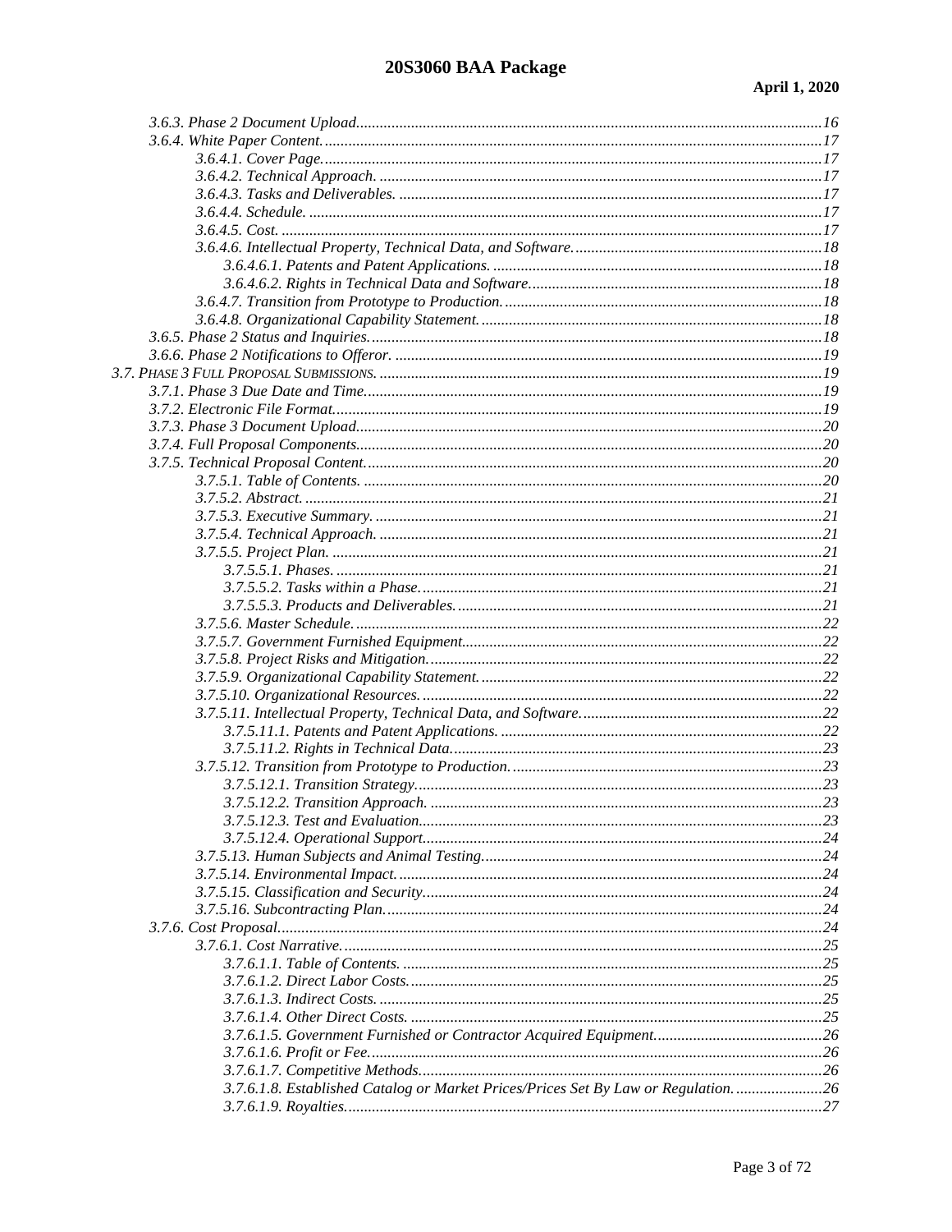*3.6.3. Phase 2 Document Upload......16*
*3.6.4. White Paper Content......17*
*3.6.4.1. Cover Page......17*
*3.6.4.2. Technical Approach......17*
*3.6.4.3. Tasks and Deliverables......17*
*3.6.4.4. Schedule......17*
*3.6.4.5. Cost......17*
*3.6.4.6. Intellectual Property, Technical Data, and Software......18*
*3.6.4.6.1. Patents and Patent Applications......18*
*3.6.4.6.2. Rights in Technical Data and Software......18*
*3.6.4.7. Transition from Prototype to Production......18*
*3.6.4.8. Organizational Capability Statement......18*
*3.6.5. Phase 2 Status and Inquiries......18*
*3.6.6. Phase 2 Notifications to Offeror......19*
*3.7. PHASE 3 FULL PROPOSAL SUBMISSIONS......19*
*3.7.1. Phase 3 Due Date and Time......19*
*3.7.2. Electronic File Format......19*
*3.7.3. Phase 3 Document Upload......20*
*3.7.4. Full Proposal Components......20*
*3.7.5. Technical Proposal Content......20*
*3.7.5.1. Table of Contents......20*
*3.7.5.2. Abstract......21*
*3.7.5.3. Executive Summary......21*
*3.7.5.4. Technical Approach......21*
*3.7.5.5. Project Plan......21*
*3.7.5.5.1. Phases......21*
*3.7.5.5.2. Tasks within a Phase......21*
*3.7.5.5.3. Products and Deliverables......21*
*3.7.5.6. Master Schedule......22*
*3.7.5.7. Government Furnished Equipment......22*
*3.7.5.8. Project Risks and Mitigation......22*
*3.7.5.9. Organizational Capability Statement......22*
*3.7.5.10. Organizational Resources......22*
*3.7.5.11. Intellectual Property, Technical Data, and Software......22*
*3.7.5.11.1. Patents and Patent Applications......22*
*3.7.5.11.2. Rights in Technical Data......23*
*3.7.5.12. Transition from Prototype to Production......23*
*3.7.5.12.1. Transition Strategy......23*
*3.7.5.12.2. Transition Approach......23*
*3.7.5.12.3. Test and Evaluation......23*
*3.7.5.12.4. Operational Support......24*
*3.7.5.13. Human Subjects and Animal Testing......24*
*3.7.5.14. Environmental Impact......24*
*3.7.5.15. Classification and Security......24*
*3.7.5.16. Subcontracting Plan......24*
*3.7.6. Cost Proposal......24*
*3.7.6.1. Cost Narrative......25*
*3.7.6.1.1. Table of Contents......25*
*3.7.6.1.2. Direct Labor Costs......25*
*3.7.6.1.3. Indirect Costs......25*
*3.7.6.1.4. Other Direct Costs......25*
*3.7.6.1.5. Government Furnished or Contractor Acquired Equipment......26*
*3.7.6.1.6. Profit or Fee......26*
*3.7.6.1.7. Competitive Methods......26*
*3.7.6.1.8. Established Catalog or Market Prices/Prices Set By Law or Regulation......26*
*3.7.6.1.9. Royalties......27*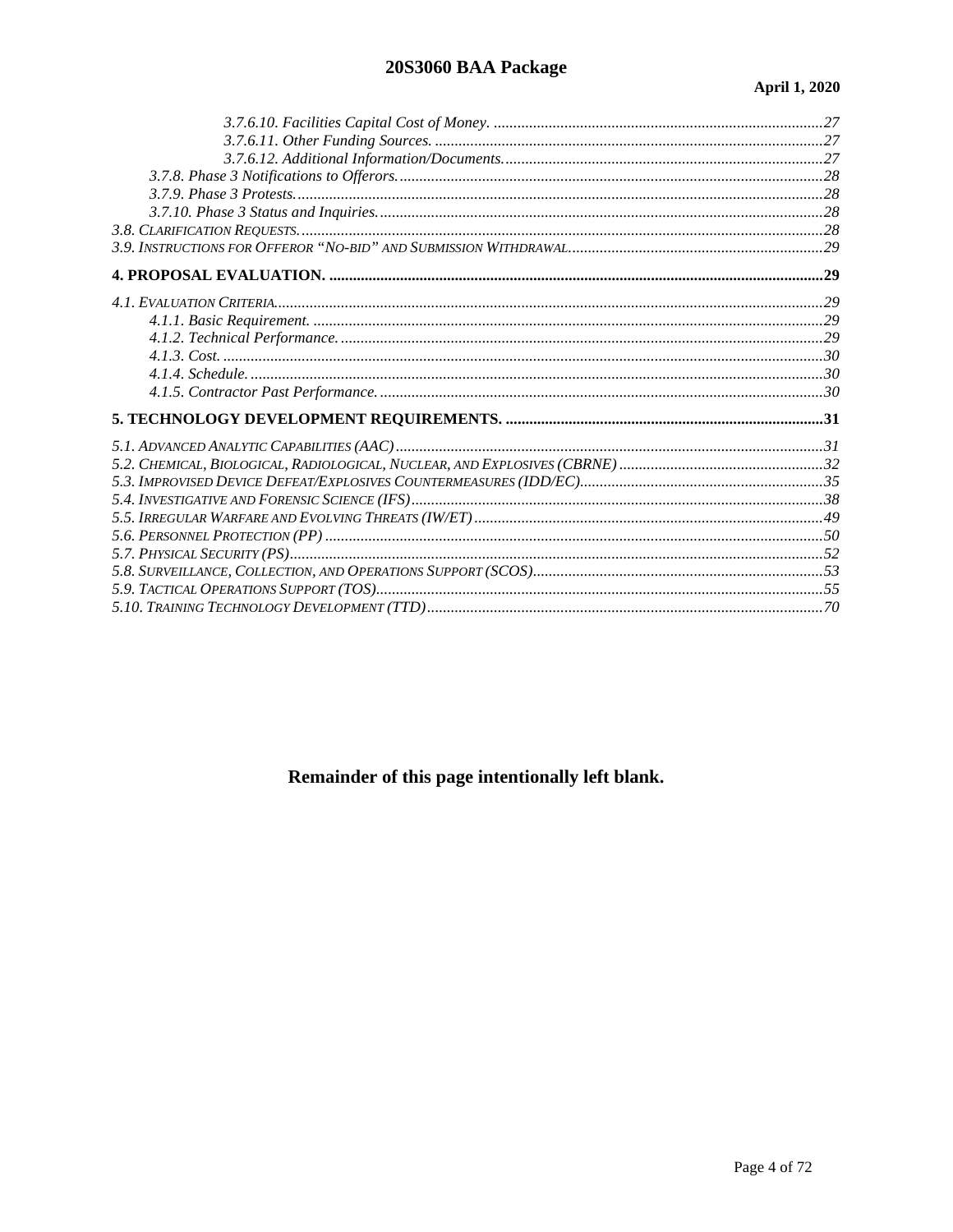*3.7.6.10. Facilities Capital Cost of Money.* ....................................................................................27
*3.7.6.11. Other Funding Sources.* ....................................................................................27
*3.7.6.12. Additional Information/Documents.* ....................................................................................27
*3.7.8. Phase 3 Notifications to Offerors.* ....................................................................................28
*3.7.9. Phase 3 Protests.* ....................................................................................28
*3.7.10. Phase 3 Status and Inquiries.* ....................................................................................28
*3.8. Clarification Requests.* ....................................................................................28
*3.9. Instructions for Offeror "No-bid" and Submission Withdrawal.* ....................................................................................29

**4. PROPOSAL EVALUATION.** ....................................................................................**29**

*4.1. Evaluation Criteria.* ....................................................................................29
*4.1.1. Basic Requirement.* ....................................................................................29
*4.1.2. Technical Performance.* ....................................................................................29
*4.1.3. Cost.* ....................................................................................30
*4.1.4. Schedule.* ....................................................................................30
*4.1.5. Contractor Past Performance.* ....................................................................................30

**5. TECHNOLOGY DEVELOPMENT REQUIREMENTS.** ....................................................................................**31**

*5.1. Advanced Analytic Capabilities (AAC)* ....................................................................................31
*5.2. Chemical, Biological, Radiological, Nuclear, and Explosives (CBRNE)* ....................................................................................32
*5.3. Improvised Device Defeat/Explosives Countermeasures (IDD/EC)* ....................................................................................35
*5.4. Investigative and Forensic Science (IFS)* ....................................................................................38
*5.5. Irregular Warfare and Evolving Threats (IW/ET)* ....................................................................................49
*5.6. Personnel Protection (PP)* ....................................................................................50
*5.7. Physical Security (PS)* ....................................................................................52
*5.8. Surveillance, Collection, and Operations Support (SCOS)* ....................................................................................53
*5.9. Tactical Operations Support (TOS)* ....................................................................................55
*5.10. Training Technology Development (TTD)* ....................................................................................70

**Remainder of this page intentionally left blank.**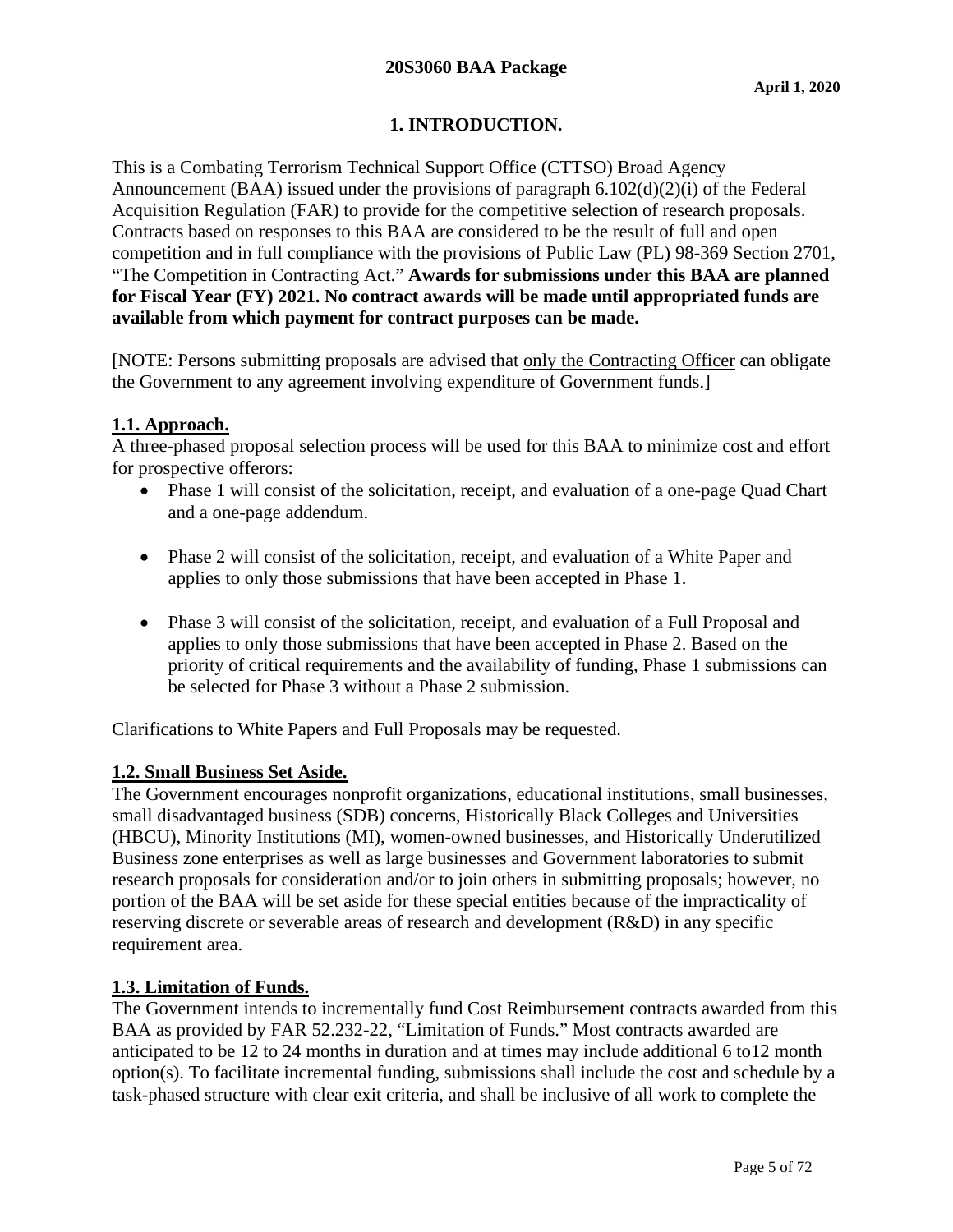# 1. INTRODUCTION.

This is a Combating Terrorism Technical Support Office (CTTSO) Broad Agency Announcement (BAA) issued under the provisions of paragraph 6.102(d)(2)(i) of the Federal Acquisition Regulation (FAR) to provide for the competitive selection of research proposals. Contracts based on responses to this BAA are considered to be the result of full and open competition and in full compliance with the provisions of Public Law (PL) 98-369 Section 2701, "The Competition in Contracting Act." **Awards for submissions under this BAA are planned for Fiscal Year (FY) 2021. No contract awards will be made until appropriated funds are available from which payment for contract purposes can be made.**

[NOTE: Persons submitting proposals are advised that only the Contracting Officer can obligate the Government to any agreement involving expenditure of Government funds.]

## 1.1. Approach.

A three-phased proposal selection process will be used for this BAA to minimize cost and effort for prospective offerors:

- Phase 1 will consist of the solicitation, receipt, and evaluation of a one-page Quad Chart and a one-page addendum.
- Phase 2 will consist of the solicitation, receipt, and evaluation of a White Paper and applies to only those submissions that have been accepted in Phase 1.
- Phase 3 will consist of the solicitation, receipt, and evaluation of a Full Proposal and applies to only those submissions that have been accepted in Phase 2. Based on the priority of critical requirements and the availability of funding, Phase 1 submissions can be selected for Phase 3 without a Phase 2 submission.

Clarifications to White Papers and Full Proposals may be requested.

## 1.2. Small Business Set Aside.

The Government encourages nonprofit organizations, educational institutions, small businesses, small disadvantaged business (SDB) concerns, Historically Black Colleges and Universities (HBCU), Minority Institutions (MI), women-owned businesses, and Historically Underutilized Business zone enterprises as well as large businesses and Government laboratories to submit research proposals for consideration and/or to join others in submitting proposals; however, no portion of the BAA will be set aside for these special entities because of the impracticality of reserving discrete or severable areas of research and development (R&D) in any specific requirement area.

## 1.3. Limitation of Funds.

The Government intends to incrementally fund Cost Reimbursement contracts awarded from this BAA as provided by FAR 52.232-22, "Limitation of Funds." Most contracts awarded are anticipated to be 12 to 24 months in duration and at times may include additional 6 to12 month option(s). To facilitate incremental funding, submissions shall include the cost and schedule by a task-phased structure with clear exit criteria, and shall be inclusive of all work to complete the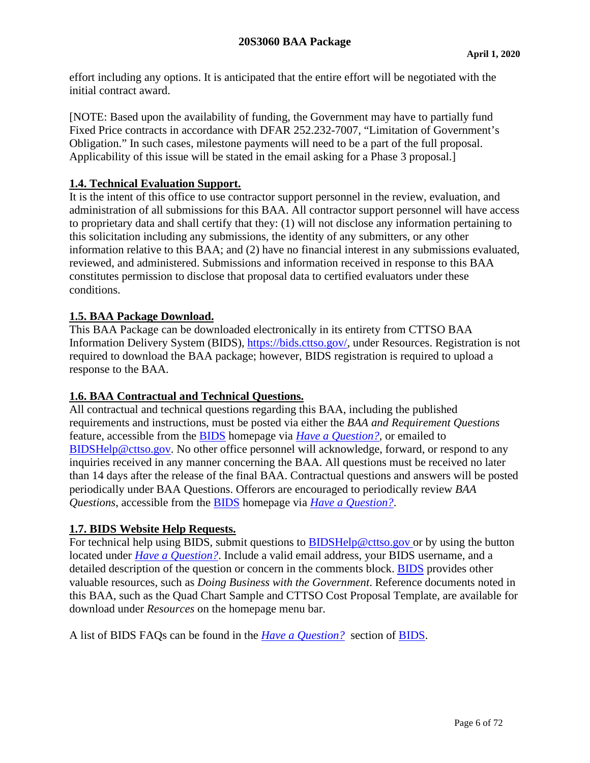effort including any options. It is anticipated that the entire effort will be negotiated with the initial contract award.

[NOTE: Based upon the availability of funding, the Government may have to partially fund Fixed Price contracts in accordance with DFAR 252.232-7007, "Limitation of Government's Obligation." In such cases, milestone payments will need to be a part of the full proposal. Applicability of this issue will be stated in the email asking for a Phase 3 proposal.]

## 1.4. Technical Evaluation Support.

It is the intent of this office to use contractor support personnel in the review, evaluation, and administration of all submissions for this BAA. All contractor support personnel will have access to proprietary data and shall certify that they: (1) will not disclose any information pertaining to this solicitation including any submissions, the identity of any submitters, or any other information relative to this BAA; and (2) have no financial interest in any submissions evaluated, reviewed, and administered. Submissions and information received in response to this BAA constitutes permission to disclose that proposal data to certified evaluators under these conditions.

## 1.5. BAA Package Download.

This BAA Package can be downloaded electronically in its entirety from CTTSO BAA Information Delivery System (BIDS), https://bids.cttso.gov/, under Resources. Registration is not required to download the BAA package; however, BIDS registration is required to upload a response to the BAA.

## 1.6. BAA Contractual and Technical Questions.

All contractual and technical questions regarding this BAA, including the published requirements and instructions, must be posted via either the *BAA and Requirement Questions* feature, accessible from the BIDS homepage via *Have a Question?*, or emailed to BIDSHelp@cttso.gov. No other office personnel will acknowledge, forward, or respond to any inquiries received in any manner concerning the BAA. All questions must be received no later than 14 days after the release of the final BAA. Contractual questions and answers will be posted periodically under BAA Questions. Offerors are encouraged to periodically review *BAA Questions*, accessible from the BIDS homepage via *Have a Question?*.

## 1.7. BIDS Website Help Requests.

For technical help using BIDS, submit questions to BIDSHelp@cttso.gov or by using the button located under *Have a Question?*. Include a valid email address, your BIDS username, and a detailed description of the question or concern in the comments block. BIDS provides other valuable resources, such as *Doing Business with the Government*. Reference documents noted in this BAA, such as the Quad Chart Sample and CTTSO Cost Proposal Template, are available for download under *Resources* on the homepage menu bar.

A list of BIDS FAQs can be found in the *Have a Question?* section of BIDS.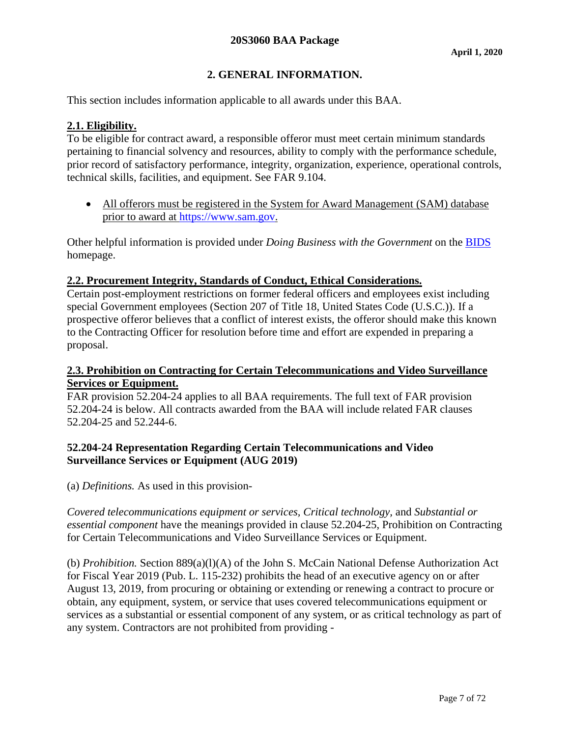## 2. GENERAL INFORMATION.

This section includes information applicable to all awards under this BAA.

### 2.1. Eligibility.

To be eligible for contract award, a responsible offeror must meet certain minimum standards pertaining to financial solvency and resources, ability to comply with the performance schedule, prior record of satisfactory performance, integrity, organization, experience, operational controls, technical skills, facilities, and equipment. See FAR 9.104.

- All offerors must be registered in the System for Award Management (SAM) database prior to award at https://www.sam.gov.

Other helpful information is provided under *Doing Business with the Government* on the BIDS homepage.

### 2.2. Procurement Integrity, Standards of Conduct, Ethical Considerations.

Certain post-employment restrictions on former federal officers and employees exist including special Government employees (Section 207 of Title 18, United States Code (U.S.C.)). If a prospective offeror believes that a conflict of interest exists, the offeror should make this known to the Contracting Officer for resolution before time and effort are expended in preparing a proposal.

### 2.3. Prohibition on Contracting for Certain Telecommunications and Video Surveillance Services or Equipment.

FAR provision 52.204-24 applies to all BAA requirements. The full text of FAR provision 52.204-24 is below. All contracts awarded from the BAA will include related FAR clauses 52.204-25 and 52.244-6.

**52.204-24 Representation Regarding Certain Telecommunications and Video Surveillance Services or Equipment (AUG 2019)**

(a) *Definitions.* As used in this provision-

*Covered telecommunications equipment or services, Critical technology,* and *Substantial or essential component* have the meanings provided in clause 52.204-25, Prohibition on Contracting for Certain Telecommunications and Video Surveillance Services or Equipment.

(b) *Prohibition.* Section 889(a)(l)(A) of the John S. McCain National Defense Authorization Act for Fiscal Year 2019 (Pub. L. 115-232) prohibits the head of an executive agency on or after August 13, 2019, from procuring or obtaining or extending or renewing a contract to procure or obtain, any equipment, system, or service that uses covered telecommunications equipment or services as a substantial or essential component of any system, or as critical technology as part of any system. Contractors are not prohibited from providing -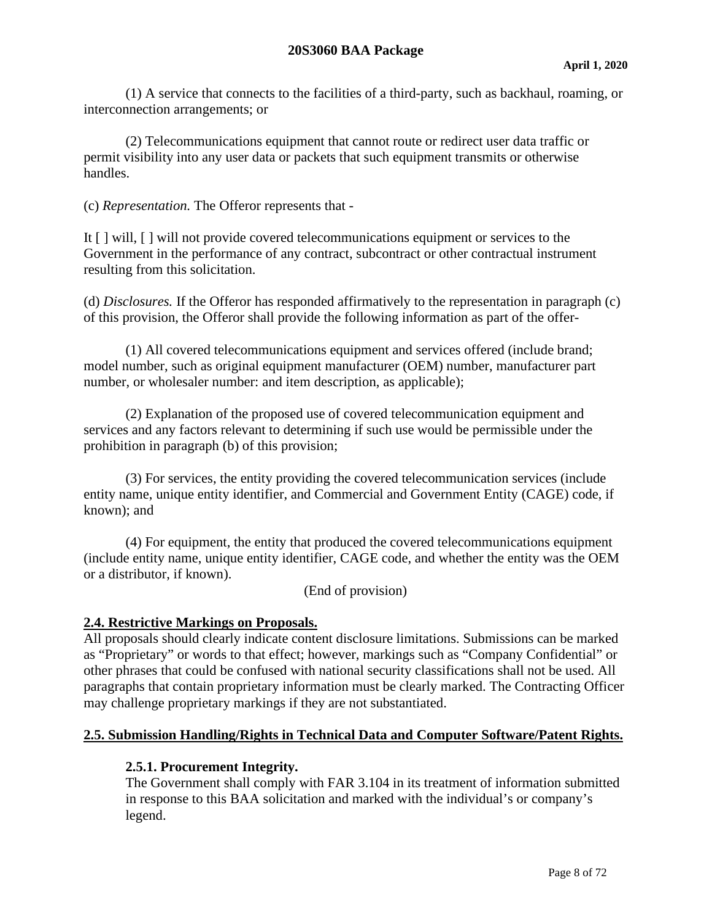(1) A service that connects to the facilities of a third-party, such as backhaul, roaming, or interconnection arrangements; or

(2) Telecommunications equipment that cannot route or redirect user data traffic or permit visibility into any user data or packets that such equipment transmits or otherwise handles.

(c) *Representation.* The Offeror represents that -

It [ ] will, [ ] will not provide covered telecommunications equipment or services to the Government in the performance of any contract, subcontract or other contractual instrument resulting from this solicitation.

(d) *Disclosures.* If the Offeror has responded affirmatively to the representation in paragraph (c) of this provision, the Offeror shall provide the following information as part of the offer-

(1) All covered telecommunications equipment and services offered (include brand; model number, such as original equipment manufacturer (OEM) number, manufacturer part number, or wholesaler number: and item description, as applicable);

(2) Explanation of the proposed use of covered telecommunication equipment and services and any factors relevant to determining if such use would be permissible under the prohibition in paragraph (b) of this provision;

(3) For services, the entity providing the covered telecommunication services (include entity name, unique entity identifier, and Commercial and Government Entity (CAGE) code, if known); and

(4) For equipment, the entity that produced the covered telecommunications equipment (include entity name, unique entity identifier, CAGE code, and whether the entity was the OEM or a distributor, if known).

(End of provision)

## 2.4. Restrictive Markings on Proposals.

All proposals should clearly indicate content disclosure limitations. Submissions can be marked as "Proprietary" or words to that effect; however, markings such as "Company Confidential" or other phrases that could be confused with national security classifications shall not be used. All paragraphs that contain proprietary information must be clearly marked. The Contracting Officer may challenge proprietary markings if they are not substantiated.

## 2.5. Submission Handling/Rights in Technical Data and Computer Software/Patent Rights.

### 2.5.1. Procurement Integrity.

The Government shall comply with FAR 3.104 in its treatment of information submitted in response to this BAA solicitation and marked with the individual's or company's legend.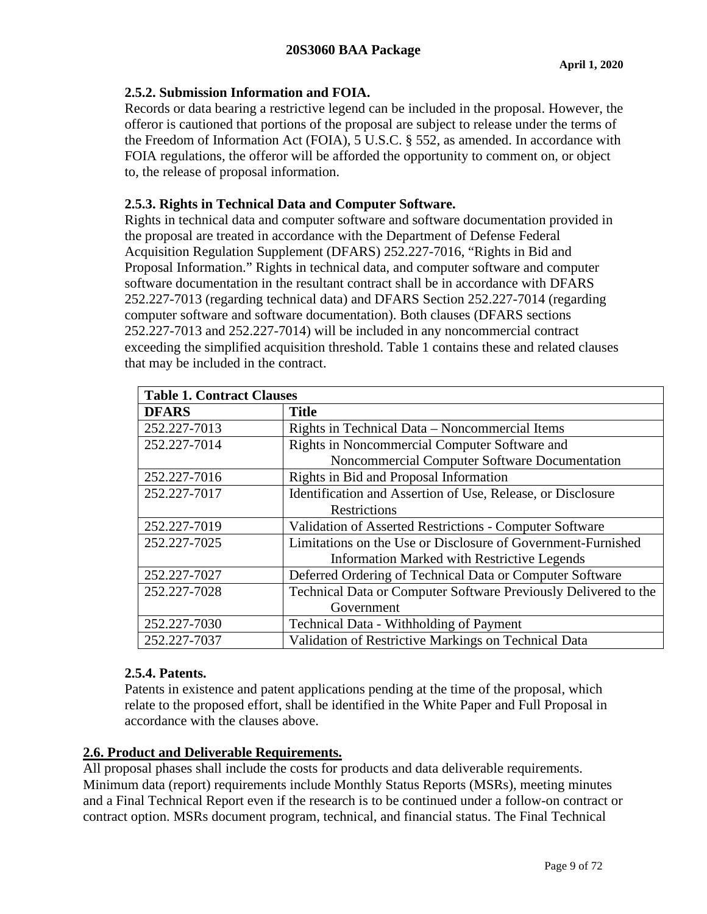### 2.5.2. Submission Information and FOIA.

Records or data bearing a restrictive legend can be included in the proposal. However, the offeror is cautioned that portions of the proposal are subject to release under the terms of the Freedom of Information Act (FOIA), 5 U.S.C. § 552, as amended. In accordance with FOIA regulations, the offeror will be afforded the opportunity to comment on, or object to, the release of proposal information.

### 2.5.3. Rights in Technical Data and Computer Software.

Rights in technical data and computer software and software documentation provided in the proposal are treated in accordance with the Department of Defense Federal Acquisition Regulation Supplement (DFARS) 252.227-7016, "Rights in Bid and Proposal Information." Rights in technical data, and computer software and computer software documentation in the resultant contract shall be in accordance with DFARS 252.227-7013 (regarding technical data) and DFARS Section 252.227-7014 (regarding computer software and software documentation). Both clauses (DFARS sections 252.227-7013 and 252.227-7014) will be included in any noncommercial contract exceeding the simplified acquisition threshold. Table 1 contains these and related clauses that may be included in the contract.

**Table 1. Contract Clauses**

| DFARS | Title |
|---|---|
| 252.227-7013 | Rights in Technical Data – Noncommercial Items |
| 252.227-7014 | Rights in Noncommercial Computer Software and Noncommercial Computer Software Documentation |
| 252.227-7016 | Rights in Bid and Proposal Information |
| 252.227-7017 | Identification and Assertion of Use, Release, or Disclosure Restrictions |
| 252.227-7019 | Validation of Asserted Restrictions - Computer Software |
| 252.227-7025 | Limitations on the Use or Disclosure of Government-Furnished Information Marked with Restrictive Legends |
| 252.227-7027 | Deferred Ordering of Technical Data or Computer Software |
| 252.227-7028 | Technical Data or Computer Software Previously Delivered to the Government |
| 252.227-7030 | Technical Data - Withholding of Payment |
| 252.227-7037 | Validation of Restrictive Markings on Technical Data |

### 2.5.4. Patents.

Patents in existence and patent applications pending at the time of the proposal, which relate to the proposed effort, shall be identified in the White Paper and Full Proposal in accordance with the clauses above.

## 2.6. Product and Deliverable Requirements.

All proposal phases shall include the costs for products and data deliverable requirements. Minimum data (report) requirements include Monthly Status Reports (MSRs), meeting minutes and a Final Technical Report even if the research is to be continued under a follow-on contract or contract option. MSRs document program, technical, and financial status. The Final Technical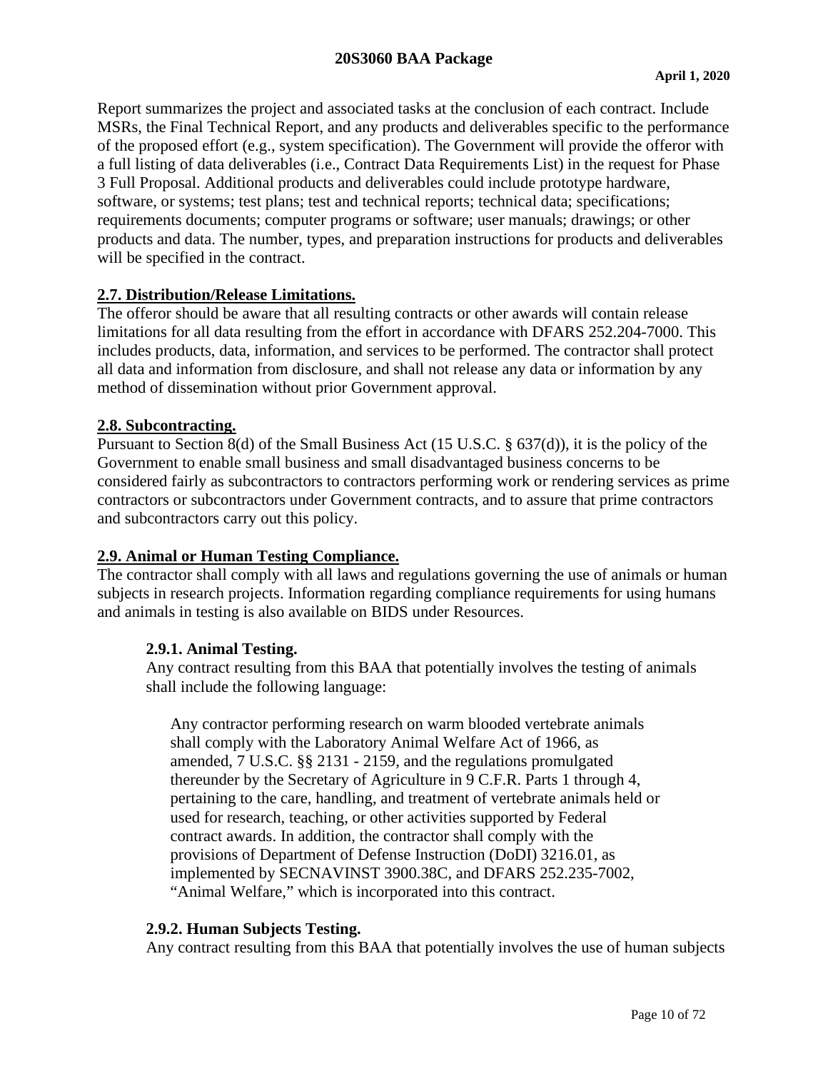Report summarizes the project and associated tasks at the conclusion of each contract. Include MSRs, the Final Technical Report, and any products and deliverables specific to the performance of the proposed effort (e.g., system specification). The Government will provide the offeror with a full listing of data deliverables (i.e., Contract Data Requirements List) in the request for Phase 3 Full Proposal. Additional products and deliverables could include prototype hardware, software, or systems; test plans; test and technical reports; technical data; specifications; requirements documents; computer programs or software; user manuals; drawings; or other products and data. The number, types, and preparation instructions for products and deliverables will be specified in the contract.

## 2.7. Distribution/Release Limitations.

The offeror should be aware that all resulting contracts or other awards will contain release limitations for all data resulting from the effort in accordance with DFARS 252.204-7000. This includes products, data, information, and services to be performed. The contractor shall protect all data and information from disclosure, and shall not release any data or information by any method of dissemination without prior Government approval.

## 2.8. Subcontracting.

Pursuant to Section 8(d) of the Small Business Act (15 U.S.C. § 637(d)), it is the policy of the Government to enable small business and small disadvantaged business concerns to be considered fairly as subcontractors to contractors performing work or rendering services as prime contractors or subcontractors under Government contracts, and to assure that prime contractors and subcontractors carry out this policy.

## 2.9. Animal or Human Testing Compliance.

The contractor shall comply with all laws and regulations governing the use of animals or human subjects in research projects. Information regarding compliance requirements for using humans and animals in testing is also available on BIDS under Resources.

### 2.9.1. Animal Testing.

Any contract resulting from this BAA that potentially involves the testing of animals shall include the following language:

> Any contractor performing research on warm blooded vertebrate animals shall comply with the Laboratory Animal Welfare Act of 1966, as amended, 7 U.S.C. §§ 2131 - 2159, and the regulations promulgated thereunder by the Secretary of Agriculture in 9 C.F.R. Parts 1 through 4, pertaining to the care, handling, and treatment of vertebrate animals held or used for research, teaching, or other activities supported by Federal contract awards. In addition, the contractor shall comply with the provisions of Department of Defense Instruction (DoDI) 3216.01, as implemented by SECNAVINST 3900.38C, and DFARS 252.235-7002, "Animal Welfare," which is incorporated into this contract.

### 2.9.2. Human Subjects Testing.

Any contract resulting from this BAA that potentially involves the use of human subjects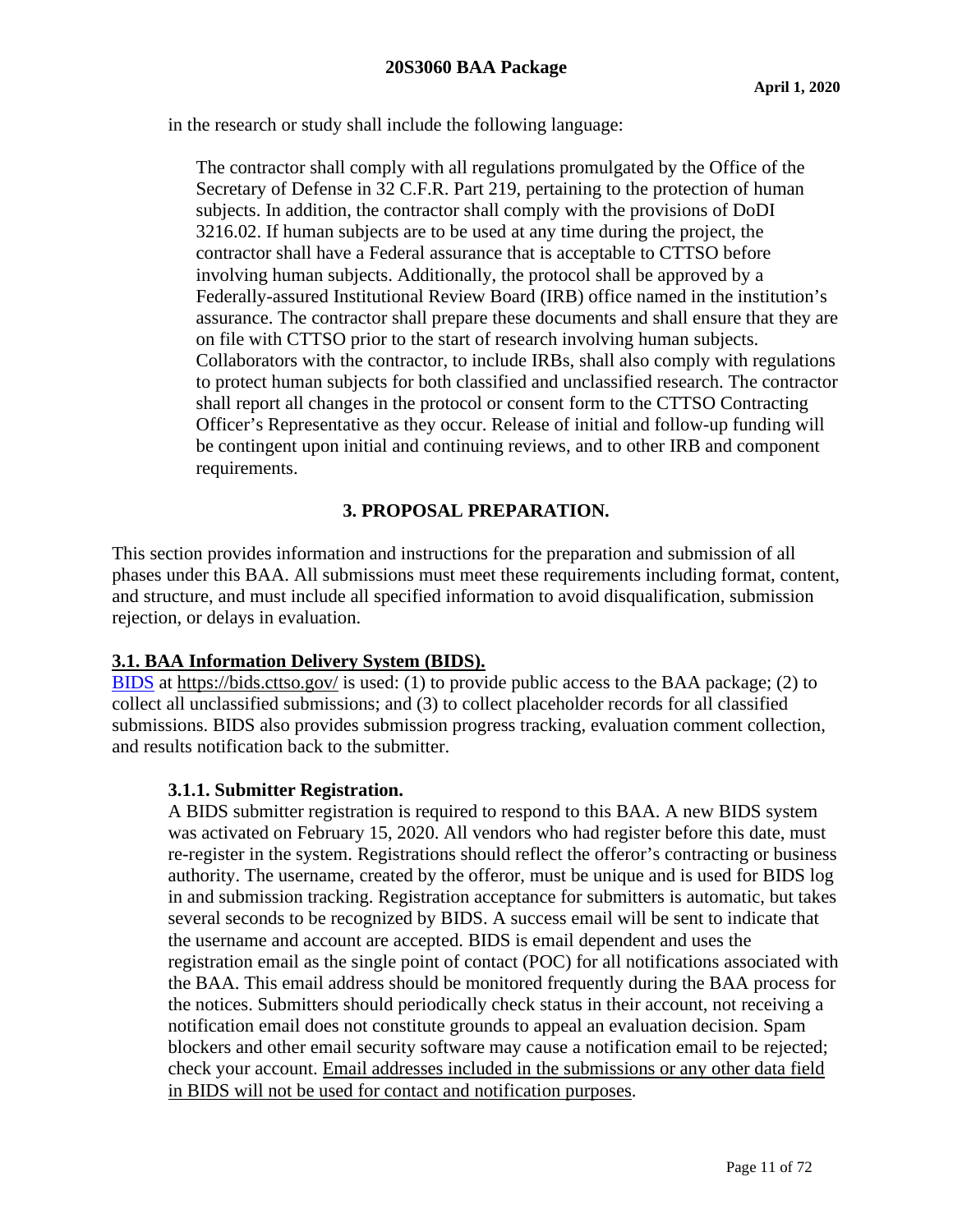in the research or study shall include the following language:

> The contractor shall comply with all regulations promulgated by the Office of the Secretary of Defense in 32 C.F.R. Part 219, pertaining to the protection of human subjects. In addition, the contractor shall comply with the provisions of DoDI 3216.02. If human subjects are to be used at any time during the project, the contractor shall have a Federal assurance that is acceptable to CTTSO before involving human subjects. Additionally, the protocol shall be approved by a Federally-assured Institutional Review Board (IRB) office named in the institution's assurance. The contractor shall prepare these documents and shall ensure that they are on file with CTTSO prior to the start of research involving human subjects. Collaborators with the contractor, to include IRBs, shall also comply with regulations to protect human subjects for both classified and unclassified research. The contractor shall report all changes in the protocol or consent form to the CTTSO Contracting Officer's Representative as they occur. Release of initial and follow-up funding will be contingent upon initial and continuing reviews, and to other IRB and component requirements.

## 3. PROPOSAL PREPARATION.

This section provides information and instructions for the preparation and submission of all phases under this BAA. All submissions must meet these requirements including format, content, and structure, and must include all specified information to avoid disqualification, submission rejection, or delays in evaluation.

### 3.1. BAA Information Delivery System (BIDS).

BIDS at https://bids.cttso.gov/ is used: (1) to provide public access to the BAA package; (2) to collect all unclassified submissions; and (3) to collect placeholder records for all classified submissions. BIDS also provides submission progress tracking, evaluation comment collection, and results notification back to the submitter.

#### 3.1.1. Submitter Registration.

A BIDS submitter registration is required to respond to this BAA. A new BIDS system was activated on February 15, 2020. All vendors who had register before this date, must re-register in the system. Registrations should reflect the offeror's contracting or business authority. The username, created by the offeror, must be unique and is used for BIDS log in and submission tracking. Registration acceptance for submitters is automatic, but takes several seconds to be recognized by BIDS. A success email will be sent to indicate that the username and account are accepted. BIDS is email dependent and uses the registration email as the single point of contact (POC) for all notifications associated with the BAA. This email address should be monitored frequently during the BAA process for the notices. Submitters should periodically check status in their account, not receiving a notification email does not constitute grounds to appeal an evaluation decision. Spam blockers and other email security software may cause a notification email to be rejected; check your account. <u>Email addresses included in the submissions or any other data field in BIDS will not be used for contact and notification purposes</u>.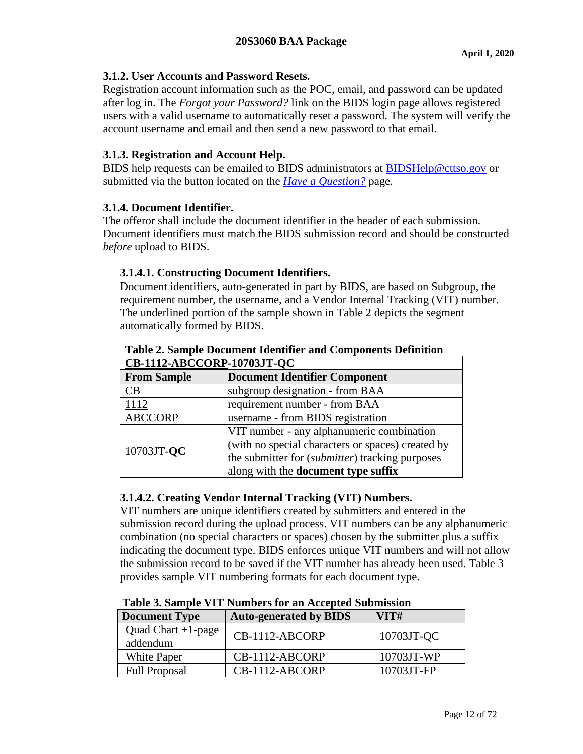### 3.1.2. User Accounts and Password Resets.

Registration account information such as the POC, email, and password can be updated after log in. The *Forgot your Password?* link on the BIDS login page allows registered users with a valid username to automatically reset a password. The system will verify the account username and email and then send a new password to that email.

### 3.1.3. Registration and Account Help.

BIDS help requests can be emailed to BIDS administrators at BIDSHelp@cttso.gov or submitted via the button located on the ***Have a Question?*** page.

### 3.1.4. Document Identifier.

The offeror shall include the document identifier in the header of each submission. Document identifiers must match the BIDS submission record and should be constructed *before* upload to BIDS.

#### 3.1.4.1. Constructing Document Identifiers.

Document identifiers, auto-generated in part by BIDS, are based on Subgroup, the requirement number, the username, and a Vendor Internal Tracking (VIT) number. The underlined portion of the sample shown in Table 2 depicts the segment automatically formed by BIDS.

**Table 2. Sample Document Identifier and Components Definition**

| **CB-1112-ABCCORP-10703JT-QC** | |
|---|---|
| **From Sample** | **Document Identifier Component** |
| CB | subgroup designation - from BAA |
| 1112 | requirement number - from BAA |
| ABCCORP | username - from BIDS registration |
| 10703JT-**QC** | VIT number - any alphanumeric combination (with no special characters or spaces) created by the submitter for (*submitter*) tracking purposes along with the **document type suffix** |

#### 3.1.4.2. Creating Vendor Internal Tracking (VIT) Numbers.

VIT numbers are unique identifiers created by submitters and entered in the submission record during the upload process. VIT numbers can be any alphanumeric combination (no special characters or spaces) chosen by the submitter plus a suffix indicating the document type. BIDS enforces unique VIT numbers and will not allow the submission record to be saved if the VIT number has already been used. Table 3 provides sample VIT numbering formats for each document type.

**Table 3. Sample VIT Numbers for an Accepted Submission**

| **Document Type** | **Auto-generated by BIDS** | **VIT#** |
|---|---|---|
| Quad Chart +1-page addendum | CB-1112-ABCORP | 10703JT-QC |
| White Paper | CB-1112-ABCORP | 10703JT-WP |
| Full Proposal | CB-1112-ABCORP | 10703JT-FP |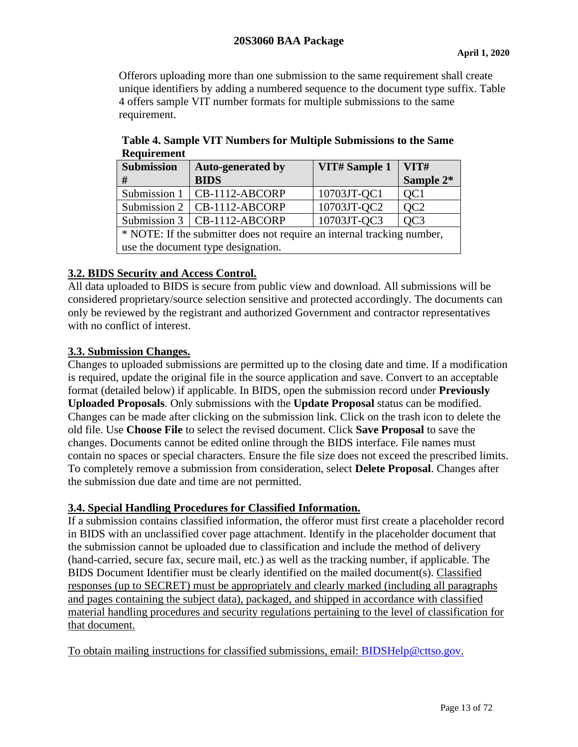Offerors uploading more than one submission to the same requirement shall create unique identifiers by adding a numbered sequence to the document type suffix. Table 4 offers sample VIT number formats for multiple submissions to the same requirement.

**Table 4. Sample VIT Numbers for Multiple Submissions to the Same Requirement**

| Submission # | Auto-generated by BIDS | VIT# Sample 1 | VIT# Sample 2* |
|---|---|---|---|
| Submission 1 | CB-1112-ABCORP | 10703JT-QC1 | QC1 |
| Submission 2 | CB-1112-ABCORP | 10703JT-QC2 | QC2 |
| Submission 3 | CB-1112-ABCORP | 10703JT-QC3 | QC3 |
| * NOTE: If the submitter does not require an internal tracking number, use the document type designation. | | | |

## 3.2. BIDS Security and Access Control.

All data uploaded to BIDS is secure from public view and download. All submissions will be considered proprietary/source selection sensitive and protected accordingly. The documents can only be reviewed by the registrant and authorized Government and contractor representatives with no conflict of interest.

## 3.3. Submission Changes.

Changes to uploaded submissions are permitted up to the closing date and time. If a modification is required, update the original file in the source application and save. Convert to an acceptable format (detailed below) if applicable. In BIDS, open the submission record under **Previously Uploaded Proposals**. Only submissions with the **Update Proposal** status can be modified. Changes can be made after clicking on the submission link. Click on the trash icon to delete the old file. Use **Choose File** to select the revised document. Click **Save Proposal** to save the changes. Documents cannot be edited online through the BIDS interface. File names must contain no spaces or special characters. Ensure the file size does not exceed the prescribed limits. To completely remove a submission from consideration, select **Delete Proposal**. Changes after the submission due date and time are not permitted.

## 3.4. Special Handling Procedures for Classified Information.

If a submission contains classified information, the offeror must first create a placeholder record in BIDS with an unclassified cover page attachment. Identify in the placeholder document that the submission cannot be uploaded due to classification and include the method of delivery (hand-carried, secure fax, secure mail, etc.) as well as the tracking number, if applicable. The BIDS Document Identifier must be clearly identified on the mailed document(s). Classified responses (up to SECRET) must be appropriately and clearly marked (including all paragraphs and pages containing the subject data), packaged, and shipped in accordance with classified material handling procedures and security regulations pertaining to the level of classification for that document.

To obtain mailing instructions for classified submissions, email: BIDSHelp@cttso.gov.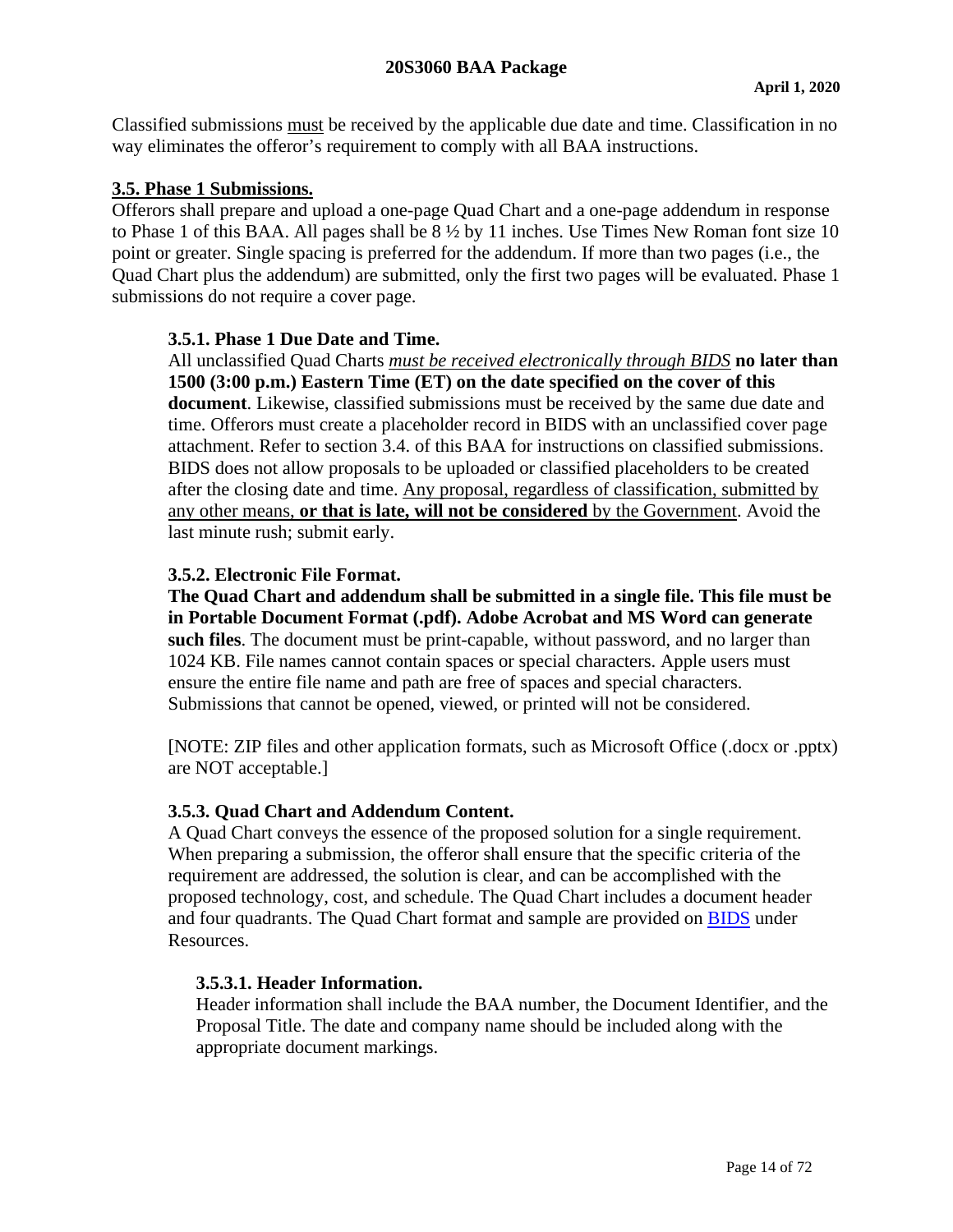Classified submissions must be received by the applicable due date and time. Classification in no way eliminates the offeror's requirement to comply with all BAA instructions.

## 3.5. Phase 1 Submissions.

Offerors shall prepare and upload a one-page Quad Chart and a one-page addendum in response to Phase 1 of this BAA. All pages shall be 8 ½ by 11 inches. Use Times New Roman font size 10 point or greater. Single spacing is preferred for the addendum. If more than two pages (i.e., the Quad Chart plus the addendum) are submitted, only the first two pages will be evaluated. Phase 1 submissions do not require a cover page.

### 3.5.1. Phase 1 Due Date and Time.

All unclassified Quad Charts *must be received electronically through BIDS* **no later than 1500 (3:00 p.m.) Eastern Time (ET) on the date specified on the cover of this document**. Likewise, classified submissions must be received by the same due date and time. Offerors must create a placeholder record in BIDS with an unclassified cover page attachment. Refer to section 3.4. of this BAA for instructions on classified submissions. BIDS does not allow proposals to be uploaded or classified placeholders to be created after the closing date and time. Any proposal, regardless of classification, submitted by any other means, **or that is late, will not be considered** by the Government. Avoid the last minute rush; submit early.

### 3.5.2. Electronic File Format.

**The Quad Chart and addendum shall be submitted in a single file. This file must be in Portable Document Format (.pdf). Adobe Acrobat and MS Word can generate such files**. The document must be print-capable, without password, and no larger than 1024 KB. File names cannot contain spaces or special characters. Apple users must ensure the entire file name and path are free of spaces and special characters. Submissions that cannot be opened, viewed, or printed will not be considered.

[NOTE: ZIP files and other application formats, such as Microsoft Office (.docx or .pptx) are NOT acceptable.]

### 3.5.3. Quad Chart and Addendum Content.

A Quad Chart conveys the essence of the proposed solution for a single requirement. When preparing a submission, the offeror shall ensure that the specific criteria of the requirement are addressed, the solution is clear, and can be accomplished with the proposed technology, cost, and schedule. The Quad Chart includes a document header and four quadrants. The Quad Chart format and sample are provided on BIDS under Resources.

#### 3.5.3.1. Header Information.

Header information shall include the BAA number, the Document Identifier, and the Proposal Title. The date and company name should be included along with the appropriate document markings.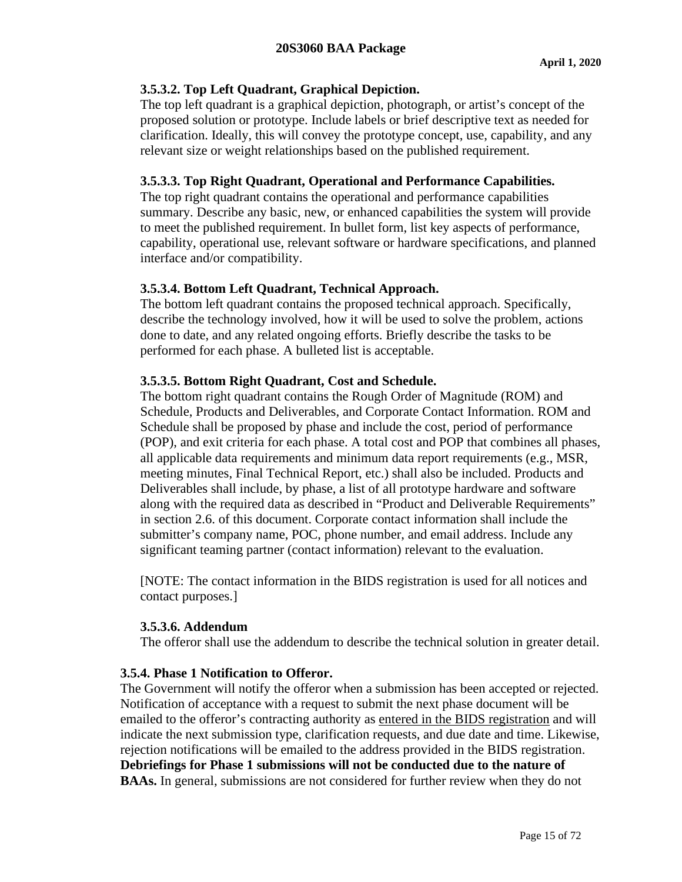### 3.5.3.2. Top Left Quadrant, Graphical Depiction.

The top left quadrant is a graphical depiction, photograph, or artist's concept of the proposed solution or prototype. Include labels or brief descriptive text as needed for clarification. Ideally, this will convey the prototype concept, use, capability, and any relevant size or weight relationships based on the published requirement.

### 3.5.3.3. Top Right Quadrant, Operational and Performance Capabilities.

The top right quadrant contains the operational and performance capabilities summary. Describe any basic, new, or enhanced capabilities the system will provide to meet the published requirement. In bullet form, list key aspects of performance, capability, operational use, relevant software or hardware specifications, and planned interface and/or compatibility.

### 3.5.3.4. Bottom Left Quadrant, Technical Approach.

The bottom left quadrant contains the proposed technical approach. Specifically, describe the technology involved, how it will be used to solve the problem, actions done to date, and any related ongoing efforts. Briefly describe the tasks to be performed for each phase. A bulleted list is acceptable.

### 3.5.3.5. Bottom Right Quadrant, Cost and Schedule.

The bottom right quadrant contains the Rough Order of Magnitude (ROM) and Schedule, Products and Deliverables, and Corporate Contact Information. ROM and Schedule shall be proposed by phase and include the cost, period of performance (POP), and exit criteria for each phase. A total cost and POP that combines all phases, all applicable data requirements and minimum data report requirements (e.g., MSR, meeting minutes, Final Technical Report, etc.) shall also be included. Products and Deliverables shall include, by phase, a list of all prototype hardware and software along with the required data as described in "Product and Deliverable Requirements" in section 2.6. of this document. Corporate contact information shall include the submitter's company name, POC, phone number, and email address. Include any significant teaming partner (contact information) relevant to the evaluation.

[NOTE: The contact information in the BIDS registration is used for all notices and contact purposes.]

### 3.5.3.6. Addendum

The offeror shall use the addendum to describe the technical solution in greater detail.

## 3.5.4. Phase 1 Notification to Offeror.

The Government will notify the offeror when a submission has been accepted or rejected. Notification of acceptance with a request to submit the next phase document will be emailed to the offeror's contracting authority as entered in the BIDS registration and will indicate the next submission type, clarification requests, and due date and time. Likewise, rejection notifications will be emailed to the address provided in the BIDS registration. **Debriefings for Phase 1 submissions will not be conducted due to the nature of BAAs.** In general, submissions are not considered for further review when they do not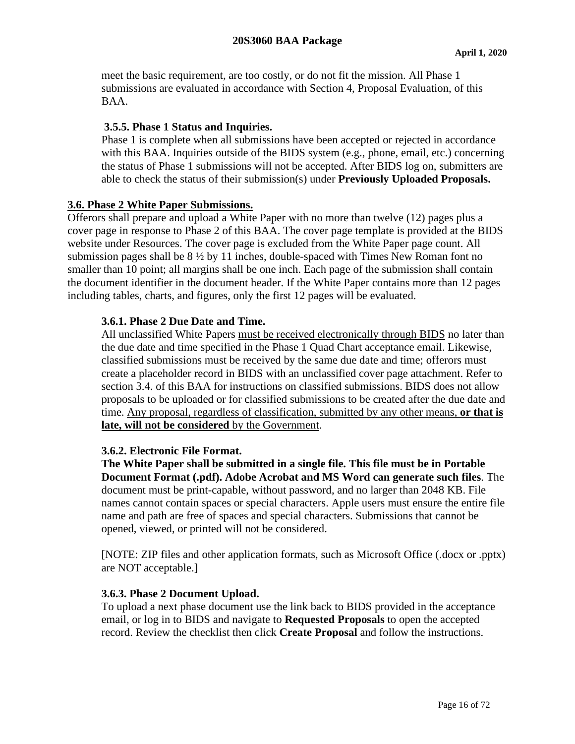meet the basic requirement, are too costly, or do not fit the mission. All Phase 1 submissions are evaluated in accordance with Section 4, Proposal Evaluation, of this BAA.

### 3.5.5. Phase 1 Status and Inquiries.

Phase 1 is complete when all submissions have been accepted or rejected in accordance with this BAA. Inquiries outside of the BIDS system (e.g., phone, email, etc.) concerning the status of Phase 1 submissions will not be accepted. After BIDS log on, submitters are able to check the status of their submission(s) under **Previously Uploaded Proposals.**

## 3.6. Phase 2 White Paper Submissions.

Offerors shall prepare and upload a White Paper with no more than twelve (12) pages plus a cover page in response to Phase 2 of this BAA. The cover page template is provided at the BIDS website under Resources. The cover page is excluded from the White Paper page count. All submission pages shall be 8 ½ by 11 inches, double-spaced with Times New Roman font no smaller than 10 point; all margins shall be one inch. Each page of the submission shall contain the document identifier in the document header. If the White Paper contains more than 12 pages including tables, charts, and figures, only the first 12 pages will be evaluated.

### 3.6.1. Phase 2 Due Date and Time.

All unclassified White Papers must be received electronically through BIDS no later than the due date and time specified in the Phase 1 Quad Chart acceptance email. Likewise, classified submissions must be received by the same due date and time; offerors must create a placeholder record in BIDS with an unclassified cover page attachment. Refer to section 3.4. of this BAA for instructions on classified submissions. BIDS does not allow proposals to be uploaded or for classified submissions to be created after the due date and time. Any proposal, regardless of classification, submitted by any other means, **or that is late, will not be considered** by the Government.

### 3.6.2. Electronic File Format.

**The White Paper shall be submitted in a single file. This file must be in Portable Document Format (.pdf). Adobe Acrobat and MS Word can generate such files**. The document must be print-capable, without password, and no larger than 2048 KB. File names cannot contain spaces or special characters. Apple users must ensure the entire file name and path are free of spaces and special characters. Submissions that cannot be opened, viewed, or printed will not be considered.

[NOTE: ZIP files and other application formats, such as Microsoft Office (.docx or .pptx) are NOT acceptable.]

### 3.6.3. Phase 2 Document Upload.

To upload a next phase document use the link back to BIDS provided in the acceptance email, or log in to BIDS and navigate to **Requested Proposals** to open the accepted record. Review the checklist then click **Create Proposal** and follow the instructions.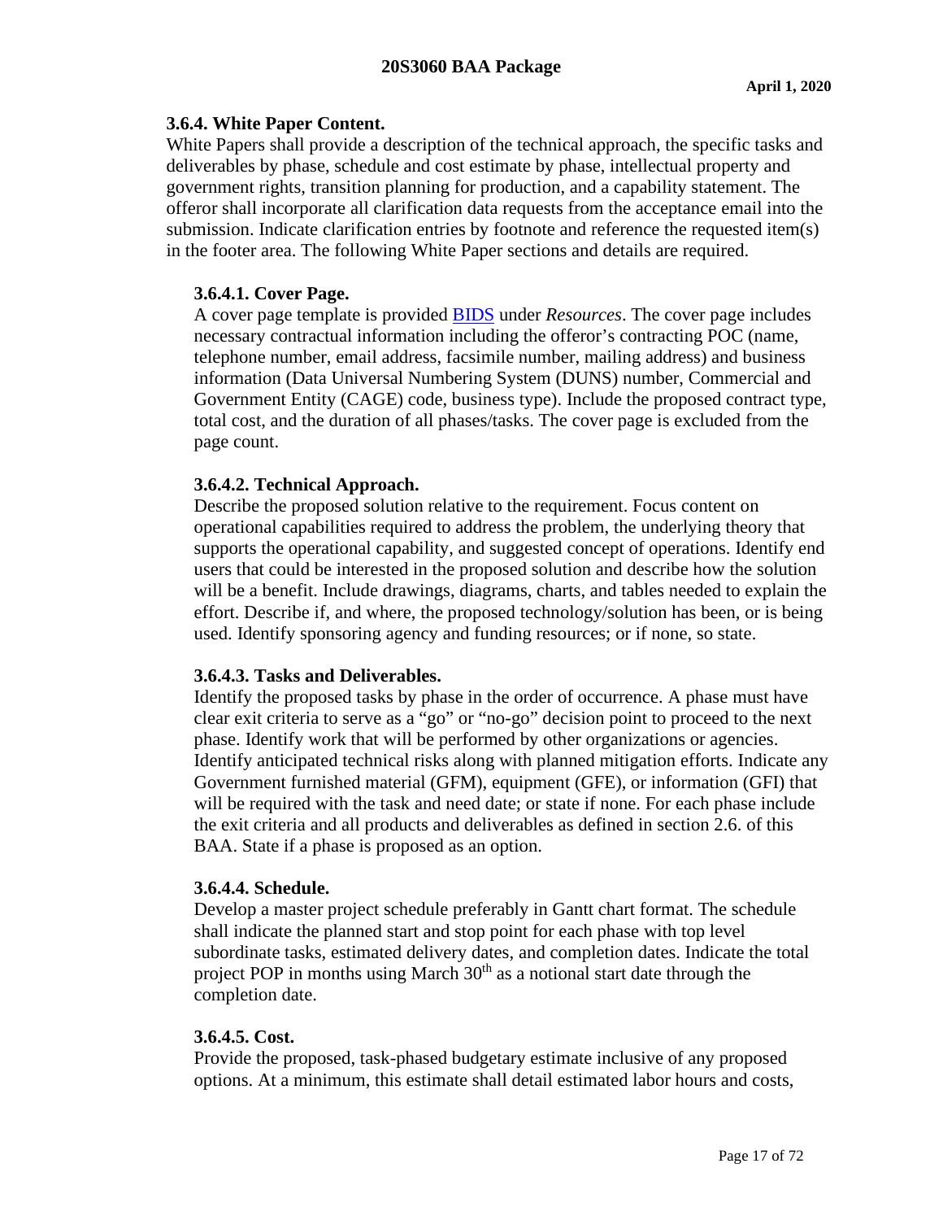### 3.6.4. White Paper Content.

White Papers shall provide a description of the technical approach, the specific tasks and deliverables by phase, schedule and cost estimate by phase, intellectual property and government rights, transition planning for production, and a capability statement. The offeror shall incorporate all clarification data requests from the acceptance email into the submission. Indicate clarification entries by footnote and reference the requested item(s) in the footer area. The following White Paper sections and details are required.

#### 3.6.4.1. Cover Page.

A cover page template is provided BIDS under *Resources*. The cover page includes necessary contractual information including the offeror's contracting POC (name, telephone number, email address, facsimile number, mailing address) and business information (Data Universal Numbering System (DUNS) number, Commercial and Government Entity (CAGE) code, business type). Include the proposed contract type, total cost, and the duration of all phases/tasks. The cover page is excluded from the page count.

#### 3.6.4.2. Technical Approach.

Describe the proposed solution relative to the requirement. Focus content on operational capabilities required to address the problem, the underlying theory that supports the operational capability, and suggested concept of operations. Identify end users that could be interested in the proposed solution and describe how the solution will be a benefit. Include drawings, diagrams, charts, and tables needed to explain the effort. Describe if, and where, the proposed technology/solution has been, or is being used. Identify sponsoring agency and funding resources; or if none, so state.

#### 3.6.4.3. Tasks and Deliverables.

Identify the proposed tasks by phase in the order of occurrence. A phase must have clear exit criteria to serve as a "go" or "no-go" decision point to proceed to the next phase. Identify work that will be performed by other organizations or agencies. Identify anticipated technical risks along with planned mitigation efforts. Indicate any Government furnished material (GFM), equipment (GFE), or information (GFI) that will be required with the task and need date; or state if none. For each phase include the exit criteria and all products and deliverables as defined in section 2.6. of this BAA. State if a phase is proposed as an option.

#### 3.6.4.4. Schedule.

Develop a master project schedule preferably in Gantt chart format. The schedule shall indicate the planned start and stop point for each phase with top level subordinate tasks, estimated delivery dates, and completion dates. Indicate the total project POP in months using March 30th as a notional start date through the completion date.

#### 3.6.4.5. Cost.

Provide the proposed, task-phased budgetary estimate inclusive of any proposed options. At a minimum, this estimate shall detail estimated labor hours and costs,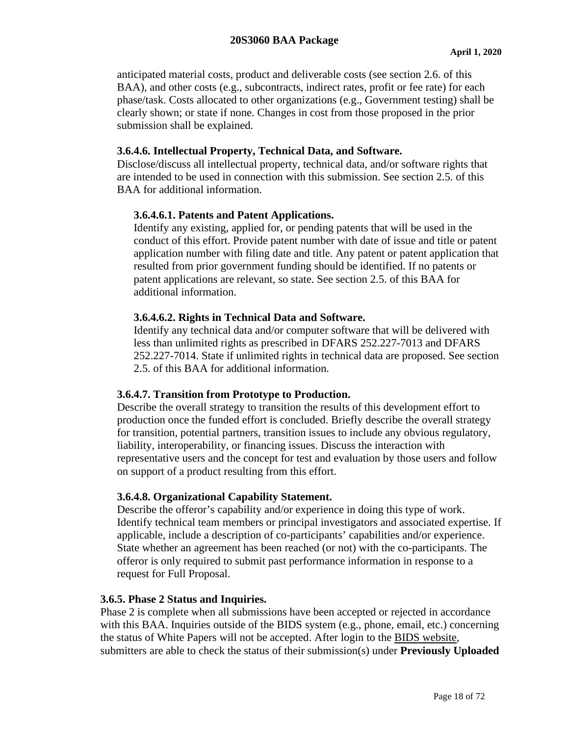anticipated material costs, product and deliverable costs (see section 2.6. of this BAA), and other costs (e.g., subcontracts, indirect rates, profit or fee rate) for each phase/task. Costs allocated to other organizations (e.g., Government testing) shall be clearly shown; or state if none. Changes in cost from those proposed in the prior submission shall be explained.

#### 3.6.4.6. Intellectual Property, Technical Data, and Software.

Disclose/discuss all intellectual property, technical data, and/or software rights that are intended to be used in connection with this submission. See section 2.5. of this BAA for additional information.

##### 3.6.4.6.1. Patents and Patent Applications.

Identify any existing, applied for, or pending patents that will be used in the conduct of this effort. Provide patent number with date of issue and title or patent application number with filing date and title. Any patent or patent application that resulted from prior government funding should be identified. If no patents or patent applications are relevant, so state. See section 2.5. of this BAA for additional information.

##### 3.6.4.6.2. Rights in Technical Data and Software.

Identify any technical data and/or computer software that will be delivered with less than unlimited rights as prescribed in DFARS 252.227-7013 and DFARS 252.227-7014. State if unlimited rights in technical data are proposed. See section 2.5. of this BAA for additional information.

#### 3.6.4.7. Transition from Prototype to Production.

Describe the overall strategy to transition the results of this development effort to production once the funded effort is concluded. Briefly describe the overall strategy for transition, potential partners, transition issues to include any obvious regulatory, liability, interoperability, or financing issues. Discuss the interaction with representative users and the concept for test and evaluation by those users and follow on support of a product resulting from this effort.

#### 3.6.4.8. Organizational Capability Statement.

Describe the offeror's capability and/or experience in doing this type of work. Identify technical team members or principal investigators and associated expertise. If applicable, include a description of co-participants' capabilities and/or experience. State whether an agreement has been reached (or not) with the co-participants. The offeror is only required to submit past performance information in response to a request for Full Proposal.

### 3.6.5. Phase 2 Status and Inquiries.

Phase 2 is complete when all submissions have been accepted or rejected in accordance with this BAA. Inquiries outside of the BIDS system (e.g., phone, email, etc.) concerning the status of White Papers will not be accepted. After login to the BIDS website, submitters are able to check the status of their submission(s) under **Previously Uploaded**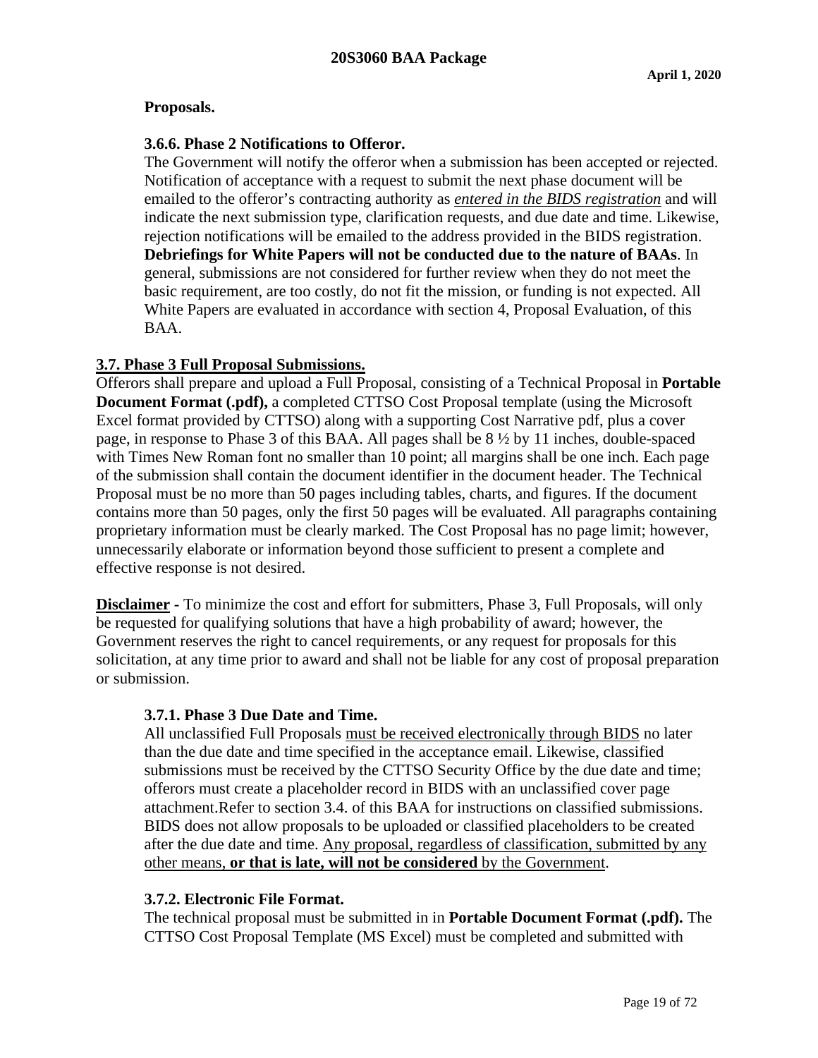**Proposals.**

#### 3.6.6. Phase 2 Notifications to Offeror.

The Government will notify the offeror when a submission has been accepted or rejected. Notification of acceptance with a request to submit the next phase document will be emailed to the offeror's contracting authority as <u>*entered in the BIDS registration*</u> and will indicate the next submission type, clarification requests, and due date and time. Likewise, rejection notifications will be emailed to the address provided in the BIDS registration. **Debriefings for White Papers will not be conducted due to the nature of BAAs**. In general, submissions are not considered for further review when they do not meet the basic requirement, are too costly, do not fit the mission, or funding is not expected. All White Papers are evaluated in accordance with section 4, Proposal Evaluation, of this BAA.

### <u>3.7. Phase 3 Full Proposal Submissions.</u>

Offerors shall prepare and upload a Full Proposal, consisting of a Technical Proposal in **Portable Document Format (.pdf),** a completed CTTSO Cost Proposal template (using the Microsoft Excel format provided by CTTSO) along with a supporting Cost Narrative pdf, plus a cover page, in response to Phase 3 of this BAA. All pages shall be 8 ½ by 11 inches, double-spaced with Times New Roman font no smaller than 10 point; all margins shall be one inch. Each page of the submission shall contain the document identifier in the document header. The Technical Proposal must be no more than 50 pages including tables, charts, and figures. If the document contains more than 50 pages, only the first 50 pages will be evaluated. All paragraphs containing proprietary information must be clearly marked. The Cost Proposal has no page limit; however, unnecessarily elaborate or information beyond those sufficient to present a complete and effective response is not desired.

**<u>Disclaimer</u>** - To minimize the cost and effort for submitters, Phase 3, Full Proposals, will only be requested for qualifying solutions that have a high probability of award; however, the Government reserves the right to cancel requirements, or any request for proposals for this solicitation, at any time prior to award and shall not be liable for any cost of proposal preparation or submission.

#### 3.7.1. Phase 3 Due Date and Time.

All unclassified Full Proposals <u>must be received electronically through BIDS</u> no later than the due date and time specified in the acceptance email. Likewise, classified submissions must be received by the CTTSO Security Office by the due date and time; offerors must create a placeholder record in BIDS with an unclassified cover page attachment.Refer to section 3.4. of this BAA for instructions on classified submissions. BIDS does not allow proposals to be uploaded or classified placeholders to be created after the due date and time. <u>Any proposal, regardless of classification, submitted by any other means, **or that is late, will not be considered** by the Government</u>.

#### 3.7.2. Electronic File Format.

The technical proposal must be submitted in in **Portable Document Format (.pdf).** The CTTSO Cost Proposal Template (MS Excel) must be completed and submitted with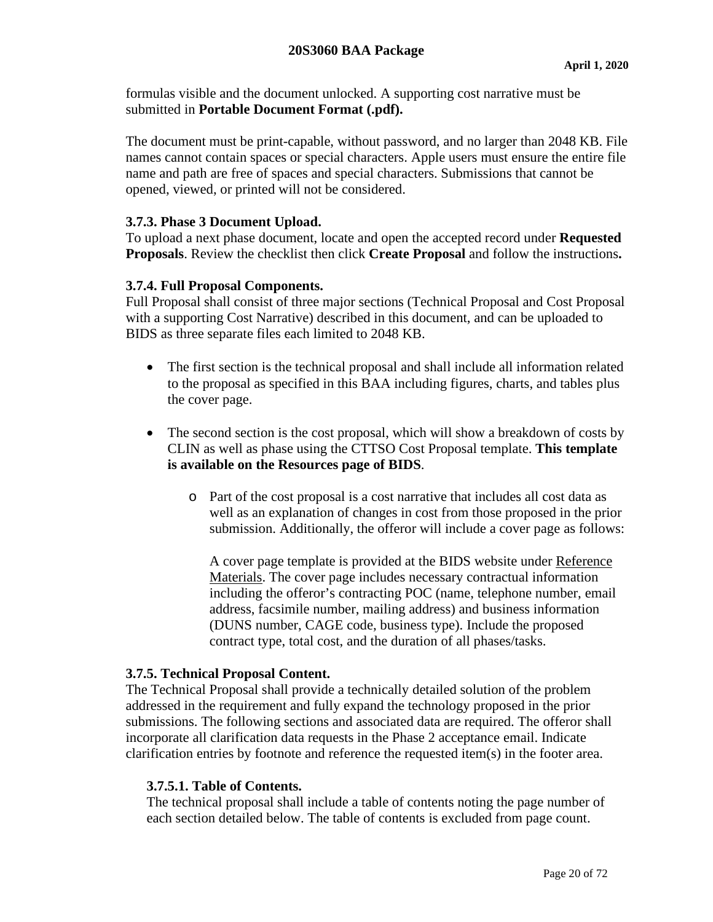formulas visible and the document unlocked. A supporting cost narrative must be submitted in **Portable Document Format (.pdf).**

The document must be print-capable, without password, and no larger than 2048 KB. File names cannot contain spaces or special characters. Apple users must ensure the entire file name and path are free of spaces and special characters. Submissions that cannot be opened, viewed, or printed will not be considered.

### 3.7.3. Phase 3 Document Upload.

To upload a next phase document, locate and open the accepted record under **Requested Proposals**. Review the checklist then click **Create Proposal** and follow the instructions**.**

### 3.7.4. Full Proposal Components.

Full Proposal shall consist of three major sections (Technical Proposal and Cost Proposal with a supporting Cost Narrative) described in this document, and can be uploaded to BIDS as three separate files each limited to 2048 KB.

- The first section is the technical proposal and shall include all information related to the proposal as specified in this BAA including figures, charts, and tables plus the cover page.
- The second section is the cost proposal, which will show a breakdown of costs by CLIN as well as phase using the CTTSO Cost Proposal template. **This template is available on the Resources page of BIDS**.
    - Part of the cost proposal is a cost narrative that includes all cost data as well as an explanation of changes in cost from those proposed in the prior submission. Additionally, the offeror will include a cover page as follows:

      A cover page template is provided at the BIDS website under Reference Materials. The cover page includes necessary contractual information including the offeror's contracting POC (name, telephone number, email address, facsimile number, mailing address) and business information (DUNS number, CAGE code, business type). Include the proposed contract type, total cost, and the duration of all phases/tasks.

### 3.7.5. Technical Proposal Content.

The Technical Proposal shall provide a technically detailed solution of the problem addressed in the requirement and fully expand the technology proposed in the prior submissions. The following sections and associated data are required. The offeror shall incorporate all clarification data requests in the Phase 2 acceptance email. Indicate clarification entries by footnote and reference the requested item(s) in the footer area.

#### 3.7.5.1. Table of Contents.

The technical proposal shall include a table of contents noting the page number of each section detailed below. The table of contents is excluded from page count.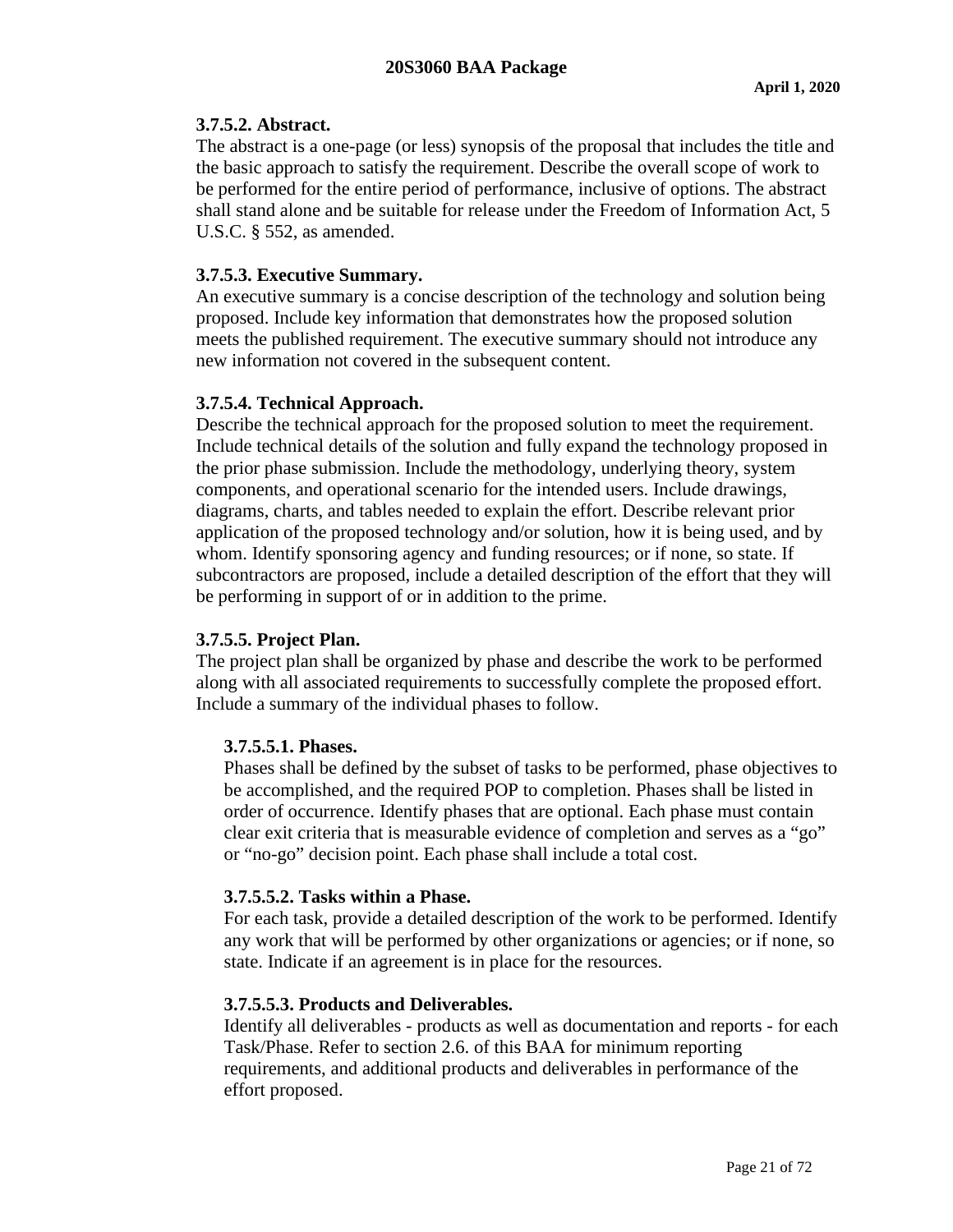### 3.7.5.2. Abstract.

The abstract is a one-page (or less) synopsis of the proposal that includes the title and the basic approach to satisfy the requirement. Describe the overall scope of work to be performed for the entire period of performance, inclusive of options. The abstract shall stand alone and be suitable for release under the Freedom of Information Act, 5 U.S.C. § 552, as amended.

### 3.7.5.3. Executive Summary.

An executive summary is a concise description of the technology and solution being proposed. Include key information that demonstrates how the proposed solution meets the published requirement. The executive summary should not introduce any new information not covered in the subsequent content.

### 3.7.5.4. Technical Approach.

Describe the technical approach for the proposed solution to meet the requirement. Include technical details of the solution and fully expand the technology proposed in the prior phase submission. Include the methodology, underlying theory, system components, and operational scenario for the intended users. Include drawings, diagrams, charts, and tables needed to explain the effort. Describe relevant prior application of the proposed technology and/or solution, how it is being used, and by whom. Identify sponsoring agency and funding resources; or if none, so state. If subcontractors are proposed, include a detailed description of the effort that they will be performing in support of or in addition to the prime.

### 3.7.5.5. Project Plan.

The project plan shall be organized by phase and describe the work to be performed along with all associated requirements to successfully complete the proposed effort. Include a summary of the individual phases to follow.

#### 3.7.5.5.1. Phases.

Phases shall be defined by the subset of tasks to be performed, phase objectives to be accomplished, and the required POP to completion. Phases shall be listed in order of occurrence. Identify phases that are optional. Each phase must contain clear exit criteria that is measurable evidence of completion and serves as a "go" or "no-go" decision point. Each phase shall include a total cost.

#### 3.7.5.5.2. Tasks within a Phase.

For each task, provide a detailed description of the work to be performed. Identify any work that will be performed by other organizations or agencies; or if none, so state. Indicate if an agreement is in place for the resources.

#### 3.7.5.5.3. Products and Deliverables.

Identify all deliverables - products as well as documentation and reports - for each Task/Phase. Refer to section 2.6. of this BAA for minimum reporting requirements, and additional products and deliverables in performance of the effort proposed.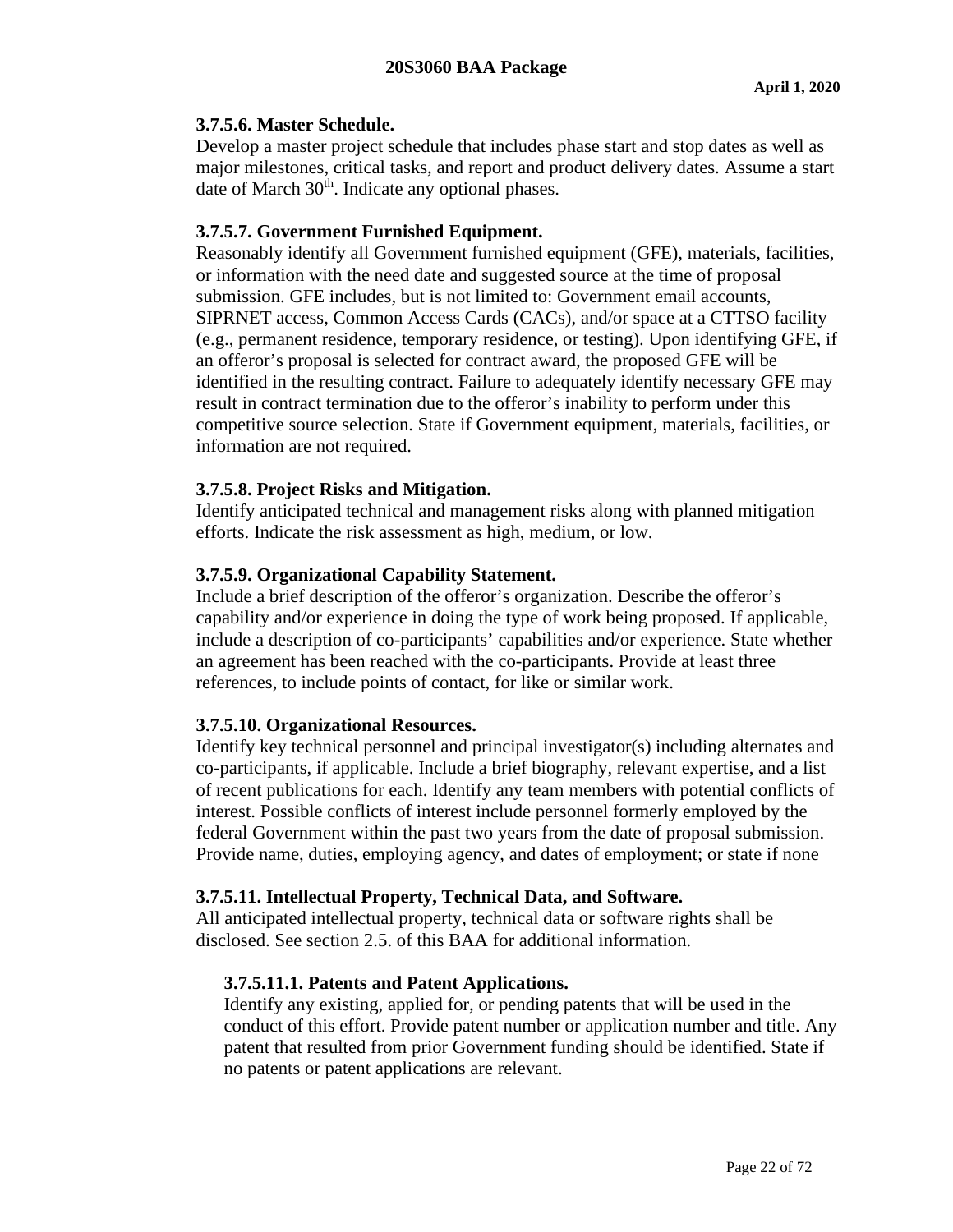### 3.7.5.6. Master Schedule.

Develop a master project schedule that includes phase start and stop dates as well as major milestones, critical tasks, and report and product delivery dates. Assume a start date of March 30th. Indicate any optional phases.

### 3.7.5.7. Government Furnished Equipment.

Reasonably identify all Government furnished equipment (GFE), materials, facilities, or information with the need date and suggested source at the time of proposal submission. GFE includes, but is not limited to: Government email accounts, SIPRNET access, Common Access Cards (CACs), and/or space at a CTTSO facility (e.g., permanent residence, temporary residence, or testing). Upon identifying GFE, if an offeror's proposal is selected for contract award, the proposed GFE will be identified in the resulting contract. Failure to adequately identify necessary GFE may result in contract termination due to the offeror's inability to perform under this competitive source selection. State if Government equipment, materials, facilities, or information are not required.

### 3.7.5.8. Project Risks and Mitigation.

Identify anticipated technical and management risks along with planned mitigation efforts. Indicate the risk assessment as high, medium, or low.

### 3.7.5.9. Organizational Capability Statement.

Include a brief description of the offeror's organization. Describe the offeror's capability and/or experience in doing the type of work being proposed. If applicable, include a description of co-participants' capabilities and/or experience. State whether an agreement has been reached with the co-participants. Provide at least three references, to include points of contact, for like or similar work.

### 3.7.5.10. Organizational Resources.

Identify key technical personnel and principal investigator(s) including alternates and co-participants, if applicable. Include a brief biography, relevant expertise, and a list of recent publications for each. Identify any team members with potential conflicts of interest. Possible conflicts of interest include personnel formerly employed by the federal Government within the past two years from the date of proposal submission. Provide name, duties, employing agency, and dates of employment; or state if none

### 3.7.5.11. Intellectual Property, Technical Data, and Software.

All anticipated intellectual property, technical data or software rights shall be disclosed. See section 2.5. of this BAA for additional information.

#### 3.7.5.11.1. Patents and Patent Applications.

Identify any existing, applied for, or pending patents that will be used in the conduct of this effort. Provide patent number or application number and title. Any patent that resulted from prior Government funding should be identified. State if no patents or patent applications are relevant.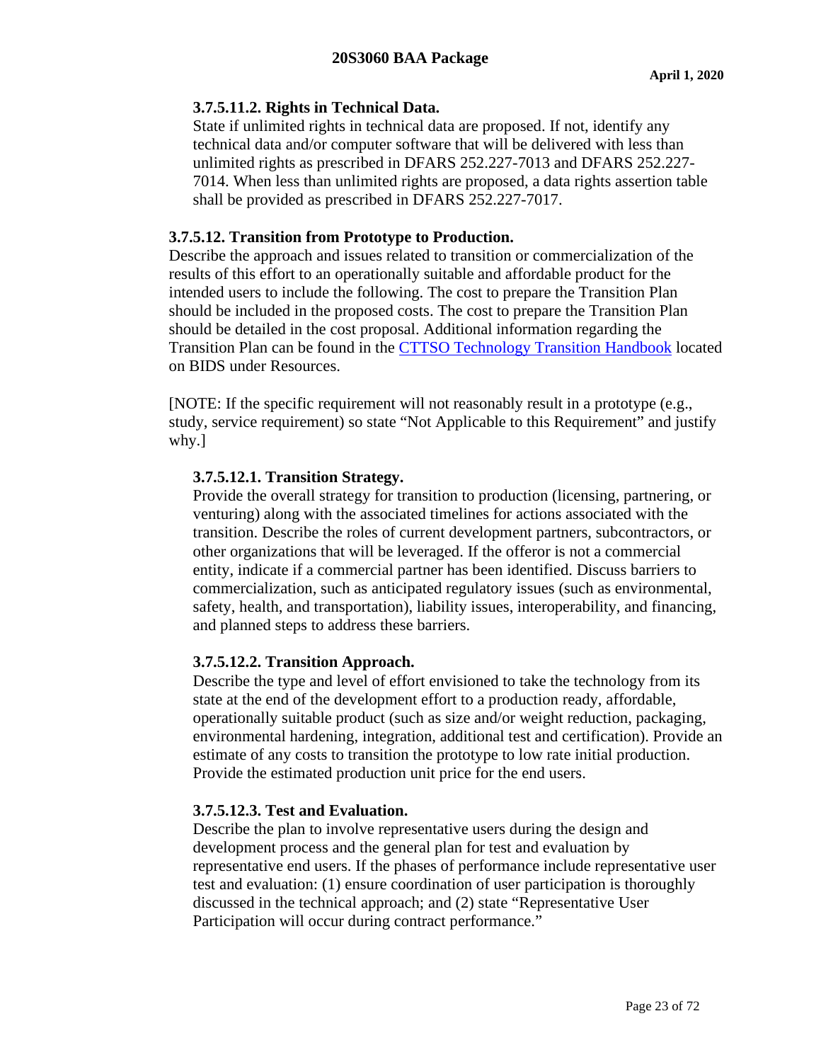#### 3.7.5.11.2. Rights in Technical Data.

State if unlimited rights in technical data are proposed. If not, identify any technical data and/or computer software that will be delivered with less than unlimited rights as prescribed in DFARS 252.227-7013 and DFARS 252.227-7014. When less than unlimited rights are proposed, a data rights assertion table shall be provided as prescribed in DFARS 252.227-7017.

### 3.7.5.12. Transition from Prototype to Production.

Describe the approach and issues related to transition or commercialization of the results of this effort to an operationally suitable and affordable product for the intended users to include the following. The cost to prepare the Transition Plan should be included in the proposed costs. The cost to prepare the Transition Plan should be detailed in the cost proposal. Additional information regarding the Transition Plan can be found in the CTTSO Technology Transition Handbook located on BIDS under Resources.

[NOTE: If the specific requirement will not reasonably result in a prototype (e.g., study, service requirement) so state "Not Applicable to this Requirement" and justify why.]

#### 3.7.5.12.1. Transition Strategy.

Provide the overall strategy for transition to production (licensing, partnering, or venturing) along with the associated timelines for actions associated with the transition. Describe the roles of current development partners, subcontractors, or other organizations that will be leveraged. If the offeror is not a commercial entity, indicate if a commercial partner has been identified. Discuss barriers to commercialization, such as anticipated regulatory issues (such as environmental, safety, health, and transportation), liability issues, interoperability, and financing, and planned steps to address these barriers.

#### 3.7.5.12.2. Transition Approach.

Describe the type and level of effort envisioned to take the technology from its state at the end of the development effort to a production ready, affordable, operationally suitable product (such as size and/or weight reduction, packaging, environmental hardening, integration, additional test and certification). Provide an estimate of any costs to transition the prototype to low rate initial production. Provide the estimated production unit price for the end users.

#### 3.7.5.12.3. Test and Evaluation.

Describe the plan to involve representative users during the design and development process and the general plan for test and evaluation by representative end users. If the phases of performance include representative user test and evaluation: (1) ensure coordination of user participation is thoroughly discussed in the technical approach; and (2) state "Representative User Participation will occur during contract performance."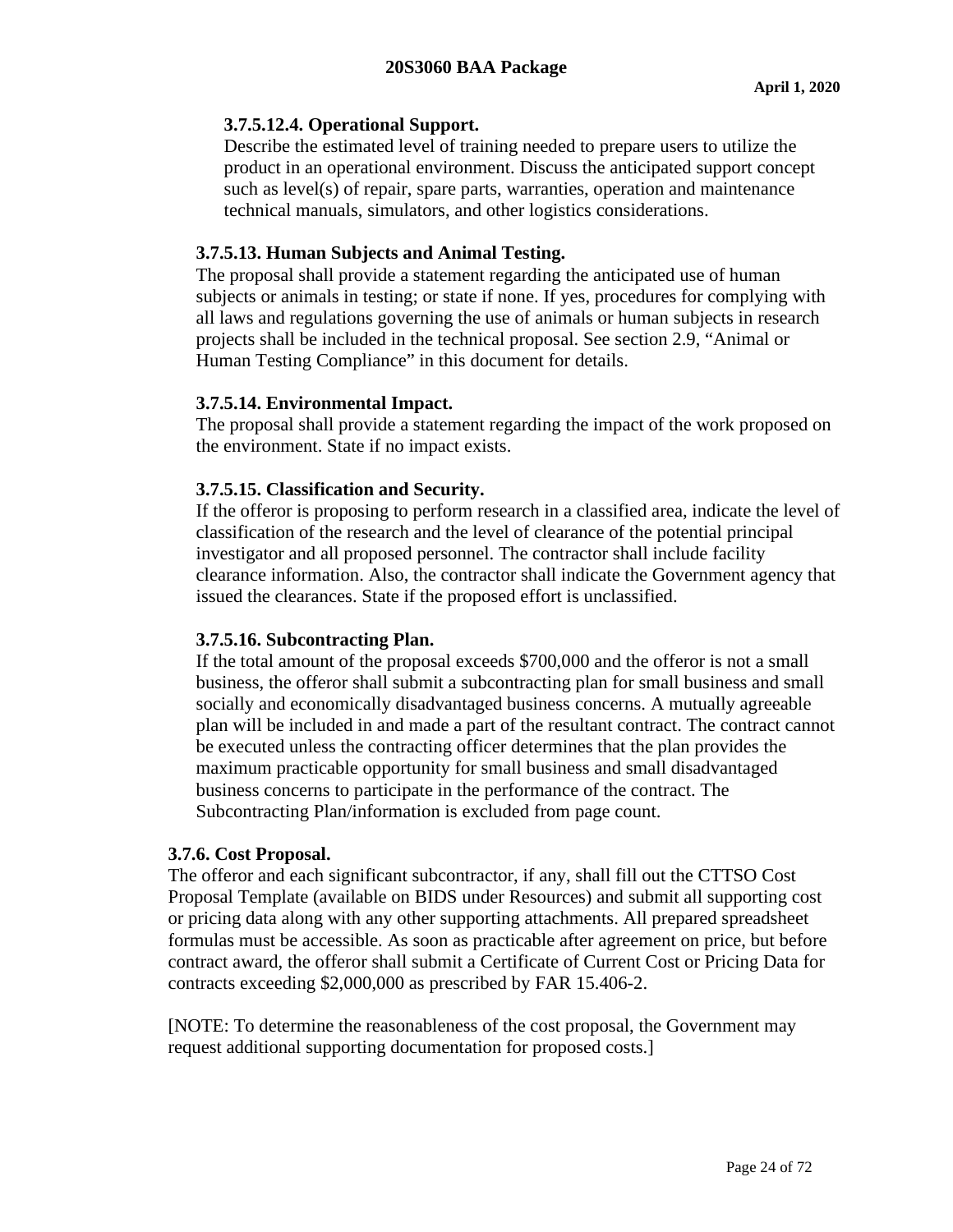#### 3.7.5.12.4. Operational Support.

Describe the estimated level of training needed to prepare users to utilize the product in an operational environment. Discuss the anticipated support concept such as level(s) of repair, spare parts, warranties, operation and maintenance technical manuals, simulators, and other logistics considerations.

### 3.7.5.13. Human Subjects and Animal Testing.

The proposal shall provide a statement regarding the anticipated use of human subjects or animals in testing; or state if none. If yes, procedures for complying with all laws and regulations governing the use of animals or human subjects in research projects shall be included in the technical proposal. See section 2.9, "Animal or Human Testing Compliance" in this document for details.

### 3.7.5.14. Environmental Impact.

The proposal shall provide a statement regarding the impact of the work proposed on the environment. State if no impact exists.

### 3.7.5.15. Classification and Security.

If the offeror is proposing to perform research in a classified area, indicate the level of classification of the research and the level of clearance of the potential principal investigator and all proposed personnel. The contractor shall include facility clearance information. Also, the contractor shall indicate the Government agency that issued the clearances. State if the proposed effort is unclassified.

### 3.7.5.16. Subcontracting Plan.

If the total amount of the proposal exceeds $700,000 and the offeror is not a small business, the offeror shall submit a subcontracting plan for small business and small socially and economically disadvantaged business concerns. A mutually agreeable plan will be included in and made a part of the resultant contract. The contract cannot be executed unless the contracting officer determines that the plan provides the maximum practicable opportunity for small business and small disadvantaged business concerns to participate in the performance of the contract. The Subcontracting Plan/information is excluded from page count.

## 3.7.6. Cost Proposal.

The offeror and each significant subcontractor, if any, shall fill out the CTTSO Cost Proposal Template (available on BIDS under Resources) and submit all supporting cost or pricing data along with any other supporting attachments. All prepared spreadsheet formulas must be accessible. As soon as practicable after agreement on price, but before contract award, the offeror shall submit a Certificate of Current Cost or Pricing Data for contracts exceeding $2,000,000 as prescribed by FAR 15.406-2.

[NOTE: To determine the reasonableness of the cost proposal, the Government may request additional supporting documentation for proposed costs.]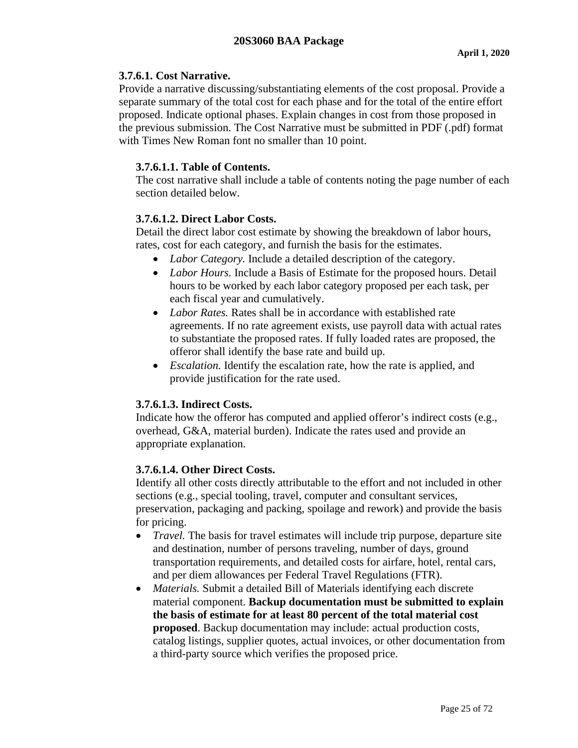### 3.7.6.1. Cost Narrative.

Provide a narrative discussing/substantiating elements of the cost proposal. Provide a separate summary of the total cost for each phase and for the total of the entire effort proposed. Indicate optional phases. Explain changes in cost from those proposed in the previous submission. The Cost Narrative must be submitted in PDF (.pdf) format with Times New Roman font no smaller than 10 point.

#### 3.7.6.1.1. Table of Contents.

The cost narrative shall include a table of contents noting the page number of each section detailed below.

#### 3.7.6.1.2. Direct Labor Costs.

Detail the direct labor cost estimate by showing the breakdown of labor hours, rates, cost for each category, and furnish the basis for the estimates.

- *Labor Category.* Include a detailed description of the category.
- *Labor Hours.* Include a Basis of Estimate for the proposed hours. Detail hours to be worked by each labor category proposed per each task, per each fiscal year and cumulatively.
- *Labor Rates.* Rates shall be in accordance with established rate agreements. If no rate agreement exists, use payroll data with actual rates to substantiate the proposed rates. If fully loaded rates are proposed, the offeror shall identify the base rate and build up.
- *Escalation.* Identify the escalation rate, how the rate is applied, and provide justification for the rate used.

#### 3.7.6.1.3. Indirect Costs.

Indicate how the offeror has computed and applied offeror's indirect costs (e.g., overhead, G&A, material burden). Indicate the rates used and provide an appropriate explanation.

#### 3.7.6.1.4. Other Direct Costs.

Identify all other costs directly attributable to the effort and not included in other sections (e.g., special tooling, travel, computer and consultant services, preservation, packaging and packing, spoilage and rework) and provide the basis for pricing.

- *Travel.* The basis for travel estimates will include trip purpose, departure site and destination, number of persons traveling, number of days, ground transportation requirements, and detailed costs for airfare, hotel, rental cars, and per diem allowances per Federal Travel Regulations (FTR).
- *Materials.* Submit a detailed Bill of Materials identifying each discrete material component. **Backup documentation must be submitted to explain the basis of estimate for at least 80 percent of the total material cost proposed**. Backup documentation may include: actual production costs, catalog listings, supplier quotes, actual invoices, or other documentation from a third-party source which verifies the proposed price.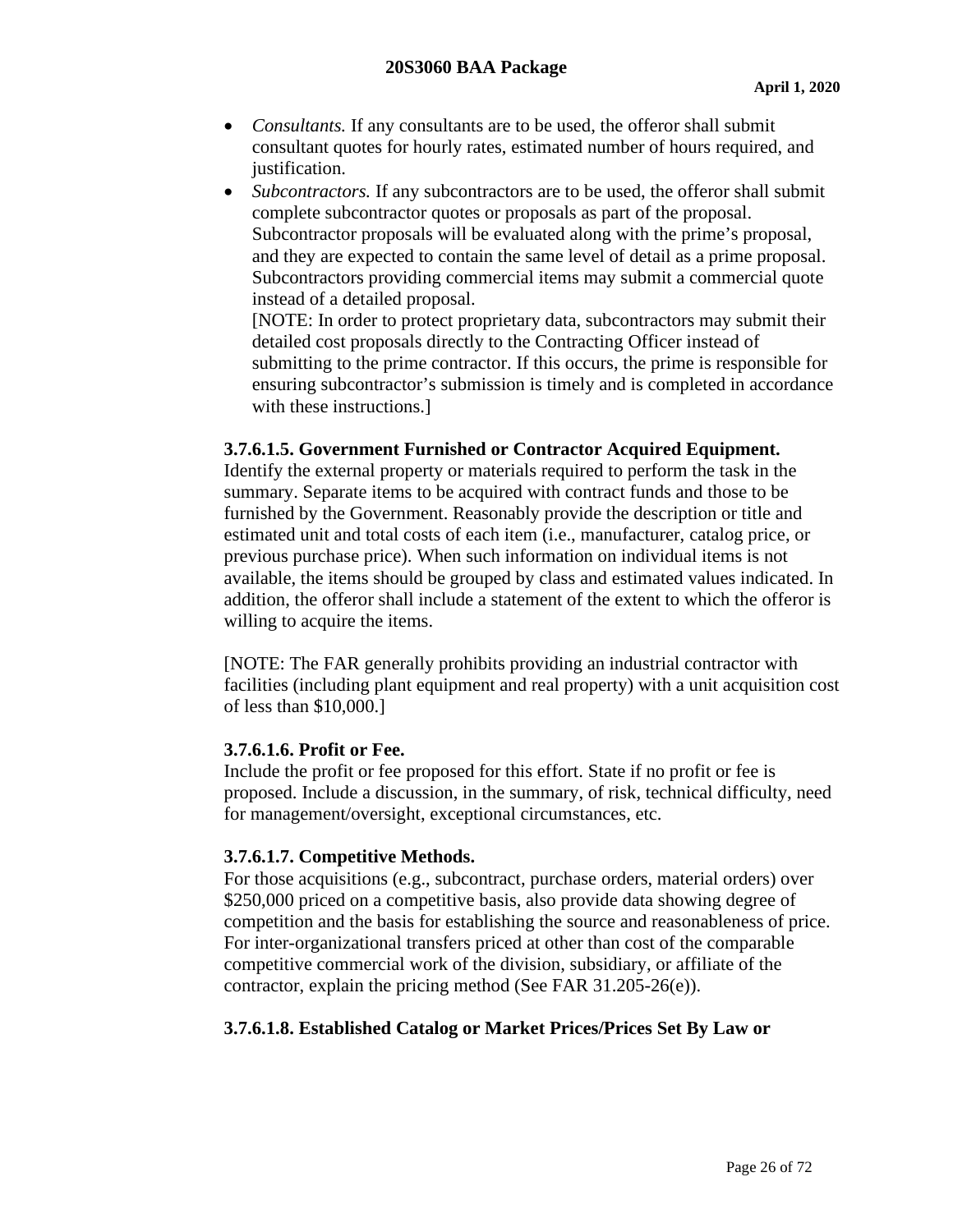- *Consultants.* If any consultants are to be used, the offeror shall submit consultant quotes for hourly rates, estimated number of hours required, and justification.
- *Subcontractors.* If any subcontractors are to be used, the offeror shall submit complete subcontractor quotes or proposals as part of the proposal. Subcontractor proposals will be evaluated along with the prime's proposal, and they are expected to contain the same level of detail as a prime proposal. Subcontractors providing commercial items may submit a commercial quote instead of a detailed proposal.
  [NOTE: In order to protect proprietary data, subcontractors may submit their detailed cost proposals directly to the Contracting Officer instead of submitting to the prime contractor. If this occurs, the prime is responsible for ensuring subcontractor's submission is timely and is completed in accordance with these instructions.]

**3.7.6.1.5. Government Furnished or Contractor Acquired Equipment.**
Identify the external property or materials required to perform the task in the summary. Separate items to be acquired with contract funds and those to be furnished by the Government. Reasonably provide the description or title and estimated unit and total costs of each item (i.e., manufacturer, catalog price, or previous purchase price). When such information on individual items is not available, the items should be grouped by class and estimated values indicated. In addition, the offeror shall include a statement of the extent to which the offeror is willing to acquire the items.

[NOTE: The FAR generally prohibits providing an industrial contractor with facilities (including plant equipment and real property) with a unit acquisition cost of less than $10,000.]

**3.7.6.1.6. Profit or Fee.**
Include the profit or fee proposed for this effort. State if no profit or fee is proposed. Include a discussion, in the summary, of risk, technical difficulty, need for management/oversight, exceptional circumstances, etc.

**3.7.6.1.7. Competitive Methods.**
For those acquisitions (e.g., subcontract, purchase orders, material orders) over $250,000 priced on a competitive basis, also provide data showing degree of competition and the basis for establishing the source and reasonableness of price. For inter-organizational transfers priced at other than cost of the comparable competitive commercial work of the division, subsidiary, or affiliate of the contractor, explain the pricing method (See FAR 31.205-26(e)).

**3.7.6.1.8. Established Catalog or Market Prices/Prices Set By Law or**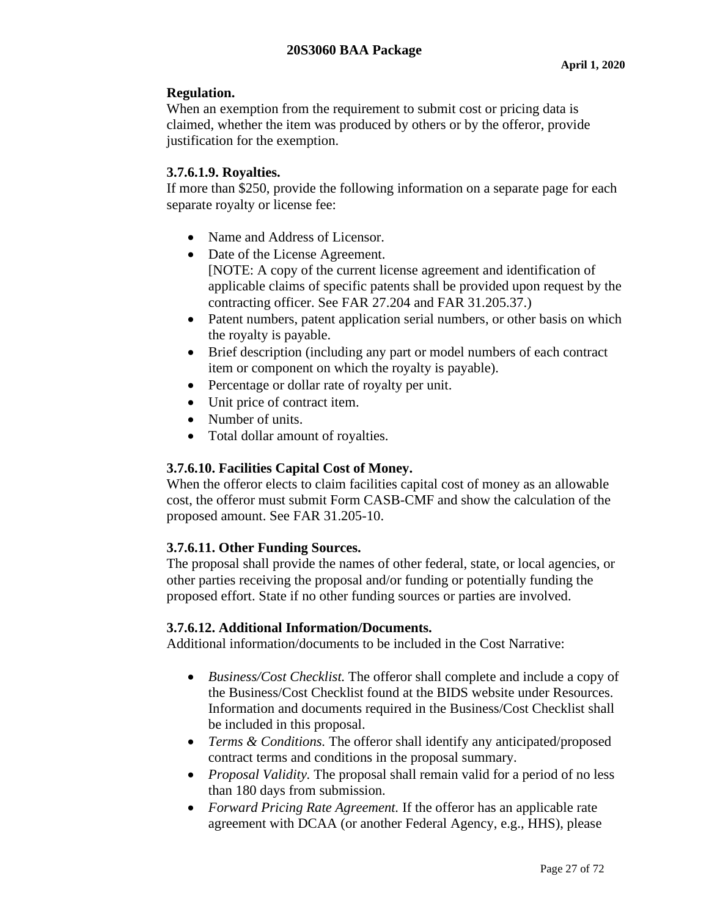**Regulation.**

When an exemption from the requirement to submit cost or pricing data is claimed, whether the item was produced by others or by the offeror, provide justification for the exemption.

**3.7.6.1.9. Royalties.**

If more than $250, provide the following information on a separate page for each separate royalty or license fee:

- Name and Address of Licensor.
- Date of the License Agreement.
  [NOTE: A copy of the current license agreement and identification of applicable claims of specific patents shall be provided upon request by the contracting officer. See FAR 27.204 and FAR 31.205.37.)
- Patent numbers, patent application serial numbers, or other basis on which the royalty is payable.
- Brief description (including any part or model numbers of each contract item or component on which the royalty is payable).
- Percentage or dollar rate of royalty per unit.
- Unit price of contract item.
- Number of units.
- Total dollar amount of royalties.

**3.7.6.10. Facilities Capital Cost of Money.**

When the offeror elects to claim facilities capital cost of money as an allowable cost, the offeror must submit Form CASB-CMF and show the calculation of the proposed amount. See FAR 31.205-10.

**3.7.6.11. Other Funding Sources.**

The proposal shall provide the names of other federal, state, or local agencies, or other parties receiving the proposal and/or funding or potentially funding the proposed effort. State if no other funding sources or parties are involved.

**3.7.6.12. Additional Information/Documents.**

Additional information/documents to be included in the Cost Narrative:

- *Business/Cost Checklist.* The offeror shall complete and include a copy of the Business/Cost Checklist found at the BIDS website under Resources. Information and documents required in the Business/Cost Checklist shall be included in this proposal.
- *Terms & Conditions.* The offeror shall identify any anticipated/proposed contract terms and conditions in the proposal summary.
- *Proposal Validity.* The proposal shall remain valid for a period of no less than 180 days from submission.
- *Forward Pricing Rate Agreement.* If the offeror has an applicable rate agreement with DCAA (or another Federal Agency, e.g., HHS), please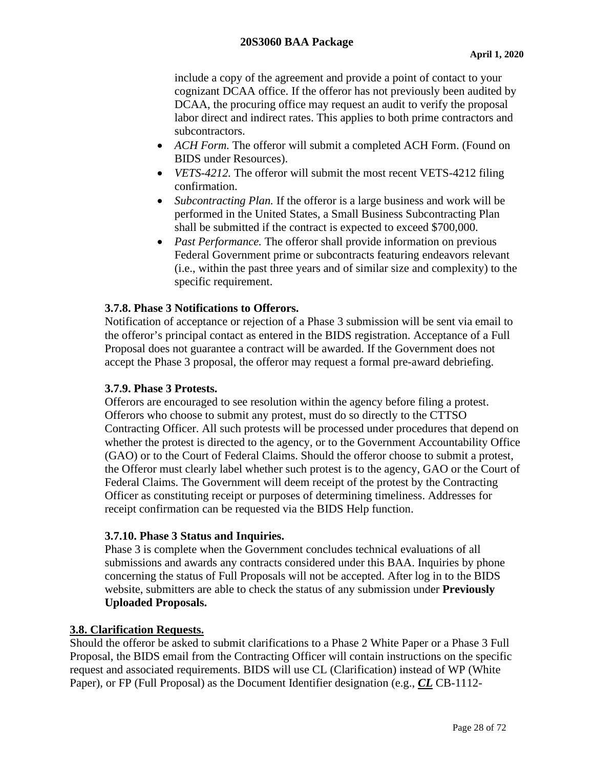include a copy of the agreement and provide a point of contact to your cognizant DCAA office. If the offeror has not previously been audited by DCAA, the procuring office may request an audit to verify the proposal labor direct and indirect rates. This applies to both prime contractors and subcontractors.

- *ACH Form.* The offeror will submit a completed ACH Form. (Found on BIDS under Resources).
- *VETS-4212.* The offeror will submit the most recent VETS-4212 filing confirmation.
- *Subcontracting Plan.* If the offeror is a large business and work will be performed in the United States, a Small Business Subcontracting Plan shall be submitted if the contract is expected to exceed $700,000.
- *Past Performance.* The offeror shall provide information on previous Federal Government prime or subcontracts featuring endeavors relevant (i.e., within the past three years and of similar size and complexity) to the specific requirement.

#### 3.7.8. Phase 3 Notifications to Offerors.

Notification of acceptance or rejection of a Phase 3 submission will be sent via email to the offeror's principal contact as entered in the BIDS registration. Acceptance of a Full Proposal does not guarantee a contract will be awarded. If the Government does not accept the Phase 3 proposal, the offeror may request a formal pre-award debriefing.

#### 3.7.9. Phase 3 Protests.

Offerors are encouraged to see resolution within the agency before filing a protest. Offerors who choose to submit any protest, must do so directly to the CTTSO Contracting Officer. All such protests will be processed under procedures that depend on whether the protest is directed to the agency, or to the Government Accountability Office (GAO) or to the Court of Federal Claims. Should the offeror choose to submit a protest, the Offeror must clearly label whether such protest is to the agency, GAO or the Court of Federal Claims. The Government will deem receipt of the protest by the Contracting Officer as constituting receipt or purposes of determining timeliness. Addresses for receipt confirmation can be requested via the BIDS Help function.

#### 3.7.10. Phase 3 Status and Inquiries.

Phase 3 is complete when the Government concludes technical evaluations of all submissions and awards any contracts considered under this BAA. Inquiries by phone concerning the status of Full Proposals will not be accepted. After log in to the BIDS website, submitters are able to check the status of any submission under **Previously Uploaded Proposals.**

### 3.8. Clarification Requests.

Should the offeror be asked to submit clarifications to a Phase 2 White Paper or a Phase 3 Full Proposal, the BIDS email from the Contracting Officer will contain instructions on the specific request and associated requirements. BIDS will use CL (Clarification) instead of WP (White Paper), or FP (Full Proposal) as the Document Identifier designation (e.g., ***CL*** CB-1112-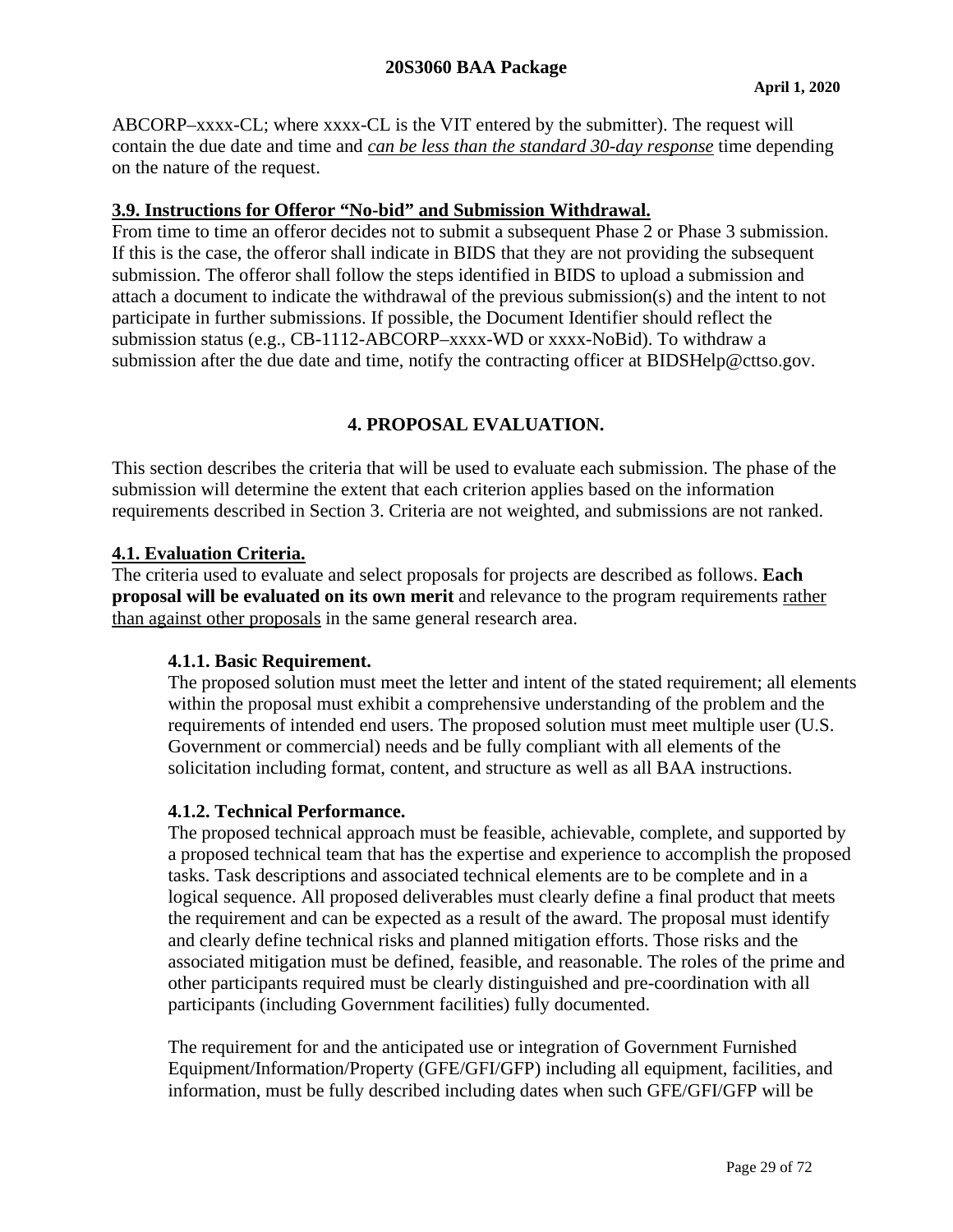ABCORP–xxxx-CL; where xxxx-CL is the VIT entered by the submitter). The request will contain the due date and time and *can be less than the standard 30-day response* time depending on the nature of the request.

### 3.9. Instructions for Offeror "No-bid" and Submission Withdrawal.

From time to time an offeror decides not to submit a subsequent Phase 2 or Phase 3 submission. If this is the case, the offeror shall indicate in BIDS that they are not providing the subsequent submission. The offeror shall follow the steps identified in BIDS to upload a submission and attach a document to indicate the withdrawal of the previous submission(s) and the intent to not participate in further submissions. If possible, the Document Identifier should reflect the submission status (e.g., CB-1112-ABCORP–xxxx-WD or xxxx-NoBid). To withdraw a submission after the due date and time, notify the contracting officer at BIDSHelp@cttso.gov.

## 4. PROPOSAL EVALUATION.

This section describes the criteria that will be used to evaluate each submission. The phase of the submission will determine the extent that each criterion applies based on the information requirements described in Section 3. Criteria are not weighted, and submissions are not ranked.

### 4.1. Evaluation Criteria.

The criteria used to evaluate and select proposals for projects are described as follows. **Each proposal will be evaluated on its own merit** and relevance to the program requirements rather than against other proposals in the same general research area.

#### 4.1.1. Basic Requirement.

The proposed solution must meet the letter and intent of the stated requirement; all elements within the proposal must exhibit a comprehensive understanding of the problem and the requirements of intended end users. The proposed solution must meet multiple user (U.S. Government or commercial) needs and be fully compliant with all elements of the solicitation including format, content, and structure as well as all BAA instructions.

#### 4.1.2. Technical Performance.

The proposed technical approach must be feasible, achievable, complete, and supported by a proposed technical team that has the expertise and experience to accomplish the proposed tasks. Task descriptions and associated technical elements are to be complete and in a logical sequence. All proposed deliverables must clearly define a final product that meets the requirement and can be expected as a result of the award. The proposal must identify and clearly define technical risks and planned mitigation efforts. Those risks and the associated mitigation must be defined, feasible, and reasonable. The roles of the prime and other participants required must be clearly distinguished and pre-coordination with all participants (including Government facilities) fully documented.

The requirement for and the anticipated use or integration of Government Furnished Equipment/Information/Property (GFE/GFI/GFP) including all equipment, facilities, and information, must be fully described including dates when such GFE/GFI/GFP will be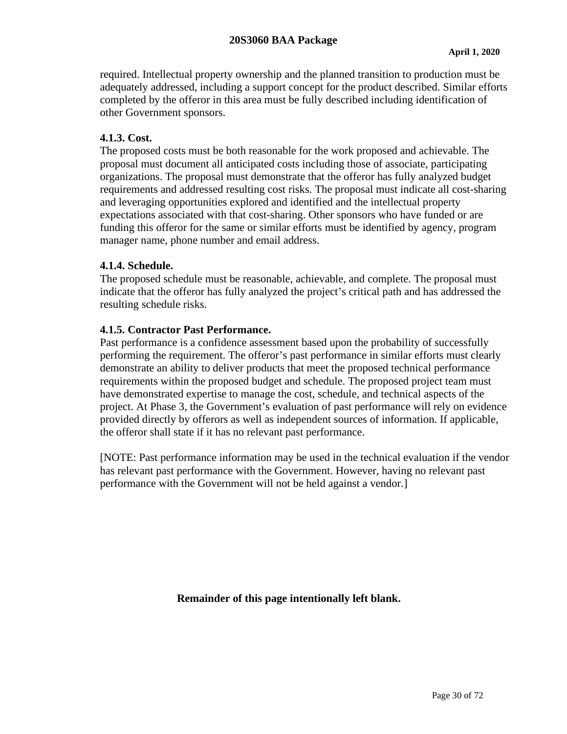required. Intellectual property ownership and the planned transition to production must be adequately addressed, including a support concept for the product described. Similar efforts completed by the offeror in this area must be fully described including identification of other Government sponsors.

### 4.1.3. Cost.

The proposed costs must be both reasonable for the work proposed and achievable. The proposal must document all anticipated costs including those of associate, participating organizations. The proposal must demonstrate that the offeror has fully analyzed budget requirements and addressed resulting cost risks. The proposal must indicate all cost-sharing and leveraging opportunities explored and identified and the intellectual property expectations associated with that cost-sharing. Other sponsors who have funded or are funding this offeror for the same or similar efforts must be identified by agency, program manager name, phone number and email address.

### 4.1.4. Schedule.

The proposed schedule must be reasonable, achievable, and complete. The proposal must indicate that the offeror has fully analyzed the project's critical path and has addressed the resulting schedule risks.

### 4.1.5. Contractor Past Performance.

Past performance is a confidence assessment based upon the probability of successfully performing the requirement. The offeror's past performance in similar efforts must clearly demonstrate an ability to deliver products that meet the proposed technical performance requirements within the proposed budget and schedule. The proposed project team must have demonstrated expertise to manage the cost, schedule, and technical aspects of the project. At Phase 3, the Government's evaluation of past performance will rely on evidence provided directly by offerors as well as independent sources of information. If applicable, the offeror shall state if it has no relevant past performance.

[NOTE: Past performance information may be used in the technical evaluation if the vendor has relevant past performance with the Government. However, having no relevant past performance with the Government will not be held against a vendor.]

**Remainder of this page intentionally left blank.**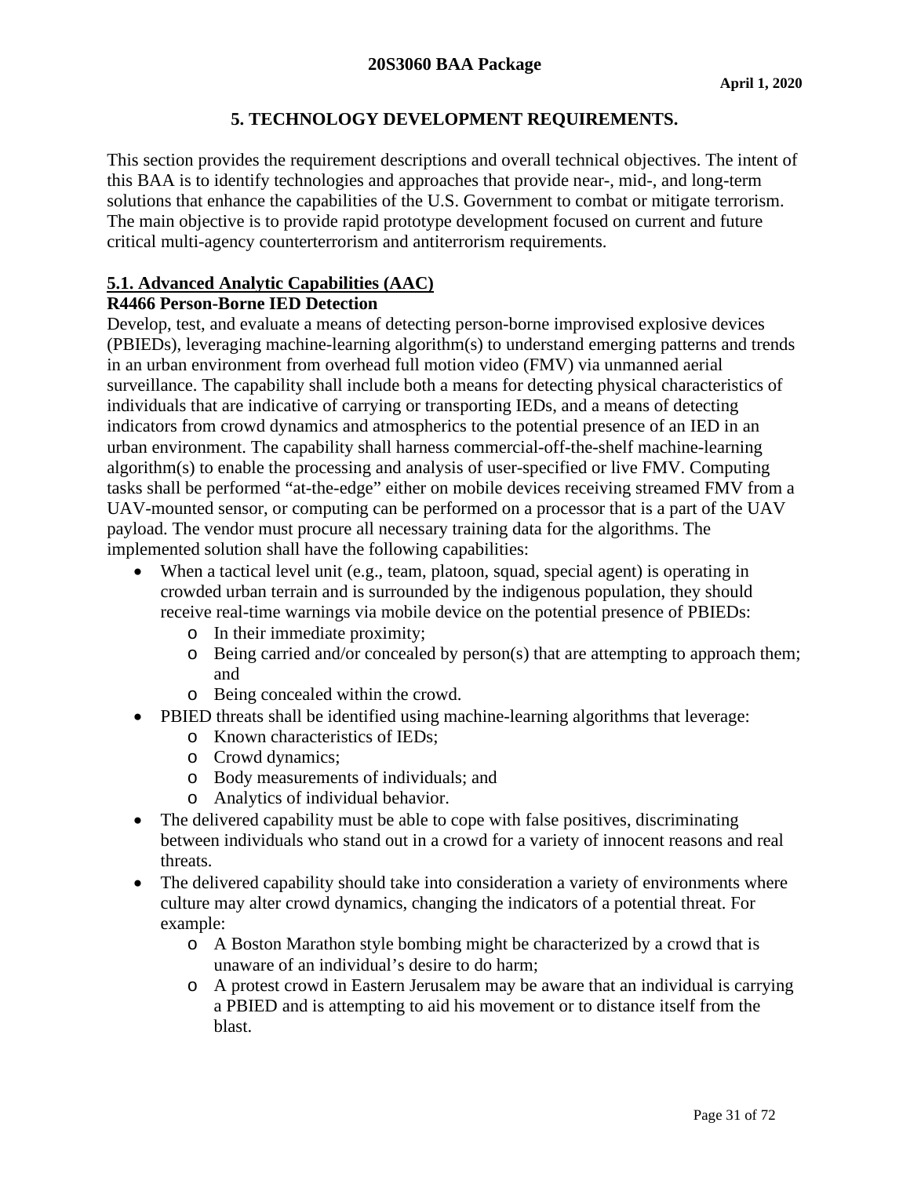## 5. TECHNOLOGY DEVELOPMENT REQUIREMENTS.

This section provides the requirement descriptions and overall technical objectives. The intent of this BAA is to identify technologies and approaches that provide near-, mid-, and long-term solutions that enhance the capabilities of the U.S. Government to combat or mitigate terrorism. The main objective is to provide rapid prototype development focused on current and future critical multi-agency counterterrorism and antiterrorism requirements.

### 5.1. Advanced Analytic Capabilities (AAC)

**R4466 Person-Borne IED Detection**

Develop, test, and evaluate a means of detecting person-borne improvised explosive devices (PBIEDs), leveraging machine-learning algorithm(s) to understand emerging patterns and trends in an urban environment from overhead full motion video (FMV) via unmanned aerial surveillance. The capability shall include both a means for detecting physical characteristics of individuals that are indicative of carrying or transporting IEDs, and a means of detecting indicators from crowd dynamics and atmospherics to the potential presence of an IED in an urban environment. The capability shall harness commercial-off-the-shelf machine-learning algorithm(s) to enable the processing and analysis of user-specified or live FMV. Computing tasks shall be performed "at-the-edge" either on mobile devices receiving streamed FMV from a UAV-mounted sensor, or computing can be performed on a processor that is a part of the UAV payload. The vendor must procure all necessary training data for the algorithms. The implemented solution shall have the following capabilities:

- When a tactical level unit (e.g., team, platoon, squad, special agent) is operating in crowded urban terrain and is surrounded by the indigenous population, they should receive real-time warnings via mobile device on the potential presence of PBIEDs:
  - In their immediate proximity;
  - Being carried and/or concealed by person(s) that are attempting to approach them; and
  - Being concealed within the crowd.
- PBIED threats shall be identified using machine-learning algorithms that leverage:
  - Known characteristics of IEDs;
  - Crowd dynamics;
  - Body measurements of individuals; and
  - Analytics of individual behavior.
- The delivered capability must be able to cope with false positives, discriminating between individuals who stand out in a crowd for a variety of innocent reasons and real threats.
- The delivered capability should take into consideration a variety of environments where culture may alter crowd dynamics, changing the indicators of a potential threat. For example:
  - A Boston Marathon style bombing might be characterized by a crowd that is unaware of an individual's desire to do harm;
  - A protest crowd in Eastern Jerusalem may be aware that an individual is carrying a PBIED and is attempting to aid his movement or to distance itself from the blast.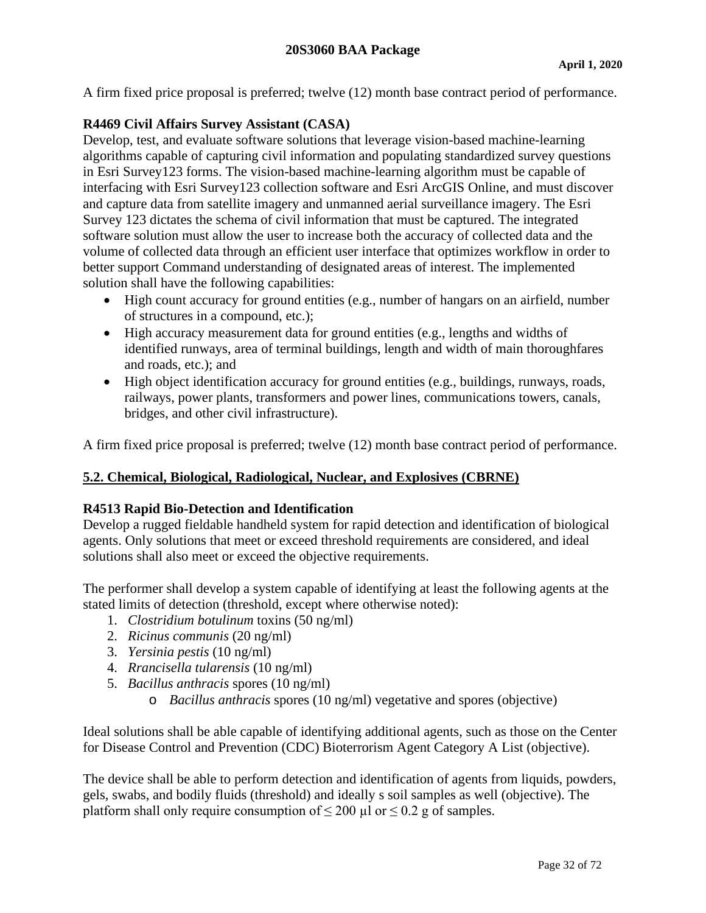A firm fixed price proposal is preferred; twelve (12) month base contract period of performance.

**R4469 Civil Affairs Survey Assistant (CASA)**
Develop, test, and evaluate software solutions that leverage vision-based machine-learning algorithms capable of capturing civil information and populating standardized survey questions in Esri Survey123 forms. The vision-based machine-learning algorithm must be capable of interfacing with Esri Survey123 collection software and Esri ArcGIS Online, and must discover and capture data from satellite imagery and unmanned aerial surveillance imagery. The Esri Survey 123 dictates the schema of civil information that must be captured. The integrated software solution must allow the user to increase both the accuracy of collected data and the volume of collected data through an efficient user interface that optimizes workflow in order to better support Command understanding of designated areas of interest. The implemented solution shall have the following capabilities:

- High count accuracy for ground entities (e.g., number of hangars on an airfield, number of structures in a compound, etc.);
- High accuracy measurement data for ground entities (e.g., lengths and widths of identified runways, area of terminal buildings, length and width of main thoroughfares and roads, etc.); and
- High object identification accuracy for ground entities (e.g., buildings, runways, roads, railways, power plants, transformers and power lines, communications towers, canals, bridges, and other civil infrastructure).

A firm fixed price proposal is preferred; twelve (12) month base contract period of performance.

## 5.2. Chemical, Biological, Radiological, Nuclear, and Explosives (CBRNE)

**R4513 Rapid Bio-Detection and Identification**
Develop a rugged fieldable handheld system for rapid detection and identification of biological agents. Only solutions that meet or exceed threshold requirements are considered, and ideal solutions shall also meet or exceed the objective requirements.

The performer shall develop a system capable of identifying at least the following agents at the stated limits of detection (threshold, except where otherwise noted):

1. *Clostridium botulinum* toxins (50 ng/ml)
2. *Ricinus communis* (20 ng/ml)
3. *Yersinia pestis* (10 ng/ml)
4. *Rrancisella tularensis* (10 ng/ml)
5. *Bacillus anthracis* spores (10 ng/ml)
   - *Bacillus anthracis* spores (10 ng/ml) vegetative and spores (objective)

Ideal solutions shall be able capable of identifying additional agents, such as those on the Center for Disease Control and Prevention (CDC) Bioterrorism Agent Category A List (objective).

The device shall be able to perform detection and identification of agents from liquids, powders, gels, swabs, and bodily fluids (threshold) and ideally s soil samples as well (objective). The platform shall only require consumption of $\leq 200$ µl or $\leq 0.2$ g of samples.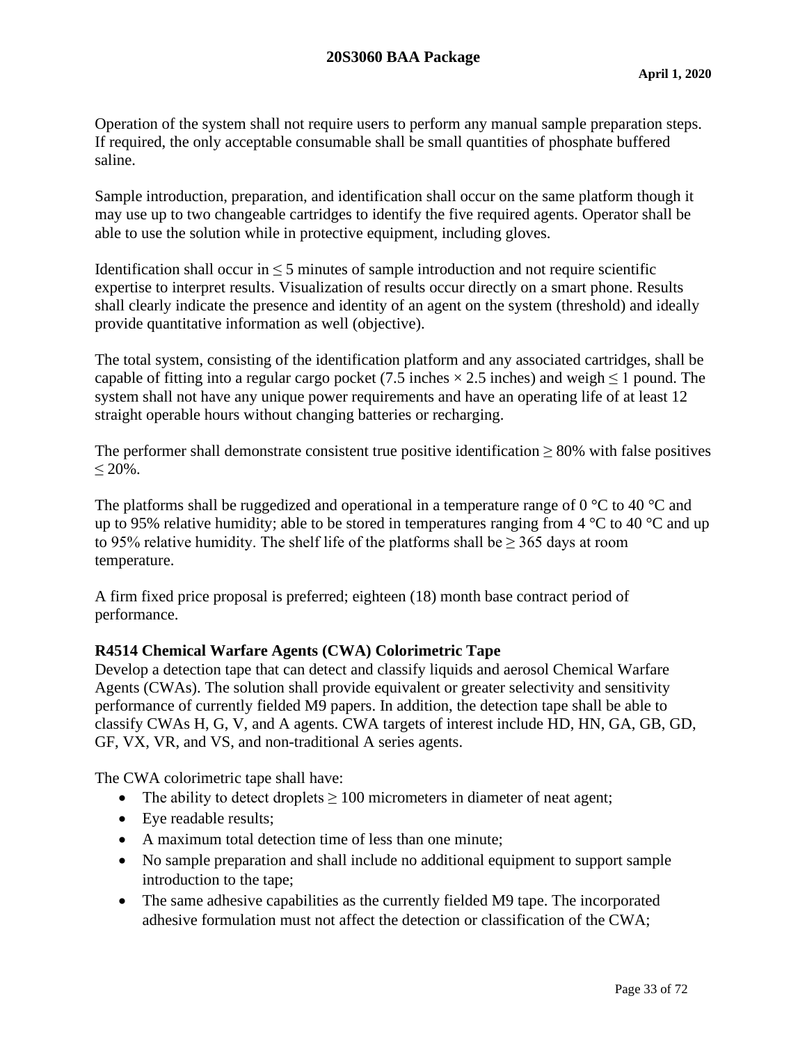Operation of the system shall not require users to perform any manual sample preparation steps. If required, the only acceptable consumable shall be small quantities of phosphate buffered saline.

Sample introduction, preparation, and identification shall occur on the same platform though it may use up to two changeable cartridges to identify the five required agents. Operator shall be able to use the solution while in protective equipment, including gloves.

Identification shall occur in ≤ 5 minutes of sample introduction and not require scientific expertise to interpret results. Visualization of results occur directly on a smart phone. Results shall clearly indicate the presence and identity of an agent on the system (threshold) and ideally provide quantitative information as well (objective).

The total system, consisting of the identification platform and any associated cartridges, shall be capable of fitting into a regular cargo pocket (7.5 inches × 2.5 inches) and weigh ≤ 1 pound. The system shall not have any unique power requirements and have an operating life of at least 12 straight operable hours without changing batteries or recharging.

The performer shall demonstrate consistent true positive identification ≥ 80% with false positives ≤ 20%.

The platforms shall be ruggedized and operational in a temperature range of 0 °C to 40 °C and up to 95% relative humidity; able to be stored in temperatures ranging from 4 °C to 40 °C and up to 95% relative humidity. The shelf life of the platforms shall be ≥ 365 days at room temperature.

A firm fixed price proposal is preferred; eighteen (18) month base contract period of performance.

**R4514 Chemical Warfare Agents (CWA) Colorimetric Tape**

Develop a detection tape that can detect and classify liquids and aerosol Chemical Warfare Agents (CWAs). The solution shall provide equivalent or greater selectivity and sensitivity performance of currently fielded M9 papers. In addition, the detection tape shall be able to classify CWAs H, G, V, and A agents. CWA targets of interest include HD, HN, GA, GB, GD, GF, VX, VR, and VS, and non-traditional A series agents.

The CWA colorimetric tape shall have:

- The ability to detect droplets ≥ 100 micrometers in diameter of neat agent;
- Eye readable results;
- A maximum total detection time of less than one minute;
- No sample preparation and shall include no additional equipment to support sample introduction to the tape;
- The same adhesive capabilities as the currently fielded M9 tape. The incorporated adhesive formulation must not affect the detection or classification of the CWA;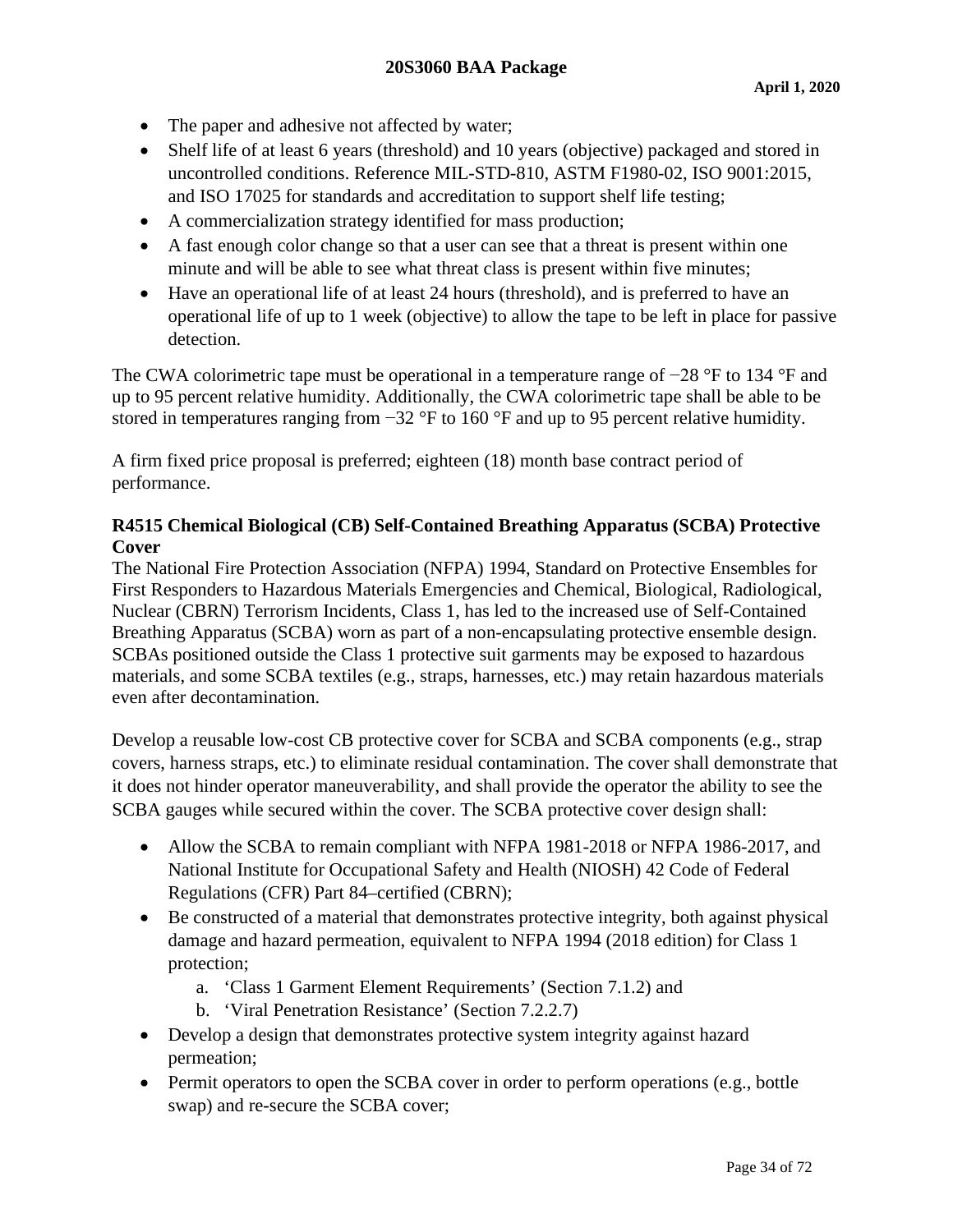- The paper and adhesive not affected by water;
- Shelf life of at least 6 years (threshold) and 10 years (objective) packaged and stored in uncontrolled conditions. Reference MIL-STD-810, ASTM F1980-02, ISO 9001:2015, and ISO 17025 for standards and accreditation to support shelf life testing;
- A commercialization strategy identified for mass production;
- A fast enough color change so that a user can see that a threat is present within one minute and will be able to see what threat class is present within five minutes;
- Have an operational life of at least 24 hours (threshold), and is preferred to have an operational life of up to 1 week (objective) to allow the tape to be left in place for passive detection.

The CWA colorimetric tape must be operational in a temperature range of −28 °F to 134 °F and up to 95 percent relative humidity. Additionally, the CWA colorimetric tape shall be able to be stored in temperatures ranging from −32 °F to 160 °F and up to 95 percent relative humidity.

A firm fixed price proposal is preferred; eighteen (18) month base contract period of performance.

**R4515 Chemical Biological (CB) Self-Contained Breathing Apparatus (SCBA) Protective Cover**

The National Fire Protection Association (NFPA) 1994, Standard on Protective Ensembles for First Responders to Hazardous Materials Emergencies and Chemical, Biological, Radiological, Nuclear (CBRN) Terrorism Incidents, Class 1, has led to the increased use of Self-Contained Breathing Apparatus (SCBA) worn as part of a non-encapsulating protective ensemble design. SCBAs positioned outside the Class 1 protective suit garments may be exposed to hazardous materials, and some SCBA textiles (e.g., straps, harnesses, etc.) may retain hazardous materials even after decontamination.

Develop a reusable low-cost CB protective cover for SCBA and SCBA components (e.g., strap covers, harness straps, etc.) to eliminate residual contamination. The cover shall demonstrate that it does not hinder operator maneuverability, and shall provide the operator the ability to see the SCBA gauges while secured within the cover. The SCBA protective cover design shall:

- Allow the SCBA to remain compliant with NFPA 1981-2018 or NFPA 1986-2017, and National Institute for Occupational Safety and Health (NIOSH) 42 Code of Federal Regulations (CFR) Part 84–certified (CBRN);
- Be constructed of a material that demonstrates protective integrity, both against physical damage and hazard permeation, equivalent to NFPA 1994 (2018 edition) for Class 1 protection;
  a. 'Class 1 Garment Element Requirements' (Section 7.1.2) and
  b. 'Viral Penetration Resistance' (Section 7.2.2.7)
- Develop a design that demonstrates protective system integrity against hazard permeation;
- Permit operators to open the SCBA cover in order to perform operations (e.g., bottle swap) and re-secure the SCBA cover;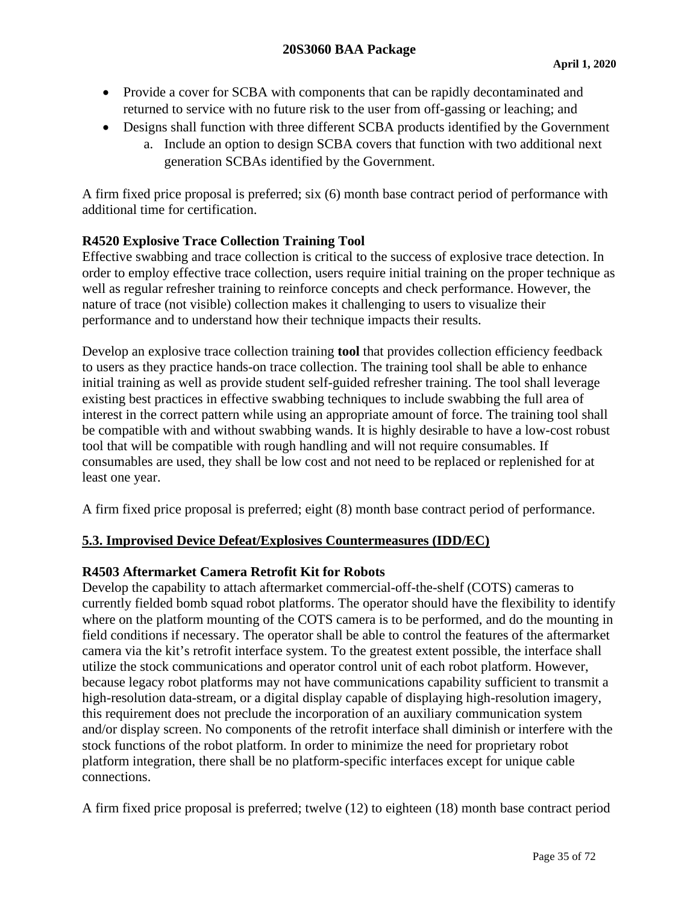- Provide a cover for SCBA with components that can be rapidly decontaminated and returned to service with no future risk to the user from off-gassing or leaching; and
- Designs shall function with three different SCBA products identified by the Government
  a. Include an option to design SCBA covers that function with two additional next generation SCBAs identified by the Government.

A firm fixed price proposal is preferred; six (6) month base contract period of performance with additional time for certification.

**R4520 Explosive Trace Collection Training Tool**

Effective swabbing and trace collection is critical to the success of explosive trace detection. In order to employ effective trace collection, users require initial training on the proper technique as well as regular refresher training to reinforce concepts and check performance. However, the nature of trace (not visible) collection makes it challenging to users to visualize their performance and to understand how their technique impacts their results.

Develop an explosive trace collection training **tool** that provides collection efficiency feedback to users as they practice hands-on trace collection. The training tool shall be able to enhance initial training as well as provide student self-guided refresher training. The tool shall leverage existing best practices in effective swabbing techniques to include swabbing the full area of interest in the correct pattern while using an appropriate amount of force. The training tool shall be compatible with and without swabbing wands. It is highly desirable to have a low-cost robust tool that will be compatible with rough handling and will not require consumables. If consumables are used, they shall be low cost and not need to be replaced or replenished for at least one year.

A firm fixed price proposal is preferred; eight (8) month base contract period of performance.

## 5.3. Improvised Device Defeat/Explosives Countermeasures (IDD/EC)

**R4503 Aftermarket Camera Retrofit Kit for Robots**

Develop the capability to attach aftermarket commercial-off-the-shelf (COTS) cameras to currently fielded bomb squad robot platforms. The operator should have the flexibility to identify where on the platform mounting of the COTS camera is to be performed, and do the mounting in field conditions if necessary. The operator shall be able to control the features of the aftermarket camera via the kit's retrofit interface system. To the greatest extent possible, the interface shall utilize the stock communications and operator control unit of each robot platform. However, because legacy robot platforms may not have communications capability sufficient to transmit a high-resolution data-stream, or a digital display capable of displaying high-resolution imagery, this requirement does not preclude the incorporation of an auxiliary communication system and/or display screen. No components of the retrofit interface shall diminish or interfere with the stock functions of the robot platform. In order to minimize the need for proprietary robot platform integration, there shall be no platform-specific interfaces except for unique cable connections.

A firm fixed price proposal is preferred; twelve (12) to eighteen (18) month base contract period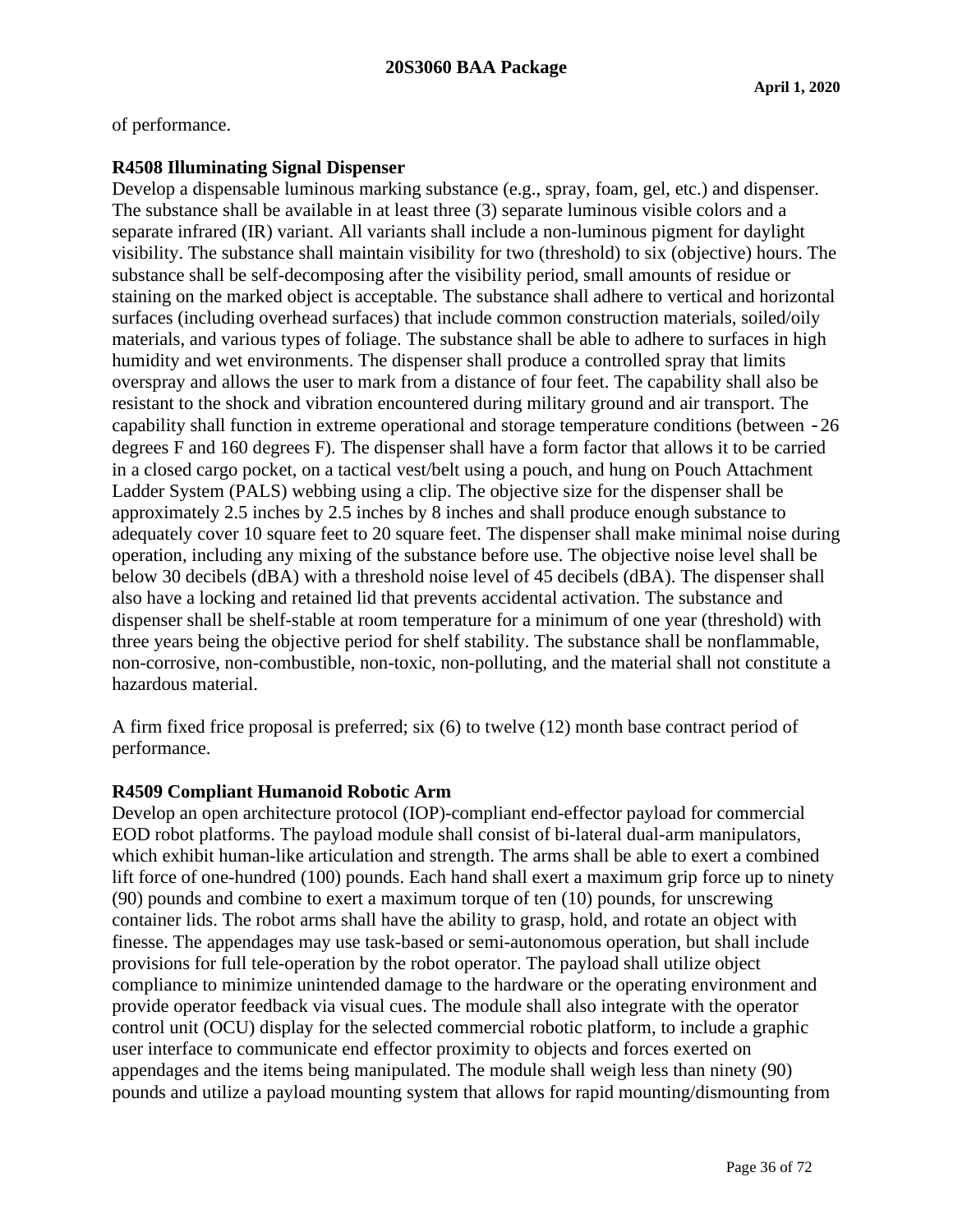of performance.

**R4508 Illuminating Signal Dispenser**

Develop a dispensable luminous marking substance (e.g., spray, foam, gel, etc.) and dispenser. The substance shall be available in at least three (3) separate luminous visible colors and a separate infrared (IR) variant. All variants shall include a non-luminous pigment for daylight visibility. The substance shall maintain visibility for two (threshold) to six (objective) hours. The substance shall be self-decomposing after the visibility period, small amounts of residue or staining on the marked object is acceptable. The substance shall adhere to vertical and horizontal surfaces (including overhead surfaces) that include common construction materials, soiled/oily materials, and various types of foliage. The substance shall be able to adhere to surfaces in high humidity and wet environments. The dispenser shall produce a controlled spray that limits overspray and allows the user to mark from a distance of four feet. The capability shall also be resistant to the shock and vibration encountered during military ground and air transport. The capability shall function in extreme operational and storage temperature conditions (between -26 degrees F and 160 degrees F). The dispenser shall have a form factor that allows it to be carried in a closed cargo pocket, on a tactical vest/belt using a pouch, and hung on Pouch Attachment Ladder System (PALS) webbing using a clip. The objective size for the dispenser shall be approximately 2.5 inches by 2.5 inches by 8 inches and shall produce enough substance to adequately cover 10 square feet to 20 square feet. The dispenser shall make minimal noise during operation, including any mixing of the substance before use. The objective noise level shall be below 30 decibels (dBA) with a threshold noise level of 45 decibels (dBA). The dispenser shall also have a locking and retained lid that prevents accidental activation. The substance and dispenser shall be shelf-stable at room temperature for a minimum of one year (threshold) with three years being the objective period for shelf stability. The substance shall be nonflammable, non-corrosive, non-combustible, non-toxic, non-polluting, and the material shall not constitute a hazardous material.

A firm fixed frice proposal is preferred; six (6) to twelve (12) month base contract period of performance.

**R4509 Compliant Humanoid Robotic Arm**

Develop an open architecture protocol (IOP)-compliant end-effector payload for commercial EOD robot platforms. The payload module shall consist of bi-lateral dual-arm manipulators, which exhibit human-like articulation and strength. The arms shall be able to exert a combined lift force of one-hundred (100) pounds. Each hand shall exert a maximum grip force up to ninety (90) pounds and combine to exert a maximum torque of ten (10) pounds, for unscrewing container lids. The robot arms shall have the ability to grasp, hold, and rotate an object with finesse. The appendages may use task-based or semi-autonomous operation, but shall include provisions for full tele-operation by the robot operator. The payload shall utilize object compliance to minimize unintended damage to the hardware or the operating environment and provide operator feedback via visual cues. The module shall also integrate with the operator control unit (OCU) display for the selected commercial robotic platform, to include a graphic user interface to communicate end effector proximity to objects and forces exerted on appendages and the items being manipulated. The module shall weigh less than ninety (90) pounds and utilize a payload mounting system that allows for rapid mounting/dismounting from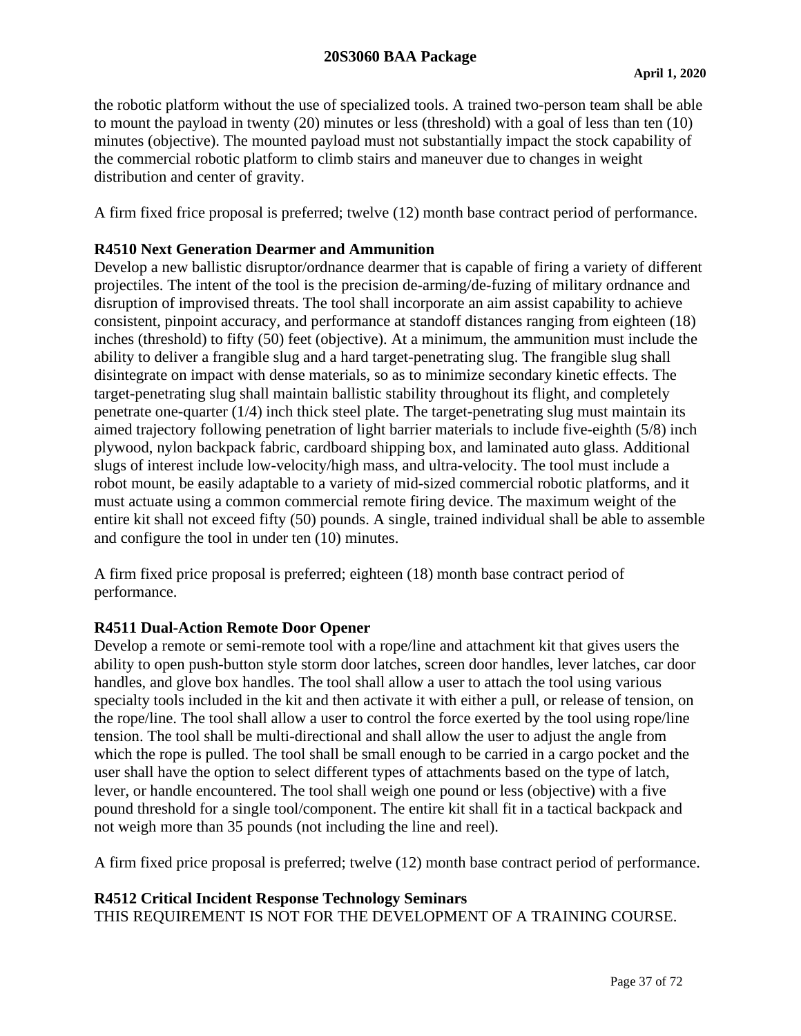the robotic platform without the use of specialized tools. A trained two-person team shall be able to mount the payload in twenty (20) minutes or less (threshold) with a goal of less than ten (10) minutes (objective). The mounted payload must not substantially impact the stock capability of the commercial robotic platform to climb stairs and maneuver due to changes in weight distribution and center of gravity.

A firm fixed frice proposal is preferred; twelve (12) month base contract period of performance.

**R4510 Next Generation Dearmer and Ammunition**

Develop a new ballistic disruptor/ordnance dearmer that is capable of firing a variety of different projectiles. The intent of the tool is the precision de-arming/de-fuzing of military ordnance and disruption of improvised threats. The tool shall incorporate an aim assist capability to achieve consistent, pinpoint accuracy, and performance at standoff distances ranging from eighteen (18) inches (threshold) to fifty (50) feet (objective). At a minimum, the ammunition must include the ability to deliver a frangible slug and a hard target-penetrating slug. The frangible slug shall disintegrate on impact with dense materials, so as to minimize secondary kinetic effects. The target-penetrating slug shall maintain ballistic stability throughout its flight, and completely penetrate one-quarter (1/4) inch thick steel plate. The target-penetrating slug must maintain its aimed trajectory following penetration of light barrier materials to include five-eighth (5/8) inch plywood, nylon backpack fabric, cardboard shipping box, and laminated auto glass. Additional slugs of interest include low-velocity/high mass, and ultra-velocity. The tool must include a robot mount, be easily adaptable to a variety of mid-sized commercial robotic platforms, and it must actuate using a common commercial remote firing device. The maximum weight of the entire kit shall not exceed fifty (50) pounds. A single, trained individual shall be able to assemble and configure the tool in under ten (10) minutes.

A firm fixed price proposal is preferred; eighteen (18) month base contract period of performance.

**R4511 Dual-Action Remote Door Opener**

Develop a remote or semi-remote tool with a rope/line and attachment kit that gives users the ability to open push-button style storm door latches, screen door handles, lever latches, car door handles, and glove box handles. The tool shall allow a user to attach the tool using various specialty tools included in the kit and then activate it with either a pull, or release of tension, on the rope/line. The tool shall allow a user to control the force exerted by the tool using rope/line tension. The tool shall be multi-directional and shall allow the user to adjust the angle from which the rope is pulled. The tool shall be small enough to be carried in a cargo pocket and the user shall have the option to select different types of attachments based on the type of latch, lever, or handle encountered. The tool shall weigh one pound or less (objective) with a five pound threshold for a single tool/component. The entire kit shall fit in a tactical backpack and not weigh more than 35 pounds (not including the line and reel).

A firm fixed price proposal is preferred; twelve (12) month base contract period of performance.

**R4512 Critical Incident Response Technology Seminars**

THIS REQUIREMENT IS NOT FOR THE DEVELOPMENT OF A TRAINING COURSE.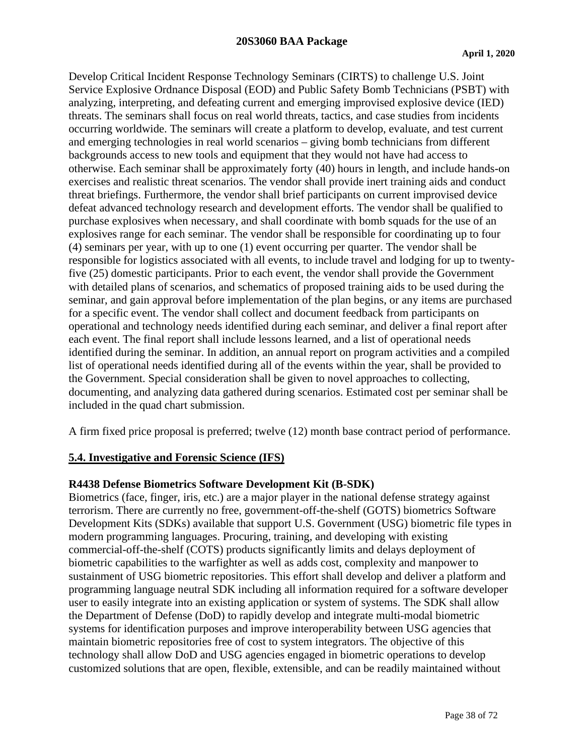Develop Critical Incident Response Technology Seminars (CIRTS) to challenge U.S. Joint Service Explosive Ordnance Disposal (EOD) and Public Safety Bomb Technicians (PSBT) with analyzing, interpreting, and defeating current and emerging improvised explosive device (IED) threats. The seminars shall focus on real world threats, tactics, and case studies from incidents occurring worldwide. The seminars will create a platform to develop, evaluate, and test current and emerging technologies in real world scenarios – giving bomb technicians from different backgrounds access to new tools and equipment that they would not have had access to otherwise. Each seminar shall be approximately forty (40) hours in length, and include hands-on exercises and realistic threat scenarios. The vendor shall provide inert training aids and conduct threat briefings. Furthermore, the vendor shall brief participants on current improvised device defeat advanced technology research and development efforts. The vendor shall be qualified to purchase explosives when necessary, and shall coordinate with bomb squads for the use of an explosives range for each seminar. The vendor shall be responsible for coordinating up to four (4) seminars per year, with up to one (1) event occurring per quarter. The vendor shall be responsible for logistics associated with all events, to include travel and lodging for up to twenty-five (25) domestic participants. Prior to each event, the vendor shall provide the Government with detailed plans of scenarios, and schematics of proposed training aids to be used during the seminar, and gain approval before implementation of the plan begins, or any items are purchased for a specific event. The vendor shall collect and document feedback from participants on operational and technology needs identified during each seminar, and deliver a final report after each event. The final report shall include lessons learned, and a list of operational needs identified during the seminar. In addition, an annual report on program activities and a compiled list of operational needs identified during all of the events within the year, shall be provided to the Government. Special consideration shall be given to novel approaches to collecting, documenting, and analyzing data gathered during scenarios. Estimated cost per seminar shall be included in the quad chart submission.

A firm fixed price proposal is preferred; twelve (12) month base contract period of performance.

## 5.4. Investigative and Forensic Science (IFS)

**R4438 Defense Biometrics Software Development Kit (B-SDK)**

Biometrics (face, finger, iris, etc.) are a major player in the national defense strategy against terrorism. There are currently no free, government-off-the-shelf (GOTS) biometrics Software Development Kits (SDKs) available that support U.S. Government (USG) biometric file types in modern programming languages. Procuring, training, and developing with existing commercial-off-the-shelf (COTS) products significantly limits and delays deployment of biometric capabilities to the warfighter as well as adds cost, complexity and manpower to sustainment of USG biometric repositories. This effort shall develop and deliver a platform and programming language neutral SDK including all information required for a software developer user to easily integrate into an existing application or system of systems. The SDK shall allow the Department of Defense (DoD) to rapidly develop and integrate multi-modal biometric systems for identification purposes and improve interoperability between USG agencies that maintain biometric repositories free of cost to system integrators. The objective of this technology shall allow DoD and USG agencies engaged in biometric operations to develop customized solutions that are open, flexible, extensible, and can be readily maintained without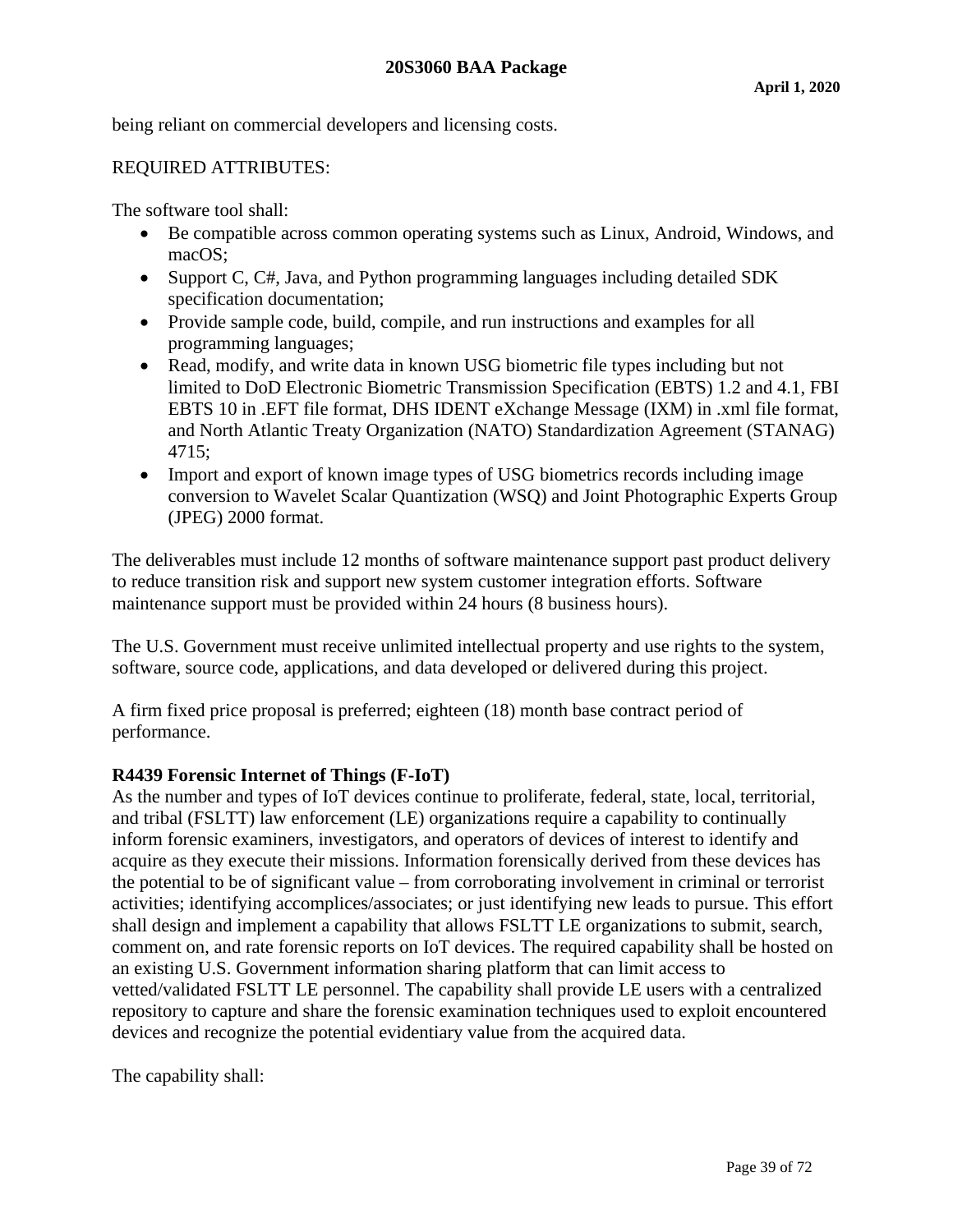being reliant on commercial developers and licensing costs.

REQUIRED ATTRIBUTES:

The software tool shall:

- Be compatible across common operating systems such as Linux, Android, Windows, and macOS;
- Support C, C#, Java, and Python programming languages including detailed SDK specification documentation;
- Provide sample code, build, compile, and run instructions and examples for all programming languages;
- Read, modify, and write data in known USG biometric file types including but not limited to DoD Electronic Biometric Transmission Specification (EBTS) 1.2 and 4.1, FBI EBTS 10 in .EFT file format, DHS IDENT eXchange Message (IXM) in .xml file format, and North Atlantic Treaty Organization (NATO) Standardization Agreement (STANAG) 4715;
- Import and export of known image types of USG biometrics records including image conversion to Wavelet Scalar Quantization (WSQ) and Joint Photographic Experts Group (JPEG) 2000 format.

The deliverables must include 12 months of software maintenance support past product delivery to reduce transition risk and support new system customer integration efforts. Software maintenance support must be provided within 24 hours (8 business hours).

The U.S. Government must receive unlimited intellectual property and use rights to the system, software, source code, applications, and data developed or delivered during this project.

A firm fixed price proposal is preferred; eighteen (18) month base contract period of performance.

**R4439 Forensic Internet of Things (F-IoT)**

As the number and types of IoT devices continue to proliferate, federal, state, local, territorial, and tribal (FSLTT) law enforcement (LE) organizations require a capability to continually inform forensic examiners, investigators, and operators of devices of interest to identify and acquire as they execute their missions. Information forensically derived from these devices has the potential to be of significant value – from corroborating involvement in criminal or terrorist activities; identifying accomplices/associates; or just identifying new leads to pursue. This effort shall design and implement a capability that allows FSLTT LE organizations to submit, search, comment on, and rate forensic reports on IoT devices. The required capability shall be hosted on an existing U.S. Government information sharing platform that can limit access to vetted/validated FSLTT LE personnel. The capability shall provide LE users with a centralized repository to capture and share the forensic examination techniques used to exploit encountered devices and recognize the potential evidentiary value from the acquired data.

The capability shall: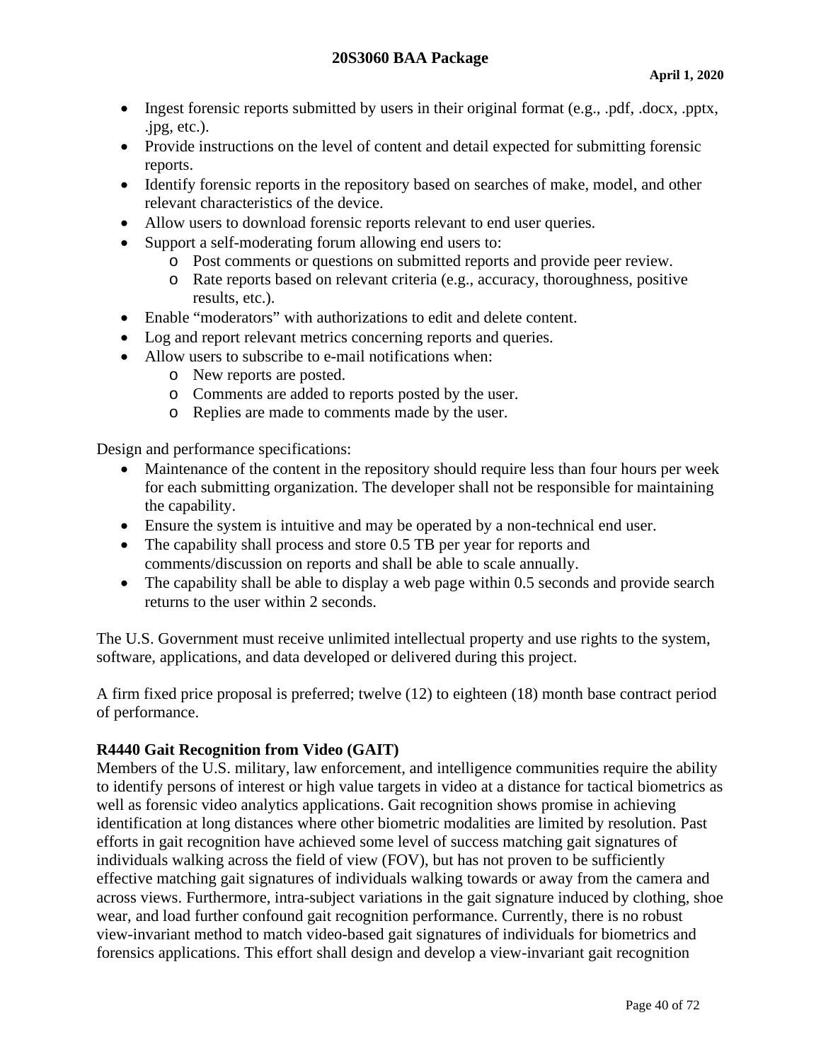- Ingest forensic reports submitted by users in their original format (e.g., .pdf, .docx, .pptx, .jpg, etc.).
- Provide instructions on the level of content and detail expected for submitting forensic reports.
- Identify forensic reports in the repository based on searches of make, model, and other relevant characteristics of the device.
- Allow users to download forensic reports relevant to end user queries.
- Support a self-moderating forum allowing end users to:
  - Post comments or questions on submitted reports and provide peer review.
  - Rate reports based on relevant criteria (e.g., accuracy, thoroughness, positive results, etc.).
- Enable "moderators" with authorizations to edit and delete content.
- Log and report relevant metrics concerning reports and queries.
- Allow users to subscribe to e-mail notifications when:
  - New reports are posted.
  - Comments are added to reports posted by the user.
  - Replies are made to comments made by the user.

Design and performance specifications:

- Maintenance of the content in the repository should require less than four hours per week for each submitting organization. The developer shall not be responsible for maintaining the capability.
- Ensure the system is intuitive and may be operated by a non-technical end user.
- The capability shall process and store 0.5 TB per year for reports and comments/discussion on reports and shall be able to scale annually.
- The capability shall be able to display a web page within 0.5 seconds and provide search returns to the user within 2 seconds.

The U.S. Government must receive unlimited intellectual property and use rights to the system, software, applications, and data developed or delivered during this project.

A firm fixed price proposal is preferred; twelve (12) to eighteen (18) month base contract period of performance.

**R4440 Gait Recognition from Video (GAIT)**

Members of the U.S. military, law enforcement, and intelligence communities require the ability to identify persons of interest or high value targets in video at a distance for tactical biometrics as well as forensic video analytics applications. Gait recognition shows promise in achieving identification at long distances where other biometric modalities are limited by resolution. Past efforts in gait recognition have achieved some level of success matching gait signatures of individuals walking across the field of view (FOV), but has not proven to be sufficiently effective matching gait signatures of individuals walking towards or away from the camera and across views. Furthermore, intra-subject variations in the gait signature induced by clothing, shoe wear, and load further confound gait recognition performance. Currently, there is no robust view-invariant method to match video-based gait signatures of individuals for biometrics and forensics applications. This effort shall design and develop a view-invariant gait recognition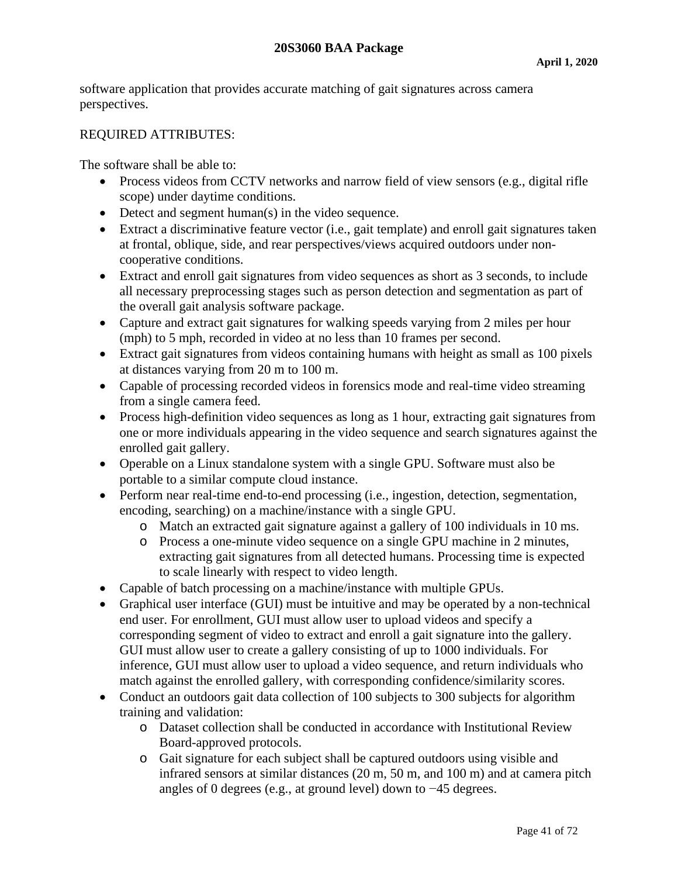software application that provides accurate matching of gait signatures across camera perspectives.

REQUIRED ATTRIBUTES:

The software shall be able to:

- Process videos from CCTV networks and narrow field of view sensors (e.g., digital rifle scope) under daytime conditions.
- Detect and segment human(s) in the video sequence.
- Extract a discriminative feature vector (i.e., gait template) and enroll gait signatures taken at frontal, oblique, side, and rear perspectives/views acquired outdoors under non-cooperative conditions.
- Extract and enroll gait signatures from video sequences as short as 3 seconds, to include all necessary preprocessing stages such as person detection and segmentation as part of the overall gait analysis software package.
- Capture and extract gait signatures for walking speeds varying from 2 miles per hour (mph) to 5 mph, recorded in video at no less than 10 frames per second.
- Extract gait signatures from videos containing humans with height as small as 100 pixels at distances varying from 20 m to 100 m.
- Capable of processing recorded videos in forensics mode and real-time video streaming from a single camera feed.
- Process high-definition video sequences as long as 1 hour, extracting gait signatures from one or more individuals appearing in the video sequence and search signatures against the enrolled gait gallery.
- Operable on a Linux standalone system with a single GPU. Software must also be portable to a similar compute cloud instance.
- Perform near real-time end-to-end processing (i.e., ingestion, detection, segmentation, encoding, searching) on a machine/instance with a single GPU.
    - Match an extracted gait signature against a gallery of 100 individuals in 10 ms.
    - Process a one-minute video sequence on a single GPU machine in 2 minutes, extracting gait signatures from all detected humans. Processing time is expected to scale linearly with respect to video length.
- Capable of batch processing on a machine/instance with multiple GPUs.
- Graphical user interface (GUI) must be intuitive and may be operated by a non-technical end user. For enrollment, GUI must allow user to upload videos and specify a corresponding segment of video to extract and enroll a gait signature into the gallery. GUI must allow user to create a gallery consisting of up to 1000 individuals. For inference, GUI must allow user to upload a video sequence, and return individuals who match against the enrolled gallery, with corresponding confidence/similarity scores.
- Conduct an outdoors gait data collection of 100 subjects to 300 subjects for algorithm training and validation:
    - Dataset collection shall be conducted in accordance with Institutional Review Board-approved protocols.
    - Gait signature for each subject shall be captured outdoors using visible and infrared sensors at similar distances (20 m, 50 m, and 100 m) and at camera pitch angles of 0 degrees (e.g., at ground level) down to −45 degrees.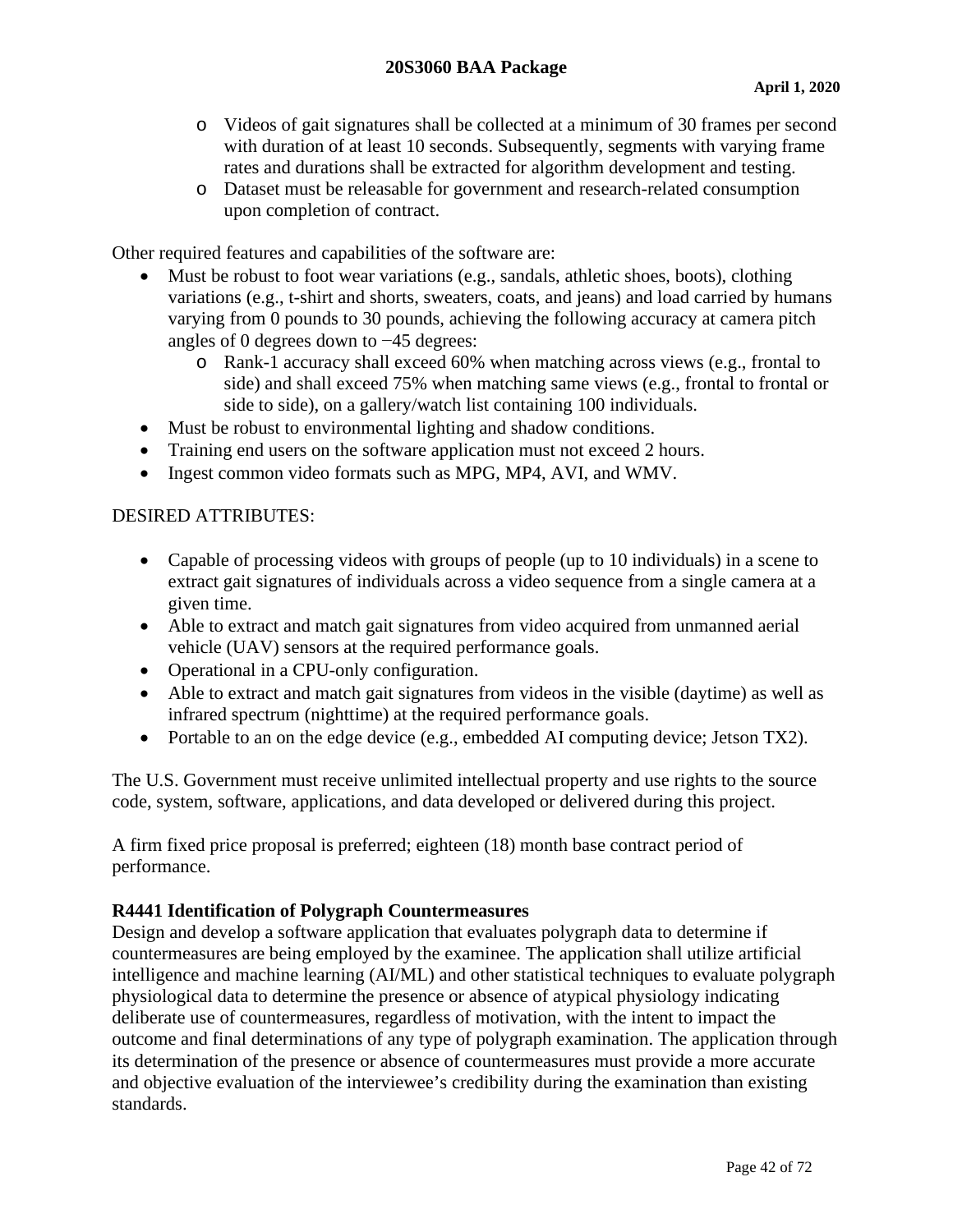- Videos of gait signatures shall be collected at a minimum of 30 frames per second with duration of at least 10 seconds. Subsequently, segments with varying frame rates and durations shall be extracted for algorithm development and testing.
- Dataset must be releasable for government and research-related consumption upon completion of contract.

Other required features and capabilities of the software are:

- Must be robust to foot wear variations (e.g., sandals, athletic shoes, boots), clothing variations (e.g., t-shirt and shorts, sweaters, coats, and jeans) and load carried by humans varying from 0 pounds to 30 pounds, achieving the following accuracy at camera pitch angles of 0 degrees down to −45 degrees:
  - Rank-1 accuracy shall exceed 60% when matching across views (e.g., frontal to side) and shall exceed 75% when matching same views (e.g., frontal to frontal or side to side), on a gallery/watch list containing 100 individuals.
- Must be robust to environmental lighting and shadow conditions.
- Training end users on the software application must not exceed 2 hours.
- Ingest common video formats such as MPG, MP4, AVI, and WMV.

DESIRED ATTRIBUTES:

- Capable of processing videos with groups of people (up to 10 individuals) in a scene to extract gait signatures of individuals across a video sequence from a single camera at a given time.
- Able to extract and match gait signatures from video acquired from unmanned aerial vehicle (UAV) sensors at the required performance goals.
- Operational in a CPU-only configuration.
- Able to extract and match gait signatures from videos in the visible (daytime) as well as infrared spectrum (nighttime) at the required performance goals.
- Portable to an on the edge device (e.g., embedded AI computing device; Jetson TX2).

The U.S. Government must receive unlimited intellectual property and use rights to the source code, system, software, applications, and data developed or delivered during this project.

A firm fixed price proposal is preferred; eighteen (18) month base contract period of performance.

**R4441 Identification of Polygraph Countermeasures**

Design and develop a software application that evaluates polygraph data to determine if countermeasures are being employed by the examinee. The application shall utilize artificial intelligence and machine learning (AI/ML) and other statistical techniques to evaluate polygraph physiological data to determine the presence or absence of atypical physiology indicating deliberate use of countermeasures, regardless of motivation, with the intent to impact the outcome and final determinations of any type of polygraph examination. The application through its determination of the presence or absence of countermeasures must provide a more accurate and objective evaluation of the interviewee's credibility during the examination than existing standards.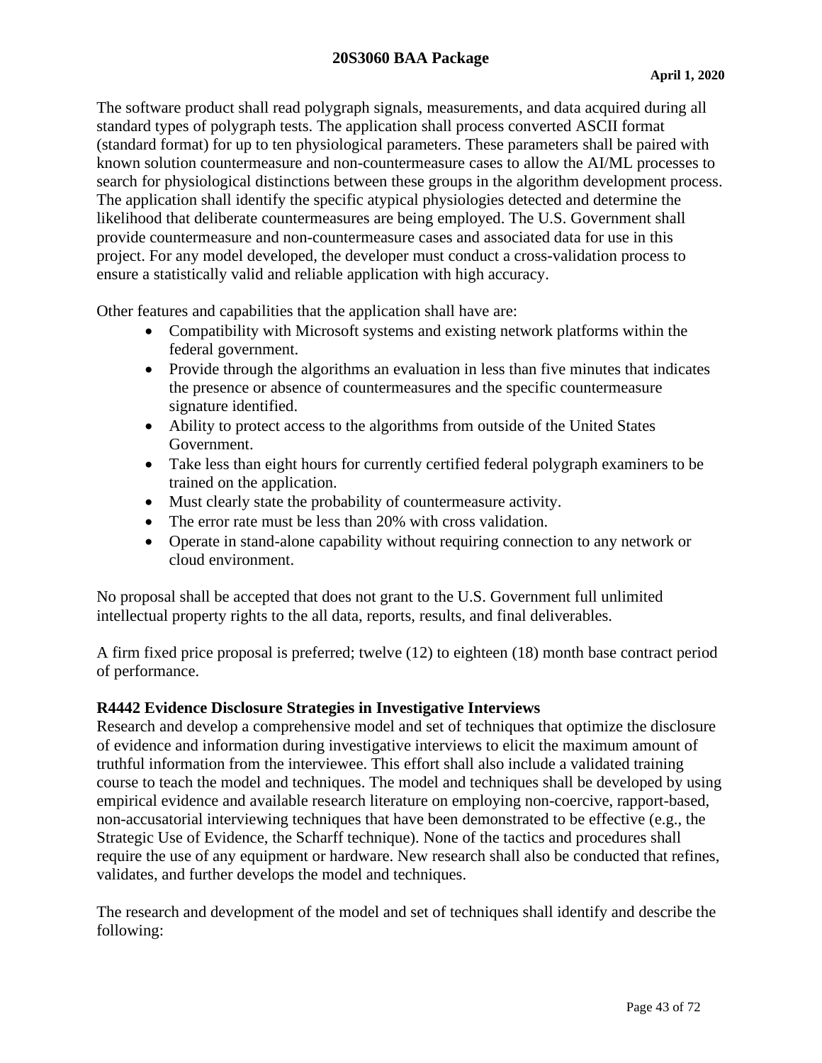The software product shall read polygraph signals, measurements, and data acquired during all standard types of polygraph tests. The application shall process converted ASCII format (standard format) for up to ten physiological parameters. These parameters shall be paired with known solution countermeasure and non-countermeasure cases to allow the AI/ML processes to search for physiological distinctions between these groups in the algorithm development process. The application shall identify the specific atypical physiologies detected and determine the likelihood that deliberate countermeasures are being employed. The U.S. Government shall provide countermeasure and non-countermeasure cases and associated data for use in this project. For any model developed, the developer must conduct a cross-validation process to ensure a statistically valid and reliable application with high accuracy.

Other features and capabilities that the application shall have are:

- Compatibility with Microsoft systems and existing network platforms within the federal government.
- Provide through the algorithms an evaluation in less than five minutes that indicates the presence or absence of countermeasures and the specific countermeasure signature identified.
- Ability to protect access to the algorithms from outside of the United States Government.
- Take less than eight hours for currently certified federal polygraph examiners to be trained on the application.
- Must clearly state the probability of countermeasure activity.
- The error rate must be less than 20% with cross validation.
- Operate in stand-alone capability without requiring connection to any network or cloud environment.

No proposal shall be accepted that does not grant to the U.S. Government full unlimited intellectual property rights to the all data, reports, results, and final deliverables.

A firm fixed price proposal is preferred; twelve (12) to eighteen (18) month base contract period of performance.

**R4442 Evidence Disclosure Strategies in Investigative Interviews**

Research and develop a comprehensive model and set of techniques that optimize the disclosure of evidence and information during investigative interviews to elicit the maximum amount of truthful information from the interviewee. This effort shall also include a validated training course to teach the model and techniques. The model and techniques shall be developed by using empirical evidence and available research literature on employing non-coercive, rapport-based, non-accusatorial interviewing techniques that have been demonstrated to be effective (e.g., the Strategic Use of Evidence, the Scharff technique). None of the tactics and procedures shall require the use of any equipment or hardware. New research shall also be conducted that refines, validates, and further develops the model and techniques.

The research and development of the model and set of techniques shall identify and describe the following: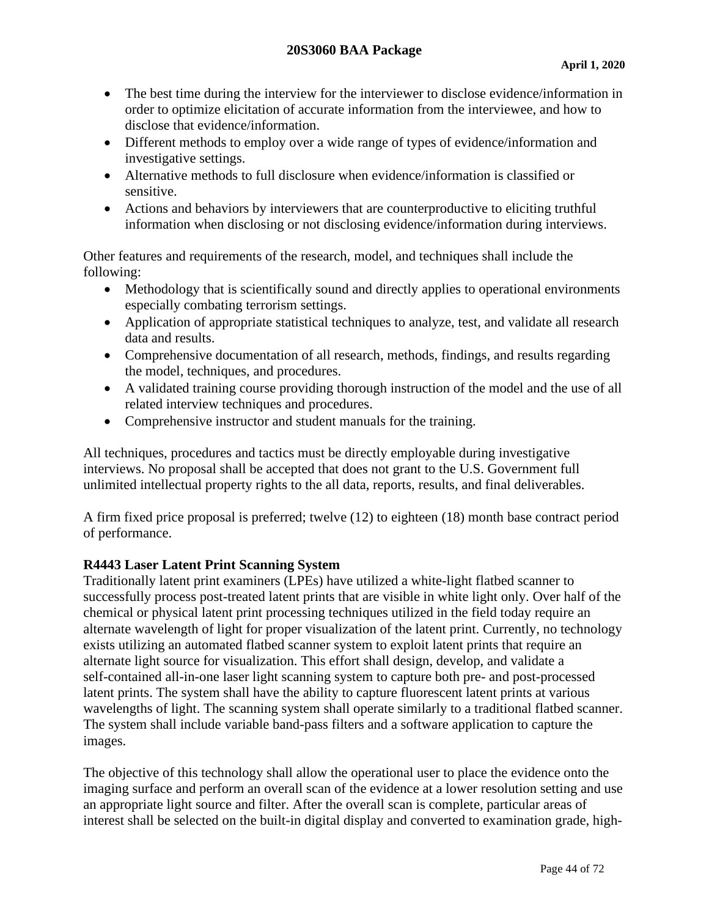- The best time during the interview for the interviewer to disclose evidence/information in order to optimize elicitation of accurate information from the interviewee, and how to disclose that evidence/information.
- Different methods to employ over a wide range of types of evidence/information and investigative settings.
- Alternative methods to full disclosure when evidence/information is classified or sensitive.
- Actions and behaviors by interviewers that are counterproductive to eliciting truthful information when disclosing or not disclosing evidence/information during interviews.

Other features and requirements of the research, model, and techniques shall include the following:

- Methodology that is scientifically sound and directly applies to operational environments especially combating terrorism settings.
- Application of appropriate statistical techniques to analyze, test, and validate all research data and results.
- Comprehensive documentation of all research, methods, findings, and results regarding the model, techniques, and procedures.
- A validated training course providing thorough instruction of the model and the use of all related interview techniques and procedures.
- Comprehensive instructor and student manuals for the training.

All techniques, procedures and tactics must be directly employable during investigative interviews. No proposal shall be accepted that does not grant to the U.S. Government full unlimited intellectual property rights to the all data, reports, results, and final deliverables.

A firm fixed price proposal is preferred; twelve (12) to eighteen (18) month base contract period of performance.

**R4443 Laser Latent Print Scanning System**

Traditionally latent print examiners (LPEs) have utilized a white-light flatbed scanner to successfully process post-treated latent prints that are visible in white light only. Over half of the chemical or physical latent print processing techniques utilized in the field today require an alternate wavelength of light for proper visualization of the latent print. Currently, no technology exists utilizing an automated flatbed scanner system to exploit latent prints that require an alternate light source for visualization. This effort shall design, develop, and validate a self-contained all-in-one laser light scanning system to capture both pre- and post-processed latent prints. The system shall have the ability to capture fluorescent latent prints at various wavelengths of light. The scanning system shall operate similarly to a traditional flatbed scanner. The system shall include variable band-pass filters and a software application to capture the images.

The objective of this technology shall allow the operational user to place the evidence onto the imaging surface and perform an overall scan of the evidence at a lower resolution setting and use an appropriate light source and filter. After the overall scan is complete, particular areas of interest shall be selected on the built-in digital display and converted to examination grade, high-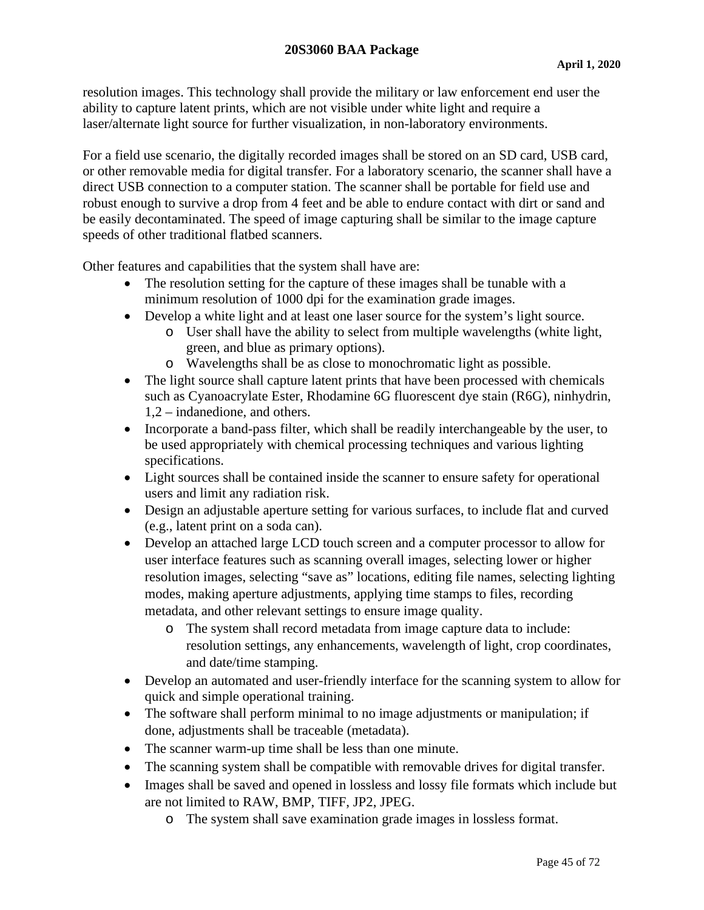resolution images. This technology shall provide the military or law enforcement end user the ability to capture latent prints, which are not visible under white light and require a laser/alternate light source for further visualization, in non-laboratory environments.

For a field use scenario, the digitally recorded images shall be stored on an SD card, USB card, or other removable media for digital transfer. For a laboratory scenario, the scanner shall have a direct USB connection to a computer station. The scanner shall be portable for field use and robust enough to survive a drop from 4 feet and be able to endure contact with dirt or sand and be easily decontaminated. The speed of image capturing shall be similar to the image capture speeds of other traditional flatbed scanners.

Other features and capabilities that the system shall have are:

- The resolution setting for the capture of these images shall be tunable with a minimum resolution of 1000 dpi for the examination grade images.
- Develop a white light and at least one laser source for the system's light source.
  - User shall have the ability to select from multiple wavelengths (white light, green, and blue as primary options).
  - Wavelengths shall be as close to monochromatic light as possible.
- The light source shall capture latent prints that have been processed with chemicals such as Cyanoacrylate Ester, Rhodamine 6G fluorescent dye stain (R6G), ninhydrin, 1,2 – indanedione, and others.
- Incorporate a band-pass filter, which shall be readily interchangeable by the user, to be used appropriately with chemical processing techniques and various lighting specifications.
- Light sources shall be contained inside the scanner to ensure safety for operational users and limit any radiation risk.
- Design an adjustable aperture setting for various surfaces, to include flat and curved (e.g., latent print on a soda can).
- Develop an attached large LCD touch screen and a computer processor to allow for user interface features such as scanning overall images, selecting lower or higher resolution images, selecting "save as" locations, editing file names, selecting lighting modes, making aperture adjustments, applying time stamps to files, recording metadata, and other relevant settings to ensure image quality.
  - The system shall record metadata from image capture data to include: resolution settings, any enhancements, wavelength of light, crop coordinates, and date/time stamping.
- Develop an automated and user-friendly interface for the scanning system to allow for quick and simple operational training.
- The software shall perform minimal to no image adjustments or manipulation; if done, adjustments shall be traceable (metadata).
- The scanner warm-up time shall be less than one minute.
- The scanning system shall be compatible with removable drives for digital transfer.
- Images shall be saved and opened in lossless and lossy file formats which include but are not limited to RAW, BMP, TIFF, JP2, JPEG.
  - The system shall save examination grade images in lossless format.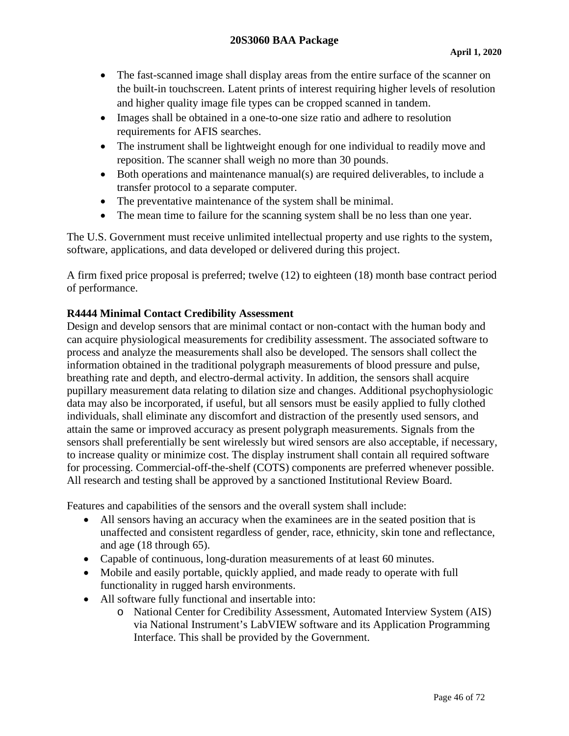- The fast-scanned image shall display areas from the entire surface of the scanner on the built-in touchscreen. Latent prints of interest requiring higher levels of resolution and higher quality image file types can be cropped scanned in tandem.
- Images shall be obtained in a one-to-one size ratio and adhere to resolution requirements for AFIS searches.
- The instrument shall be lightweight enough for one individual to readily move and reposition. The scanner shall weigh no more than 30 pounds.
- Both operations and maintenance manual(s) are required deliverables, to include a transfer protocol to a separate computer.
- The preventative maintenance of the system shall be minimal.
- The mean time to failure for the scanning system shall be no less than one year.

The U.S. Government must receive unlimited intellectual property and use rights to the system, software, applications, and data developed or delivered during this project.

A firm fixed price proposal is preferred; twelve (12) to eighteen (18) month base contract period of performance.

**R4444 Minimal Contact Credibility Assessment**
Design and develop sensors that are minimal contact or non-contact with the human body and can acquire physiological measurements for credibility assessment. The associated software to process and analyze the measurements shall also be developed. The sensors shall collect the information obtained in the traditional polygraph measurements of blood pressure and pulse, breathing rate and depth, and electro-dermal activity. In addition, the sensors shall acquire pupillary measurement data relating to dilation size and changes. Additional psychophysiologic data may also be incorporated, if useful, but all sensors must be easily applied to fully clothed individuals, shall eliminate any discomfort and distraction of the presently used sensors, and attain the same or improved accuracy as present polygraph measurements. Signals from the sensors shall preferentially be sent wirelessly but wired sensors are also acceptable, if necessary, to increase quality or minimize cost. The display instrument shall contain all required software for processing. Commercial-off-the-shelf (COTS) components are preferred whenever possible. All research and testing shall be approved by a sanctioned Institutional Review Board.

Features and capabilities of the sensors and the overall system shall include:

- All sensors having an accuracy when the examinees are in the seated position that is unaffected and consistent regardless of gender, race, ethnicity, skin tone and reflectance, and age (18 through 65).
- Capable of continuous, long-duration measurements of at least 60 minutes.
- Mobile and easily portable, quickly applied, and made ready to operate with full functionality in rugged harsh environments.
- All software fully functional and insertable into:
  - National Center for Credibility Assessment, Automated Interview System (AIS) via National Instrument's LabVIEW software and its Application Programming Interface. This shall be provided by the Government.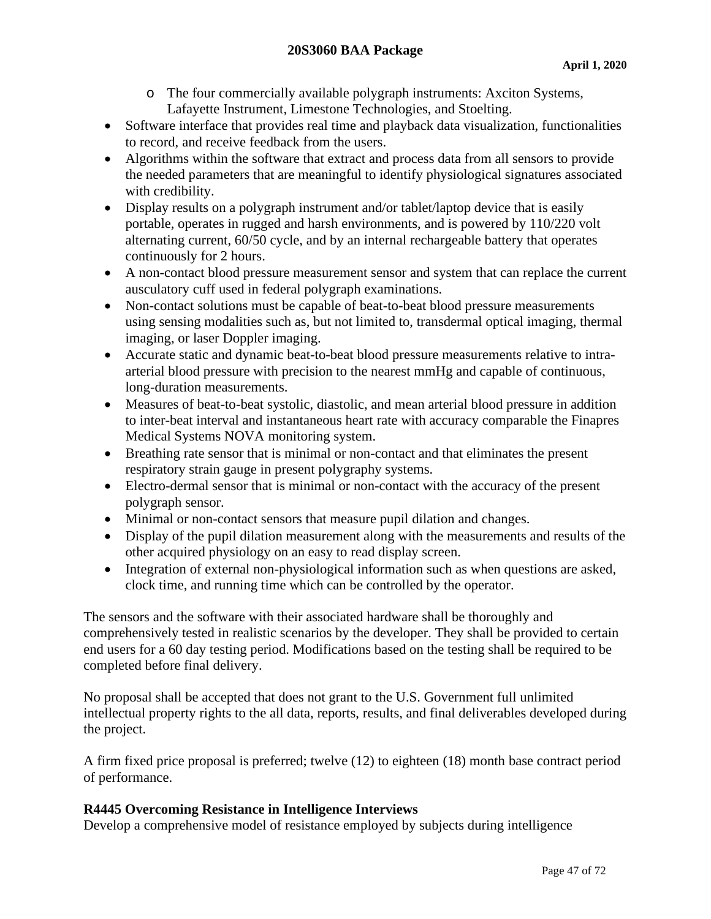- The four commercially available polygraph instruments: Axciton Systems, Lafayette Instrument, Limestone Technologies, and Stoelting.
- Software interface that provides real time and playback data visualization, functionalities to record, and receive feedback from the users.
- Algorithms within the software that extract and process data from all sensors to provide the needed parameters that are meaningful to identify physiological signatures associated with credibility.
- Display results on a polygraph instrument and/or tablet/laptop device that is easily portable, operates in rugged and harsh environments, and is powered by 110/220 volt alternating current, 60/50 cycle, and by an internal rechargeable battery that operates continuously for 2 hours.
- A non-contact blood pressure measurement sensor and system that can replace the current ausculatory cuff used in federal polygraph examinations.
- Non-contact solutions must be capable of beat-to-beat blood pressure measurements using sensing modalities such as, but not limited to, transdermal optical imaging, thermal imaging, or laser Doppler imaging.
- Accurate static and dynamic beat-to-beat blood pressure measurements relative to intra-arterial blood pressure with precision to the nearest mmHg and capable of continuous, long-duration measurements.
- Measures of beat-to-beat systolic, diastolic, and mean arterial blood pressure in addition to inter-beat interval and instantaneous heart rate with accuracy comparable the Finapres Medical Systems NOVA monitoring system.
- Breathing rate sensor that is minimal or non-contact and that eliminates the present respiratory strain gauge in present polygraphy systems.
- Electro-dermal sensor that is minimal or non-contact with the accuracy of the present polygraph sensor.
- Minimal or non-contact sensors that measure pupil dilation and changes.
- Display of the pupil dilation measurement along with the measurements and results of the other acquired physiology on an easy to read display screen.
- Integration of external non-physiological information such as when questions are asked, clock time, and running time which can be controlled by the operator.

The sensors and the software with their associated hardware shall be thoroughly and comprehensively tested in realistic scenarios by the developer. They shall be provided to certain end users for a 60 day testing period. Modifications based on the testing shall be required to be completed before final delivery.

No proposal shall be accepted that does not grant to the U.S. Government full unlimited intellectual property rights to the all data, reports, results, and final deliverables developed during the project.

A firm fixed price proposal is preferred; twelve (12) to eighteen (18) month base contract period of performance.

**R4445 Overcoming Resistance in Intelligence Interviews**

Develop a comprehensive model of resistance employed by subjects during intelligence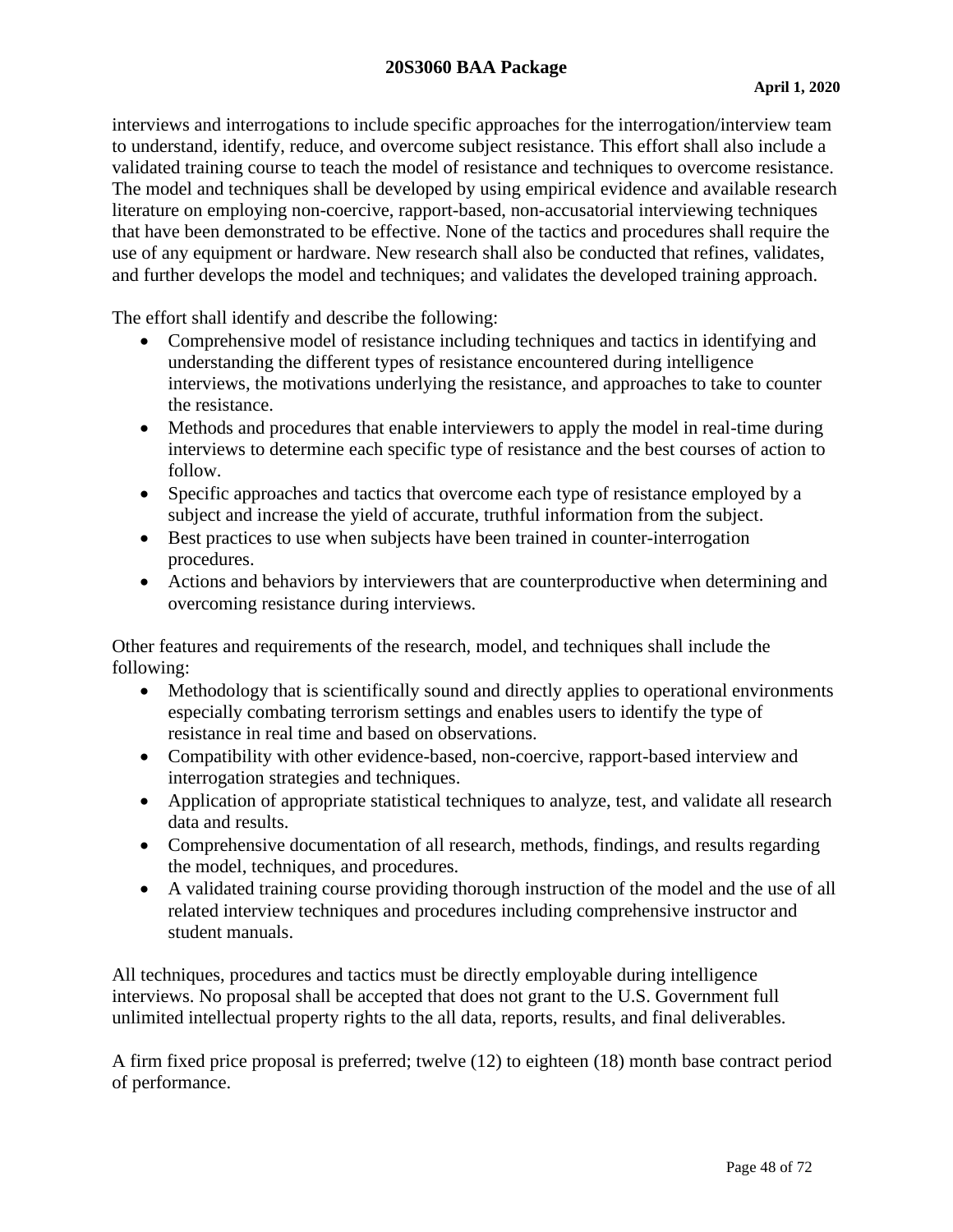interviews and interrogations to include specific approaches for the interrogation/interview team to understand, identify, reduce, and overcome subject resistance. This effort shall also include a validated training course to teach the model of resistance and techniques to overcome resistance. The model and techniques shall be developed by using empirical evidence and available research literature on employing non-coercive, rapport-based, non-accusatorial interviewing techniques that have been demonstrated to be effective. None of the tactics and procedures shall require the use of any equipment or hardware. New research shall also be conducted that refines, validates, and further develops the model and techniques; and validates the developed training approach.

The effort shall identify and describe the following:

- Comprehensive model of resistance including techniques and tactics in identifying and understanding the different types of resistance encountered during intelligence interviews, the motivations underlying the resistance, and approaches to take to counter the resistance.
- Methods and procedures that enable interviewers to apply the model in real-time during interviews to determine each specific type of resistance and the best courses of action to follow.
- Specific approaches and tactics that overcome each type of resistance employed by a subject and increase the yield of accurate, truthful information from the subject.
- Best practices to use when subjects have been trained in counter-interrogation procedures.
- Actions and behaviors by interviewers that are counterproductive when determining and overcoming resistance during interviews.

Other features and requirements of the research, model, and techniques shall include the following:

- Methodology that is scientifically sound and directly applies to operational environments especially combating terrorism settings and enables users to identify the type of resistance in real time and based on observations.
- Compatibility with other evidence-based, non-coercive, rapport-based interview and interrogation strategies and techniques.
- Application of appropriate statistical techniques to analyze, test, and validate all research data and results.
- Comprehensive documentation of all research, methods, findings, and results regarding the model, techniques, and procedures.
- A validated training course providing thorough instruction of the model and the use of all related interview techniques and procedures including comprehensive instructor and student manuals.

All techniques, procedures and tactics must be directly employable during intelligence interviews. No proposal shall be accepted that does not grant to the U.S. Government full unlimited intellectual property rights to the all data, reports, results, and final deliverables.

A firm fixed price proposal is preferred; twelve (12) to eighteen (18) month base contract period of performance.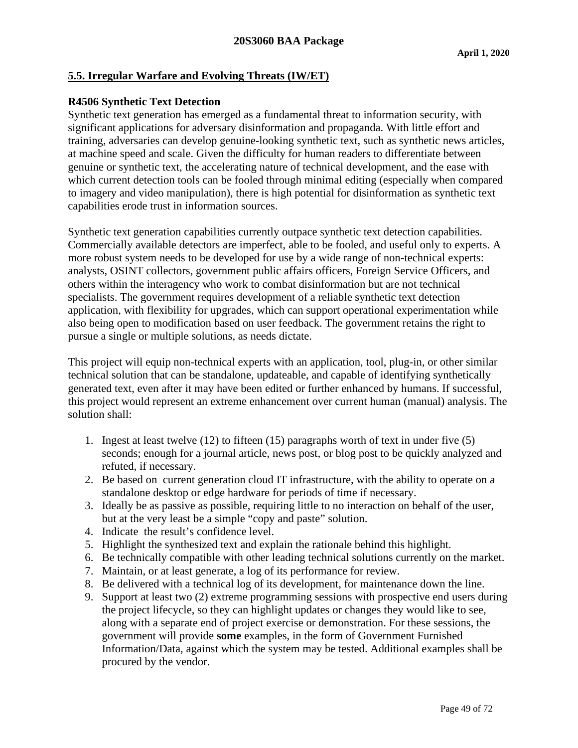## 5.5. Irregular Warfare and Evolving Threats (IW/ET)

### R4506 Synthetic Text Detection

Synthetic text generation has emerged as a fundamental threat to information security, with significant applications for adversary disinformation and propaganda. With little effort and training, adversaries can develop genuine-looking synthetic text, such as synthetic news articles, at machine speed and scale. Given the difficulty for human readers to differentiate between genuine or synthetic text, the accelerating nature of technical development, and the ease with which current detection tools can be fooled through minimal editing (especially when compared to imagery and video manipulation), there is high potential for disinformation as synthetic text capabilities erode trust in information sources.

Synthetic text generation capabilities currently outpace synthetic text detection capabilities. Commercially available detectors are imperfect, able to be fooled, and useful only to experts. A more robust system needs to be developed for use by a wide range of non-technical experts: analysts, OSINT collectors, government public affairs officers, Foreign Service Officers, and others within the interagency who work to combat disinformation but are not technical specialists. The government requires development of a reliable synthetic text detection application, with flexibility for upgrades, which can support operational experimentation while also being open to modification based on user feedback. The government retains the right to pursue a single or multiple solutions, as needs dictate.

This project will equip non-technical experts with an application, tool, plug-in, or other similar technical solution that can be standalone, updateable, and capable of identifying synthetically generated text, even after it may have been edited or further enhanced by humans. If successful, this project would represent an extreme enhancement over current human (manual) analysis. The solution shall:

1. Ingest at least twelve (12) to fifteen (15) paragraphs worth of text in under five (5) seconds; enough for a journal article, news post, or blog post to be quickly analyzed and refuted, if necessary.
2. Be based on current generation cloud IT infrastructure, with the ability to operate on a standalone desktop or edge hardware for periods of time if necessary.
3. Ideally be as passive as possible, requiring little to no interaction on behalf of the user, but at the very least be a simple "copy and paste" solution.
4. Indicate the result's confidence level.
5. Highlight the synthesized text and explain the rationale behind this highlight.
6. Be technically compatible with other leading technical solutions currently on the market.
7. Maintain, or at least generate, a log of its performance for review.
8. Be delivered with a technical log of its development, for maintenance down the line.
9. Support at least two (2) extreme programming sessions with prospective end users during the project lifecycle, so they can highlight updates or changes they would like to see, along with a separate end of project exercise or demonstration. For these sessions, the government will provide **some** examples, in the form of Government Furnished Information/Data, against which the system may be tested. Additional examples shall be procured by the vendor.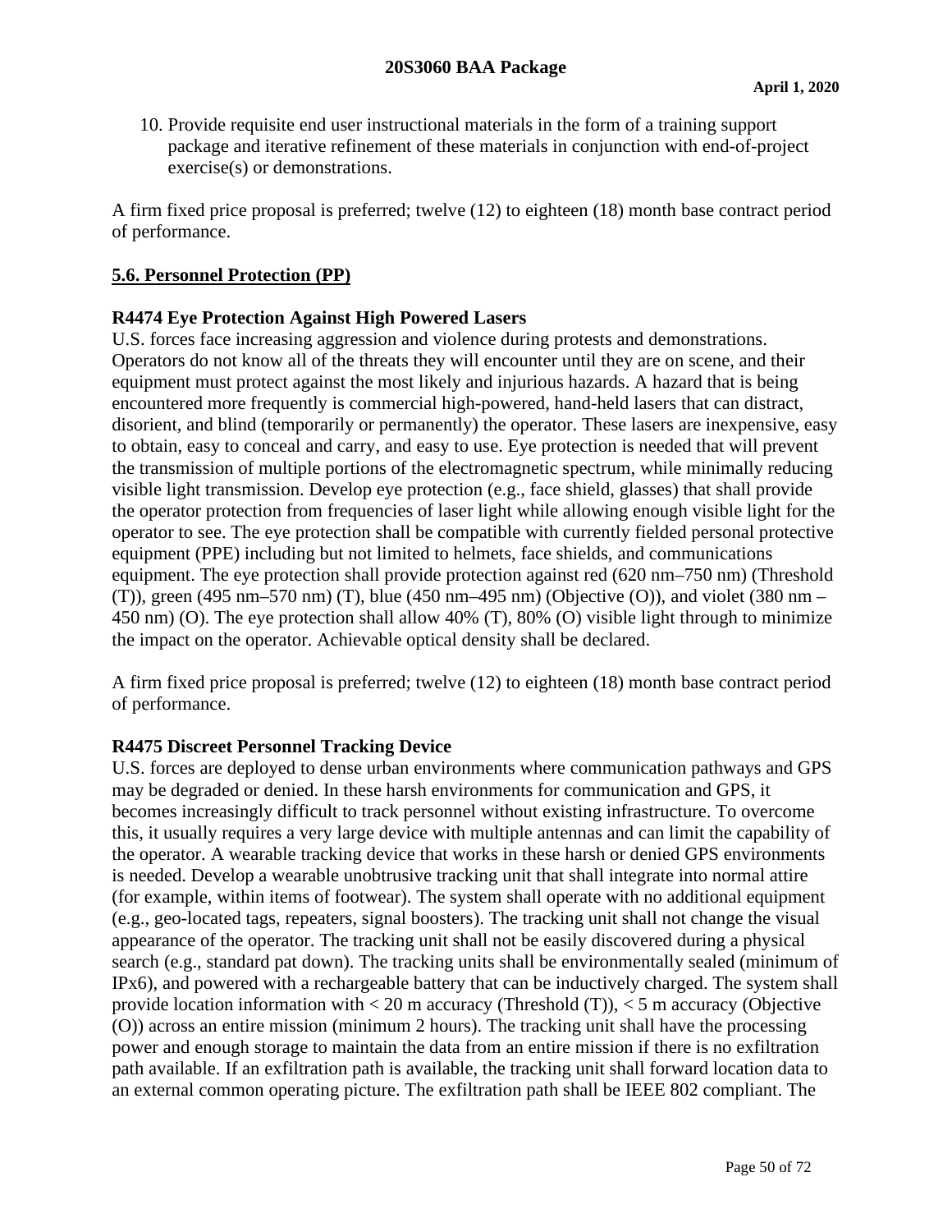10. Provide requisite end user instructional materials in the form of a training support package and iterative refinement of these materials in conjunction with end-of-project exercise(s) or demonstrations.

A firm fixed price proposal is preferred; twelve (12) to eighteen (18) month base contract period of performance.

## 5.6. Personnel Protection (PP)

### R4474 Eye Protection Against High Powered Lasers

U.S. forces face increasing aggression and violence during protests and demonstrations. Operators do not know all of the threats they will encounter until they are on scene, and their equipment must protect against the most likely and injurious hazards. A hazard that is being encountered more frequently is commercial high-powered, hand-held lasers that can distract, disorient, and blind (temporarily or permanently) the operator. These lasers are inexpensive, easy to obtain, easy to conceal and carry, and easy to use. Eye protection is needed that will prevent the transmission of multiple portions of the electromagnetic spectrum, while minimally reducing visible light transmission. Develop eye protection (e.g., face shield, glasses) that shall provide the operator protection from frequencies of laser light while allowing enough visible light for the operator to see. The eye protection shall be compatible with currently fielded personal protective equipment (PPE) including but not limited to helmets, face shields, and communications equipment. The eye protection shall provide protection against red (620 nm–750 nm) (Threshold (T)), green (495 nm–570 nm) (T), blue (450 nm–495 nm) (Objective (O)), and violet (380 nm – 450 nm) (O). The eye protection shall allow 40% (T), 80% (O) visible light through to minimize the impact on the operator. Achievable optical density shall be declared.

A firm fixed price proposal is preferred; twelve (12) to eighteen (18) month base contract period of performance.

### R4475 Discreet Personnel Tracking Device

U.S. forces are deployed to dense urban environments where communication pathways and GPS may be degraded or denied. In these harsh environments for communication and GPS, it becomes increasingly difficult to track personnel without existing infrastructure. To overcome this, it usually requires a very large device with multiple antennas and can limit the capability of the operator. A wearable tracking device that works in these harsh or denied GPS environments is needed. Develop a wearable unobtrusive tracking unit that shall integrate into normal attire (for example, within items of footwear). The system shall operate with no additional equipment (e.g., geo-located tags, repeaters, signal boosters). The tracking unit shall not change the visual appearance of the operator. The tracking unit shall not be easily discovered during a physical search (e.g., standard pat down). The tracking units shall be environmentally sealed (minimum of IPx6), and powered with a rechargeable battery that can be inductively charged. The system shall provide location information with < 20 m accuracy (Threshold (T)), < 5 m accuracy (Objective (O)) across an entire mission (minimum 2 hours). The tracking unit shall have the processing power and enough storage to maintain the data from an entire mission if there is no exfiltration path available. If an exfiltration path is available, the tracking unit shall forward location data to an external common operating picture. The exfiltration path shall be IEEE 802 compliant. The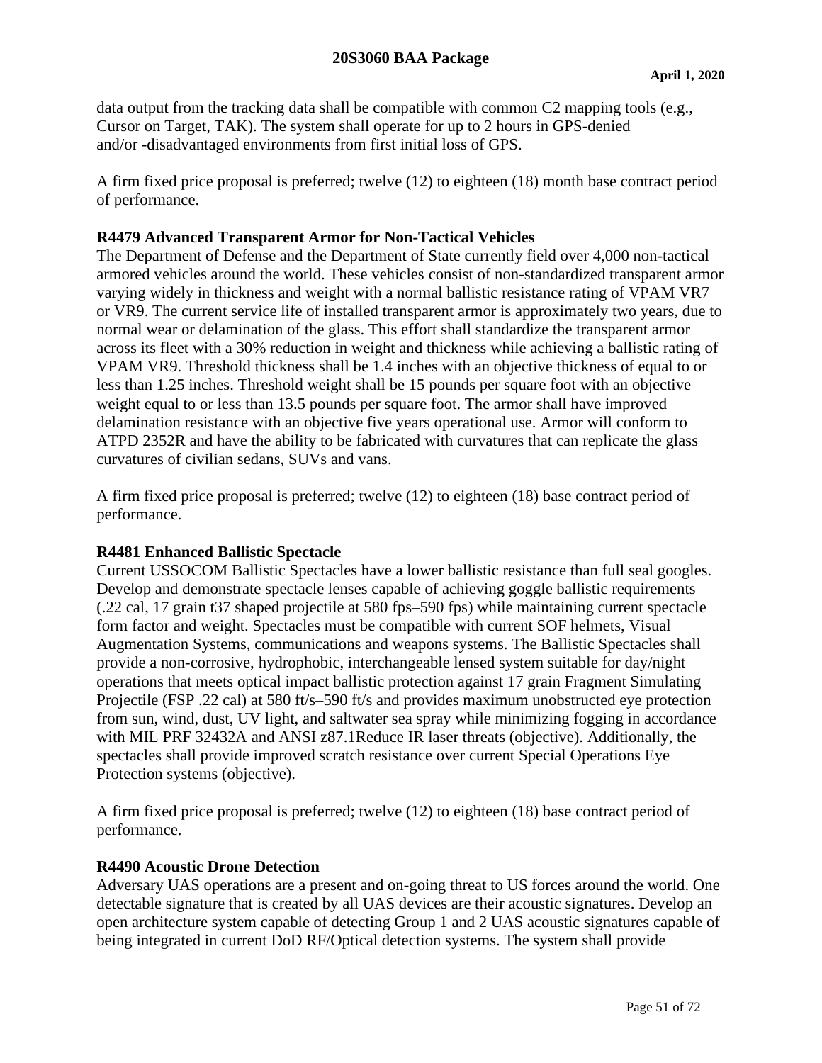data output from the tracking data shall be compatible with common C2 mapping tools (e.g., Cursor on Target, TAK). The system shall operate for up to 2 hours in GPS-denied and/or -disadvantaged environments from first initial loss of GPS.

A firm fixed price proposal is preferred; twelve (12) to eighteen (18) month base contract period of performance.

**R4479 Advanced Transparent Armor for Non-Tactical Vehicles**

The Department of Defense and the Department of State currently field over 4,000 non-tactical armored vehicles around the world. These vehicles consist of non-standardized transparent armor varying widely in thickness and weight with a normal ballistic resistance rating of VPAM VR7 or VR9. The current service life of installed transparent armor is approximately two years, due to normal wear or delamination of the glass. This effort shall standardize the transparent armor across its fleet with a 30% reduction in weight and thickness while achieving a ballistic rating of VPAM VR9. Threshold thickness shall be 1.4 inches with an objective thickness of equal to or less than 1.25 inches. Threshold weight shall be 15 pounds per square foot with an objective weight equal to or less than 13.5 pounds per square foot. The armor shall have improved delamination resistance with an objective five years operational use. Armor will conform to ATPD 2352R and have the ability to be fabricated with curvatures that can replicate the glass curvatures of civilian sedans, SUVs and vans.

A firm fixed price proposal is preferred; twelve (12) to eighteen (18) base contract period of performance.

**R4481 Enhanced Ballistic Spectacle**

Current USSOCOM Ballistic Spectacles have a lower ballistic resistance than full seal googles. Develop and demonstrate spectacle lenses capable of achieving goggle ballistic requirements (.22 cal, 17 grain t37 shaped projectile at 580 fps–590 fps) while maintaining current spectacle form factor and weight. Spectacles must be compatible with current SOF helmets, Visual Augmentation Systems, communications and weapons systems. The Ballistic Spectacles shall provide a non-corrosive, hydrophobic, interchangeable lensed system suitable for day/night operations that meets optical impact ballistic protection against 17 grain Fragment Simulating Projectile (FSP .22 cal) at 580 ft/s–590 ft/s and provides maximum unobstructed eye protection from sun, wind, dust, UV light, and saltwater sea spray while minimizing fogging in accordance with MIL PRF 32432A and ANSI z87.1Reduce IR laser threats (objective). Additionally, the spectacles shall provide improved scratch resistance over current Special Operations Eye Protection systems (objective).

A firm fixed price proposal is preferred; twelve (12) to eighteen (18) base contract period of performance.

**R4490 Acoustic Drone Detection**

Adversary UAS operations are a present and on-going threat to US forces around the world. One detectable signature that is created by all UAS devices are their acoustic signatures. Develop an open architecture system capable of detecting Group 1 and 2 UAS acoustic signatures capable of being integrated in current DoD RF/Optical detection systems. The system shall provide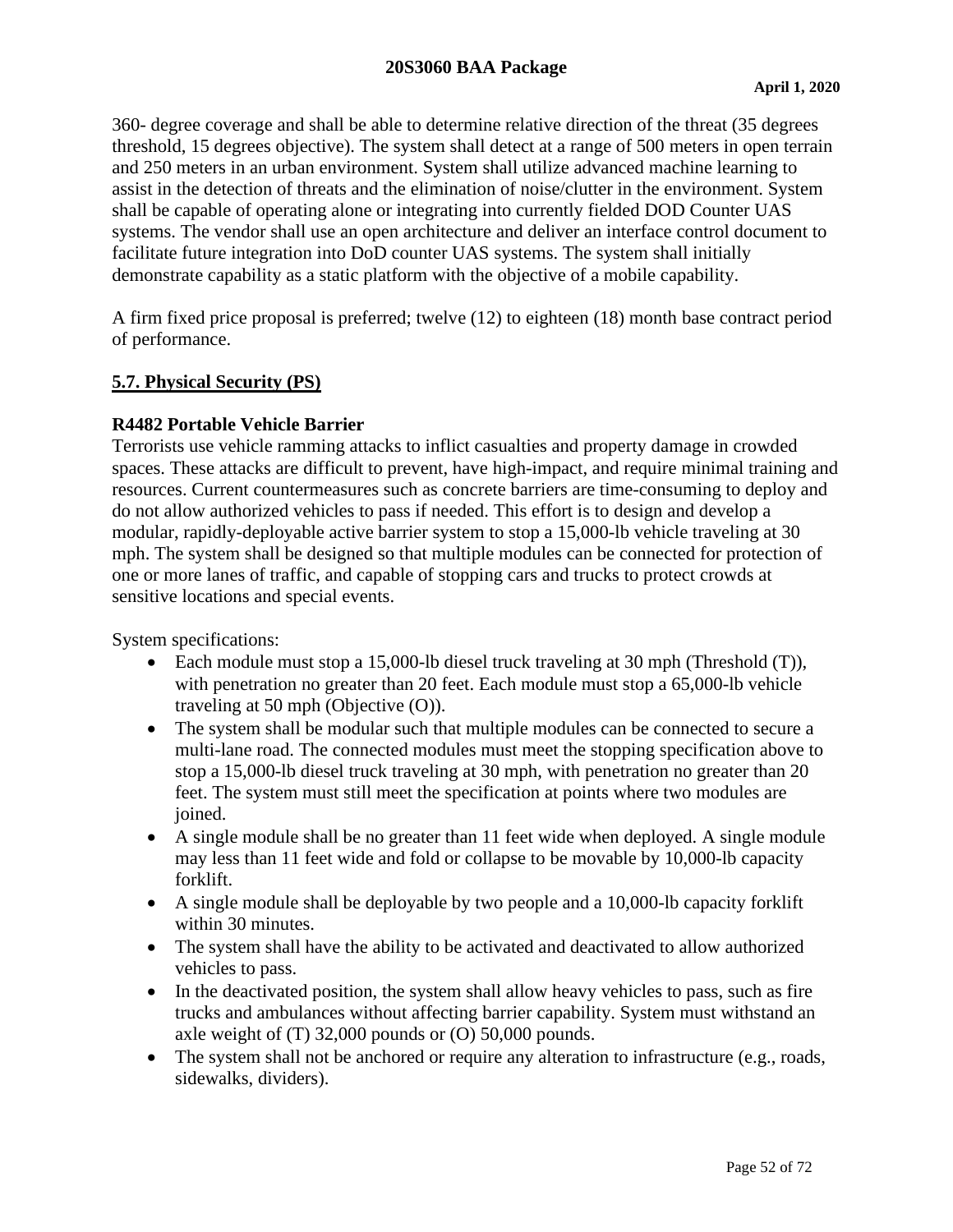360- degree coverage and shall be able to determine relative direction of the threat (35 degrees threshold, 15 degrees objective). The system shall detect at a range of 500 meters in open terrain and 250 meters in an urban environment. System shall utilize advanced machine learning to assist in the detection of threats and the elimination of noise/clutter in the environment. System shall be capable of operating alone or integrating into currently fielded DOD Counter UAS systems. The vendor shall use an open architecture and deliver an interface control document to facilitate future integration into DoD counter UAS systems. The system shall initially demonstrate capability as a static platform with the objective of a mobile capability.

A firm fixed price proposal is preferred; twelve (12) to eighteen (18) month base contract period of performance.

## 5.7. Physical Security (PS)

### R4482 Portable Vehicle Barrier

Terrorists use vehicle ramming attacks to inflict casualties and property damage in crowded spaces. These attacks are difficult to prevent, have high-impact, and require minimal training and resources. Current countermeasures such as concrete barriers are time-consuming to deploy and do not allow authorized vehicles to pass if needed. This effort is to design and develop a modular, rapidly-deployable active barrier system to stop a 15,000-lb vehicle traveling at 30 mph. The system shall be designed so that multiple modules can be connected for protection of one or more lanes of traffic, and capable of stopping cars and trucks to protect crowds at sensitive locations and special events.

System specifications:

- Each module must stop a 15,000-lb diesel truck traveling at 30 mph (Threshold (T)), with penetration no greater than 20 feet. Each module must stop a 65,000-lb vehicle traveling at 50 mph (Objective (O)).
- The system shall be modular such that multiple modules can be connected to secure a multi-lane road. The connected modules must meet the stopping specification above to stop a 15,000-lb diesel truck traveling at 30 mph, with penetration no greater than 20 feet. The system must still meet the specification at points where two modules are joined.
- A single module shall be no greater than 11 feet wide when deployed. A single module may less than 11 feet wide and fold or collapse to be movable by 10,000-lb capacity forklift.
- A single module shall be deployable by two people and a 10,000-lb capacity forklift within 30 minutes.
- The system shall have the ability to be activated and deactivated to allow authorized vehicles to pass.
- In the deactivated position, the system shall allow heavy vehicles to pass, such as fire trucks and ambulances without affecting barrier capability. System must withstand an axle weight of (T) 32,000 pounds or (O) 50,000 pounds.
- The system shall not be anchored or require any alteration to infrastructure (e.g., roads, sidewalks, dividers).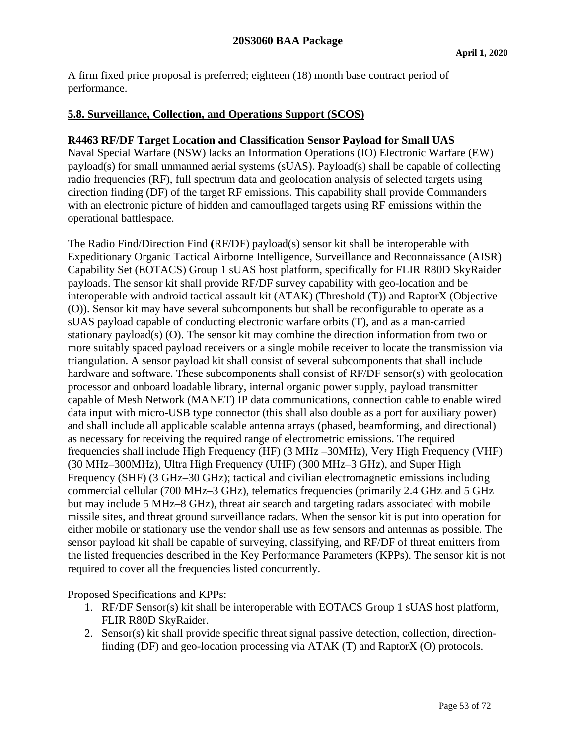A firm fixed price proposal is preferred; eighteen (18) month base contract period of performance.

## 5.8. Surveillance, Collection, and Operations Support (SCOS)

**R4463 RF/DF Target Location and Classification Sensor Payload for Small UAS**

Naval Special Warfare (NSW) lacks an Information Operations (IO) Electronic Warfare (EW) payload(s) for small unmanned aerial systems (sUAS). Payload(s) shall be capable of collecting radio frequencies (RF), full spectrum data and geolocation analysis of selected targets using direction finding (DF) of the target RF emissions. This capability shall provide Commanders with an electronic picture of hidden and camouflaged targets using RF emissions within the operational battlespace.

The Radio Find/Direction Find **(**RF/DF) payload(s) sensor kit shall be interoperable with Expeditionary Organic Tactical Airborne Intelligence, Surveillance and Reconnaissance (AISR) Capability Set (EOTACS) Group 1 sUAS host platform, specifically for FLIR R80D SkyRaider payloads. The sensor kit shall provide RF/DF survey capability with geo-location and be interoperable with android tactical assault kit (ATAK) (Threshold (T)) and RaptorX (Objective (O)). Sensor kit may have several subcomponents but shall be reconfigurable to operate as a sUAS payload capable of conducting electronic warfare orbits (T), and as a man-carried stationary payload(s) (O). The sensor kit may combine the direction information from two or more suitably spaced payload receivers or a single mobile receiver to locate the transmission via triangulation. A sensor payload kit shall consist of several subcomponents that shall include hardware and software. These subcomponents shall consist of RF/DF sensor(s) with geolocation processor and onboard loadable library, internal organic power supply, payload transmitter capable of Mesh Network (MANET) IP data communications, connection cable to enable wired data input with micro-USB type connector (this shall also double as a port for auxiliary power) and shall include all applicable scalable antenna arrays (phased, beamforming, and directional) as necessary for receiving the required range of electrometric emissions. The required frequencies shall include High Frequency (HF) (3 MHz –30MHz), Very High Frequency (VHF) (30 MHz–300MHz), Ultra High Frequency (UHF) (300 MHz–3 GHz), and Super High Frequency (SHF) (3 GHz–30 GHz); tactical and civilian electromagnetic emissions including commercial cellular (700 MHz–3 GHz), telematics frequencies (primarily 2.4 GHz and 5 GHz but may include 5 MHz–8 GHz), threat air search and targeting radars associated with mobile missile sites, and threat ground surveillance radars. When the sensor kit is put into operation for either mobile or stationary use the vendor shall use as few sensors and antennas as possible. The sensor payload kit shall be capable of surveying, classifying, and RF/DF of threat emitters from the listed frequencies described in the Key Performance Parameters (KPPs). The sensor kit is not required to cover all the frequencies listed concurrently.

Proposed Specifications and KPPs:

1. RF/DF Sensor(s) kit shall be interoperable with EOTACS Group 1 sUAS host platform, FLIR R80D SkyRaider.
2. Sensor(s) kit shall provide specific threat signal passive detection, collection, direction-finding (DF) and geo-location processing via ATAK (T) and RaptorX (O) protocols.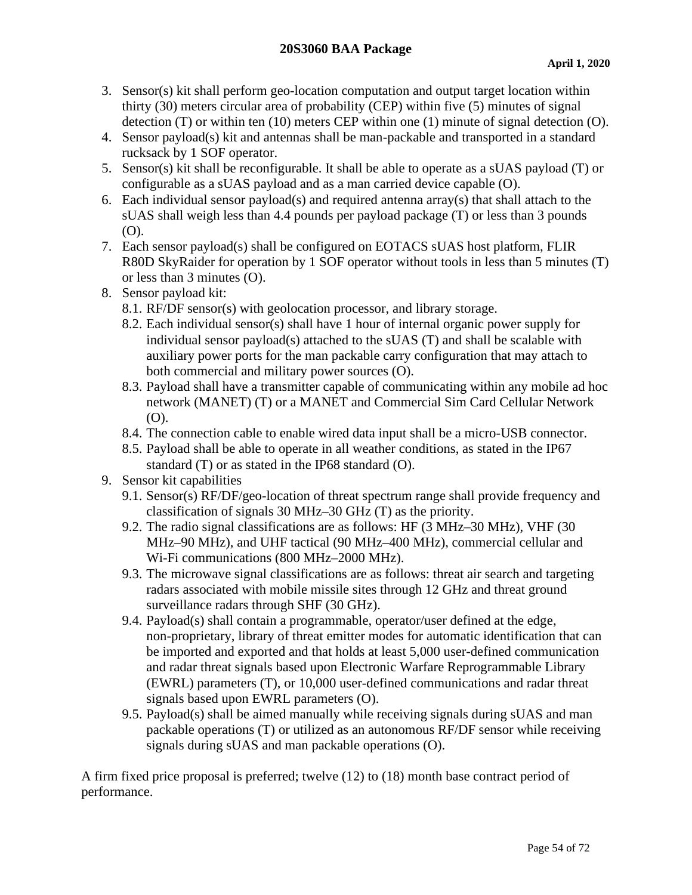3. Sensor(s) kit shall perform geo-location computation and output target location within thirty (30) meters circular area of probability (CEP) within five (5) minutes of signal detection (T) or within ten (10) meters CEP within one (1) minute of signal detection (O).
4. Sensor payload(s) kit and antennas shall be man-packable and transported in a standard rucksack by 1 SOF operator.
5. Sensor(s) kit shall be reconfigurable. It shall be able to operate as a sUAS payload (T) or configurable as a sUAS payload and as a man carried device capable (O).
6. Each individual sensor payload(s) and required antenna array(s) that shall attach to the sUAS shall weigh less than 4.4 pounds per payload package (T) or less than 3 pounds (O).
7. Each sensor payload(s) shall be configured on EOTACS sUAS host platform, FLIR R80D SkyRaider for operation by 1 SOF operator without tools in less than 5 minutes (T) or less than 3 minutes (O).
8. Sensor payload kit:
   8.1. RF/DF sensor(s) with geolocation processor, and library storage.
   8.2. Each individual sensor(s) shall have 1 hour of internal organic power supply for individual sensor payload(s) attached to the sUAS (T) and shall be scalable with auxiliary power ports for the man packable carry configuration that may attach to both commercial and military power sources (O).
   8.3. Payload shall have a transmitter capable of communicating within any mobile ad hoc network (MANET) (T) or a MANET and Commercial Sim Card Cellular Network (O).
   8.4. The connection cable to enable wired data input shall be a micro-USB connector.
   8.5. Payload shall be able to operate in all weather conditions, as stated in the IP67 standard (T) or as stated in the IP68 standard (O).
9. Sensor kit capabilities
   9.1. Sensor(s) RF/DF/geo-location of threat spectrum range shall provide frequency and classification of signals 30 MHz–30 GHz (T) as the priority.
   9.2. The radio signal classifications are as follows: HF (3 MHz–30 MHz), VHF (30 MHz–90 MHz), and UHF tactical (90 MHz–400 MHz), commercial cellular and Wi-Fi communications (800 MHz–2000 MHz).
   9.3. The microwave signal classifications are as follows: threat air search and targeting radars associated with mobile missile sites through 12 GHz and threat ground surveillance radars through SHF (30 GHz).
   9.4. Payload(s) shall contain a programmable, operator/user defined at the edge, non-proprietary, library of threat emitter modes for automatic identification that can be imported and exported and that holds at least 5,000 user-defined communication and radar threat signals based upon Electronic Warfare Reprogrammable Library (EWRL) parameters (T), or 10,000 user-defined communications and radar threat signals based upon EWRL parameters (O).
   9.5. Payload(s) shall be aimed manually while receiving signals during sUAS and man packable operations (T) or utilized as an autonomous RF/DF sensor while receiving signals during sUAS and man packable operations (O).

A firm fixed price proposal is preferred; twelve (12) to (18) month base contract period of performance.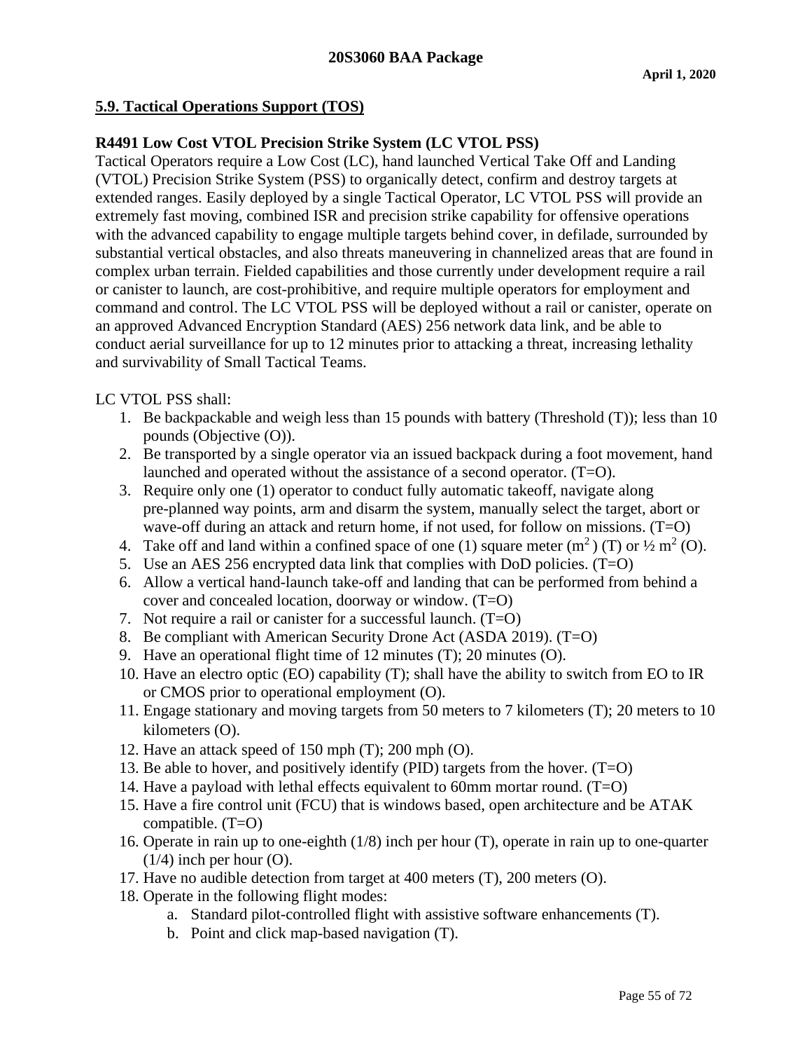## 5.9. Tactical Operations Support (TOS)

### R4491 Low Cost VTOL Precision Strike System (LC VTOL PSS)

Tactical Operators require a Low Cost (LC), hand launched Vertical Take Off and Landing (VTOL) Precision Strike System (PSS) to organically detect, confirm and destroy targets at extended ranges. Easily deployed by a single Tactical Operator, LC VTOL PSS will provide an extremely fast moving, combined ISR and precision strike capability for offensive operations with the advanced capability to engage multiple targets behind cover, in defilade, surrounded by substantial vertical obstacles, and also threats maneuvering in channelized areas that are found in complex urban terrain. Fielded capabilities and those currently under development require a rail or canister to launch, are cost-prohibitive, and require multiple operators for employment and command and control. The LC VTOL PSS will be deployed without a rail or canister, operate on an approved Advanced Encryption Standard (AES) 256 network data link, and be able to conduct aerial surveillance for up to 12 minutes prior to attacking a threat, increasing lethality and survivability of Small Tactical Teams.

LC VTOL PSS shall:

1. Be backpackable and weigh less than 15 pounds with battery (Threshold (T)); less than 10 pounds (Objective (O)).
2. Be transported by a single operator via an issued backpack during a foot movement, hand launched and operated without the assistance of a second operator. (T=O).
3. Require only one (1) operator to conduct fully automatic takeoff, navigate along pre-planned way points, arm and disarm the system, manually select the target, abort or wave-off during an attack and return home, if not used, for follow on missions. (T=O)
4. Take off and land within a confined space of one (1) square meter ($m^2$) (T) or ½ $m^2$ (O).
5. Use an AES 256 encrypted data link that complies with DoD policies. (T=O)
6. Allow a vertical hand-launch take-off and landing that can be performed from behind a cover and concealed location, doorway or window. (T=O)
7. Not require a rail or canister for a successful launch. (T=O)
8. Be compliant with American Security Drone Act (ASDA 2019). (T=O)
9. Have an operational flight time of 12 minutes (T); 20 minutes (O).
10. Have an electro optic (EO) capability (T); shall have the ability to switch from EO to IR or CMOS prior to operational employment (O).
11. Engage stationary and moving targets from 50 meters to 7 kilometers (T); 20 meters to 10 kilometers (O).
12. Have an attack speed of 150 mph (T); 200 mph (O).
13. Be able to hover, and positively identify (PID) targets from the hover. (T=O)
14. Have a payload with lethal effects equivalent to 60mm mortar round. (T=O)
15. Have a fire control unit (FCU) that is windows based, open architecture and be ATAK compatible. (T=O)
16. Operate in rain up to one-eighth (1/8) inch per hour (T), operate in rain up to one-quarter (1/4) inch per hour (O).
17. Have no audible detection from target at 400 meters (T), 200 meters (O).
18. Operate in the following flight modes:
    a. Standard pilot-controlled flight with assistive software enhancements (T).
    b. Point and click map-based navigation (T).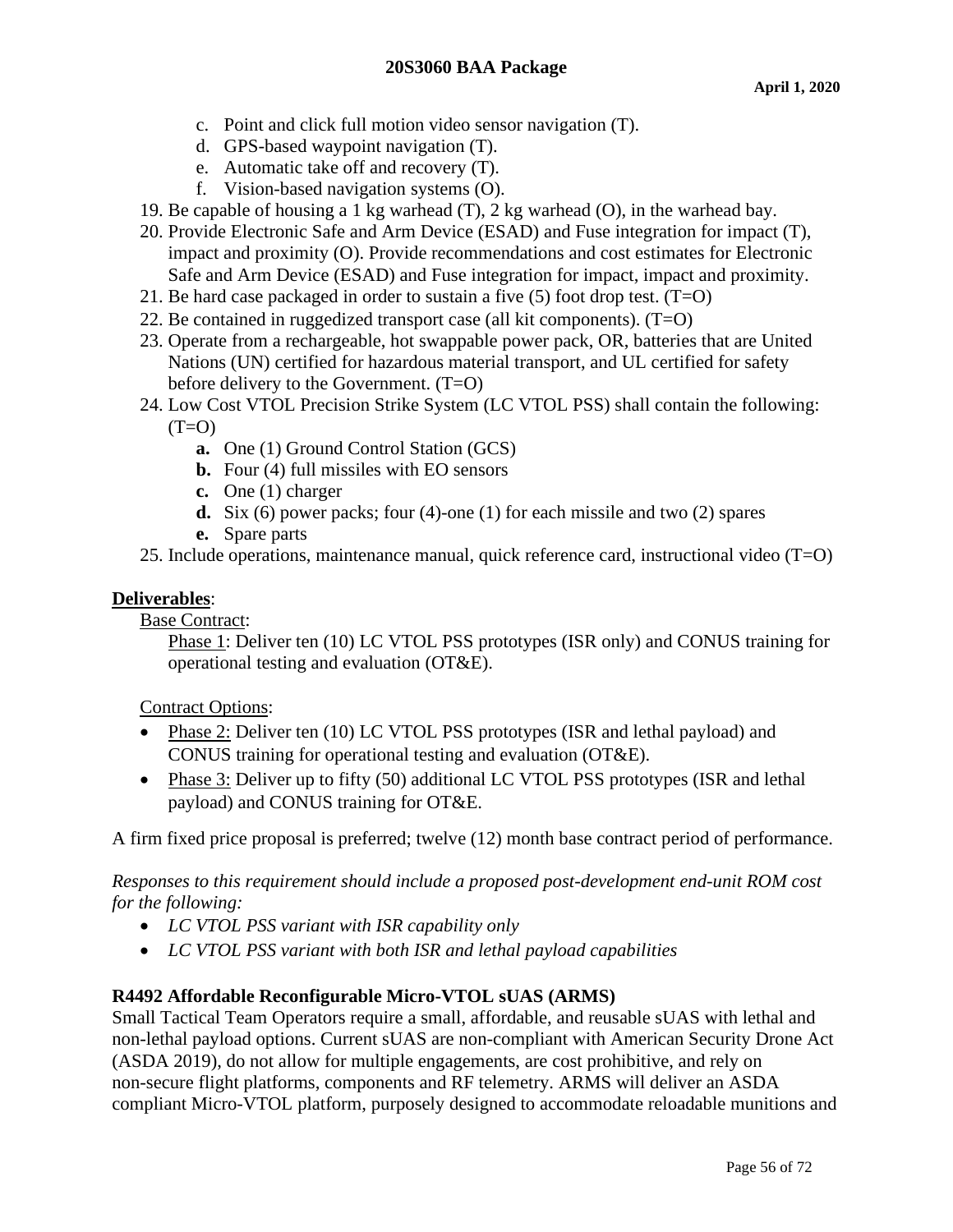c. Point and click full motion video sensor navigation (T).
   d. GPS-based waypoint navigation (T).
   e. Automatic take off and recovery (T).
   f. Vision-based navigation systems (O).

19. Be capable of housing a 1 kg warhead (T), 2 kg warhead (O), in the warhead bay.
20. Provide Electronic Safe and Arm Device (ESAD) and Fuse integration for impact (T), impact and proximity (O). Provide recommendations and cost estimates for Electronic Safe and Arm Device (ESAD) and Fuse integration for impact, impact and proximity.
21. Be hard case packaged in order to sustain a five (5) foot drop test. (T=O)
22. Be contained in ruggedized transport case (all kit components). (T=O)
23. Operate from a rechargeable, hot swappable power pack, OR, batteries that are United Nations (UN) certified for hazardous material transport, and UL certified for safety before delivery to the Government. (T=O)
24. Low Cost VTOL Precision Strike System (LC VTOL PSS) shall contain the following: (T=O)
    - **a.** One (1) Ground Control Station (GCS)
    - **b.** Four (4) full missiles with EO sensors
    - **c.** One (1) charger
    - **d.** Six (6) power packs; four (4)-one (1) for each missile and two (2) spares
    - **e.** Spare parts
25. Include operations, maintenance manual, quick reference card, instructional video (T=O)

**Deliverables**:

Base Contract:

Phase 1: Deliver ten (10) LC VTOL PSS prototypes (ISR only) and CONUS training for operational testing and evaluation (OT&E).

Contract Options:

- Phase 2: Deliver ten (10) LC VTOL PSS prototypes (ISR and lethal payload) and CONUS training for operational testing and evaluation (OT&E).
- Phase 3: Deliver up to fifty (50) additional LC VTOL PSS prototypes (ISR and lethal payload) and CONUS training for OT&E.

A firm fixed price proposal is preferred; twelve (12) month base contract period of performance.

*Responses to this requirement should include a proposed post-development end-unit ROM cost for the following:*

- *LC VTOL PSS variant with ISR capability only*
- *LC VTOL PSS variant with both ISR and lethal payload capabilities*

**R4492 Affordable Reconfigurable Micro-VTOL sUAS (ARMS)**

Small Tactical Team Operators require a small, affordable, and reusable sUAS with lethal and non-lethal payload options. Current sUAS are non-compliant with American Security Drone Act (ASDA 2019), do not allow for multiple engagements, are cost prohibitive, and rely on non-secure flight platforms, components and RF telemetry. ARMS will deliver an ASDA compliant Micro-VTOL platform, purposely designed to accommodate reloadable munitions and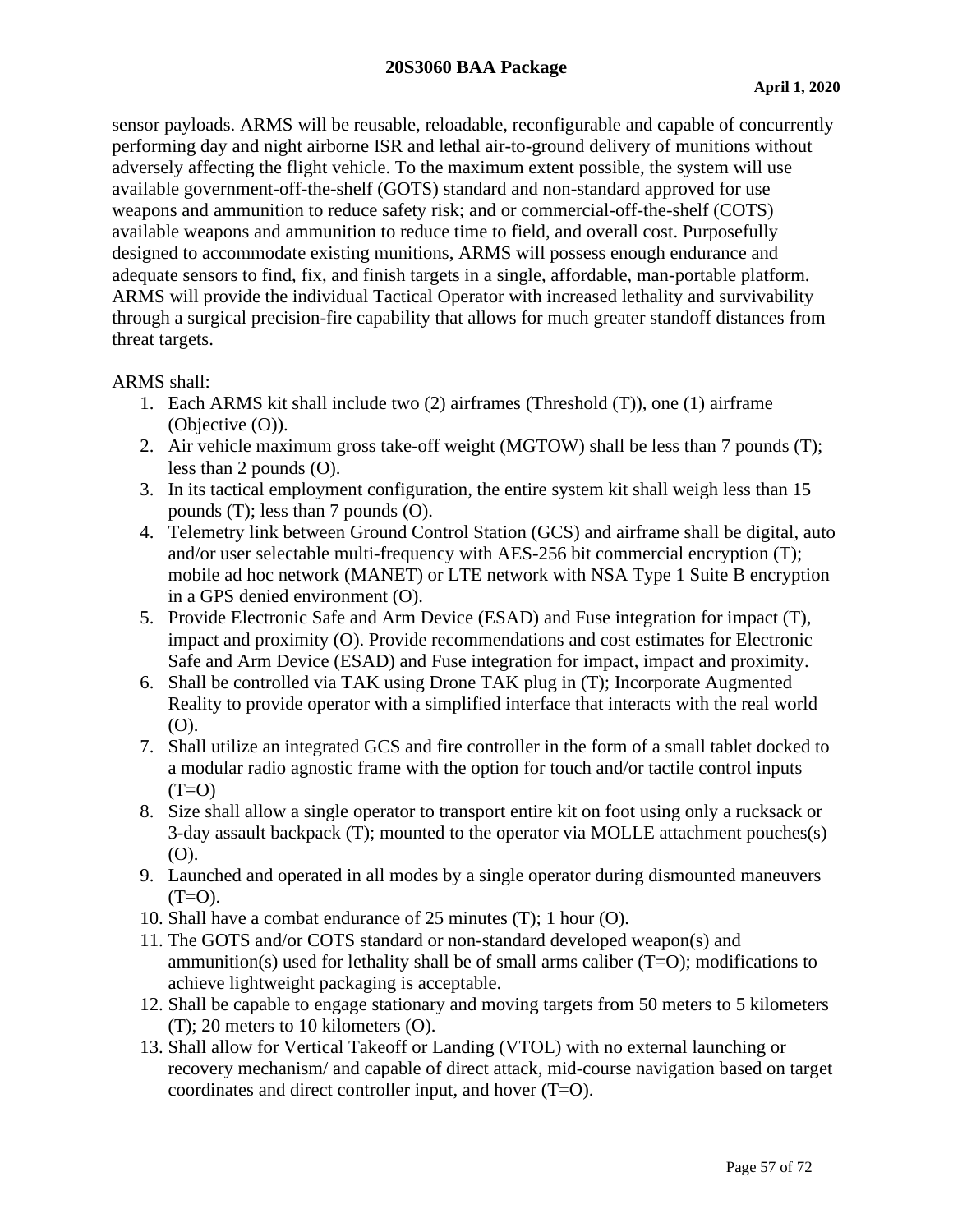sensor payloads. ARMS will be reusable, reloadable, reconfigurable and capable of concurrently performing day and night airborne ISR and lethal air-to-ground delivery of munitions without adversely affecting the flight vehicle. To the maximum extent possible, the system will use available government-off-the-shelf (GOTS) standard and non-standard approved for use weapons and ammunition to reduce safety risk; and or commercial-off-the-shelf (COTS) available weapons and ammunition to reduce time to field, and overall cost. Purposefully designed to accommodate existing munitions, ARMS will possess enough endurance and adequate sensors to find, fix, and finish targets in a single, affordable, man-portable platform. ARMS will provide the individual Tactical Operator with increased lethality and survivability through a surgical precision-fire capability that allows for much greater standoff distances from threat targets.

ARMS shall:

1. Each ARMS kit shall include two (2) airframes (Threshold (T)), one (1) airframe (Objective (O)).
2. Air vehicle maximum gross take-off weight (MGTOW) shall be less than 7 pounds (T); less than 2 pounds (O).
3. In its tactical employment configuration, the entire system kit shall weigh less than 15 pounds (T); less than 7 pounds (O).
4. Telemetry link between Ground Control Station (GCS) and airframe shall be digital, auto and/or user selectable multi-frequency with AES-256 bit commercial encryption (T); mobile ad hoc network (MANET) or LTE network with NSA Type 1 Suite B encryption in a GPS denied environment (O).
5. Provide Electronic Safe and Arm Device (ESAD) and Fuse integration for impact (T), impact and proximity (O). Provide recommendations and cost estimates for Electronic Safe and Arm Device (ESAD) and Fuse integration for impact, impact and proximity.
6. Shall be controlled via TAK using Drone TAK plug in (T); Incorporate Augmented Reality to provide operator with a simplified interface that interacts with the real world (O).
7. Shall utilize an integrated GCS and fire controller in the form of a small tablet docked to a modular radio agnostic frame with the option for touch and/or tactile control inputs (T=O)
8. Size shall allow a single operator to transport entire kit on foot using only a rucksack or 3-day assault backpack (T); mounted to the operator via MOLLE attachment pouches(s) (O).
9. Launched and operated in all modes by a single operator during dismounted maneuvers (T=O).
10. Shall have a combat endurance of 25 minutes (T); 1 hour (O).
11. The GOTS and/or COTS standard or non-standard developed weapon(s) and ammunition(s) used for lethality shall be of small arms caliber (T=O); modifications to achieve lightweight packaging is acceptable.
12. Shall be capable to engage stationary and moving targets from 50 meters to 5 kilometers (T); 20 meters to 10 kilometers (O).
13. Shall allow for Vertical Takeoff or Landing (VTOL) with no external launching or recovery mechanism/ and capable of direct attack, mid-course navigation based on target coordinates and direct controller input, and hover (T=O).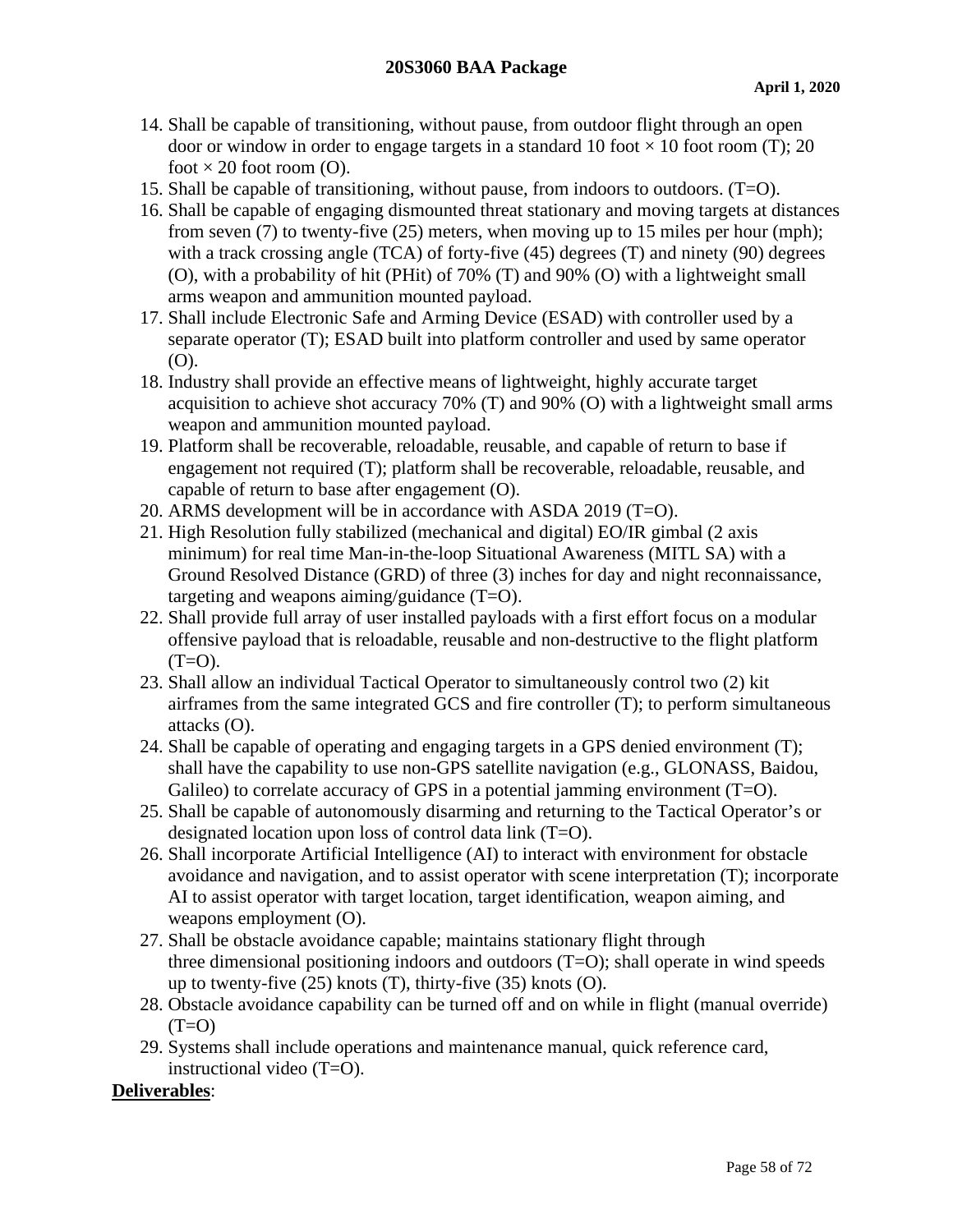14. Shall be capable of transitioning, without pause, from outdoor flight through an open door or window in order to engage targets in a standard 10 foot × 10 foot room (T); 20 foot × 20 foot room (O).
15. Shall be capable of transitioning, without pause, from indoors to outdoors. (T=O).
16. Shall be capable of engaging dismounted threat stationary and moving targets at distances from seven (7) to twenty-five (25) meters, when moving up to 15 miles per hour (mph); with a track crossing angle (TCA) of forty-five (45) degrees (T) and ninety (90) degrees (O), with a probability of hit (PHit) of 70% (T) and 90% (O) with a lightweight small arms weapon and ammunition mounted payload.
17. Shall include Electronic Safe and Arming Device (ESAD) with controller used by a separate operator (T); ESAD built into platform controller and used by same operator (O).
18. Industry shall provide an effective means of lightweight, highly accurate target acquisition to achieve shot accuracy 70% (T) and 90% (O) with a lightweight small arms weapon and ammunition mounted payload.
19. Platform shall be recoverable, reloadable, reusable, and capable of return to base if engagement not required (T); platform shall be recoverable, reloadable, reusable, and capable of return to base after engagement (O).
20. ARMS development will be in accordance with ASDA 2019 (T=O).
21. High Resolution fully stabilized (mechanical and digital) EO/IR gimbal (2 axis minimum) for real time Man-in-the-loop Situational Awareness (MITL SA) with a Ground Resolved Distance (GRD) of three (3) inches for day and night reconnaissance, targeting and weapons aiming/guidance (T=O).
22. Shall provide full array of user installed payloads with a first effort focus on a modular offensive payload that is reloadable, reusable and non-destructive to the flight platform (T=O).
23. Shall allow an individual Tactical Operator to simultaneously control two (2) kit airframes from the same integrated GCS and fire controller (T); to perform simultaneous attacks (O).
24. Shall be capable of operating and engaging targets in a GPS denied environment (T); shall have the capability to use non-GPS satellite navigation (e.g., GLONASS, Baidou, Galileo) to correlate accuracy of GPS in a potential jamming environment (T=O).
25. Shall be capable of autonomously disarming and returning to the Tactical Operator's or designated location upon loss of control data link (T=O).
26. Shall incorporate Artificial Intelligence (AI) to interact with environment for obstacle avoidance and navigation, and to assist operator with scene interpretation (T); incorporate AI to assist operator with target location, target identification, weapon aiming, and weapons employment (O).
27. Shall be obstacle avoidance capable; maintains stationary flight through three dimensional positioning indoors and outdoors (T=O); shall operate in wind speeds up to twenty-five (25) knots (T), thirty-five (35) knots (O).
28. Obstacle avoidance capability can be turned off and on while in flight (manual override) (T=O)
29. Systems shall include operations and maintenance manual, quick reference card, instructional video (T=O).

**Deliverables**: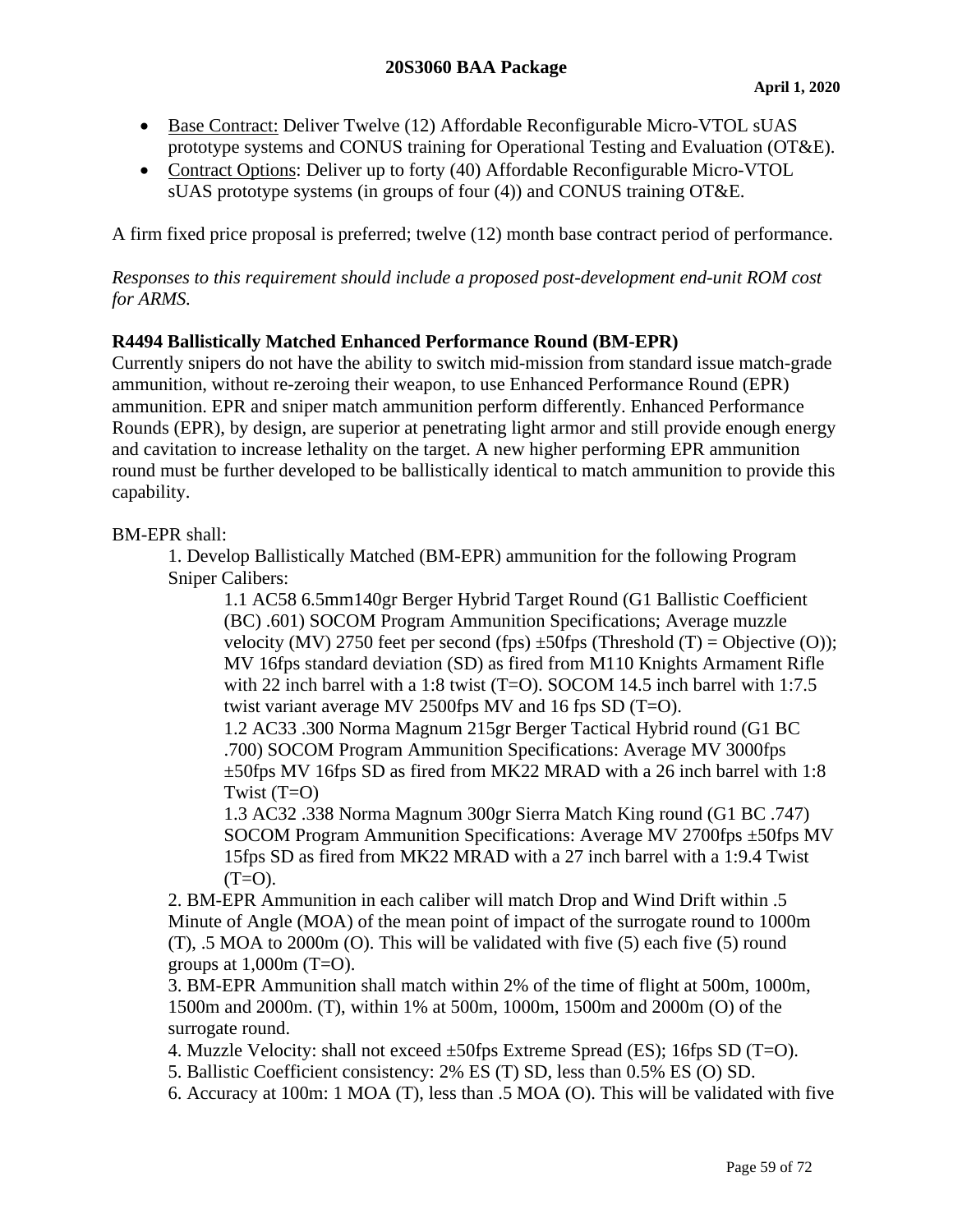- Base Contract: Deliver Twelve (12) Affordable Reconfigurable Micro-VTOL sUAS prototype systems and CONUS training for Operational Testing and Evaluation (OT&E).
- Contract Options: Deliver up to forty (40) Affordable Reconfigurable Micro-VTOL sUAS prototype systems (in groups of four (4)) and CONUS training OT&E.

A firm fixed price proposal is preferred; twelve (12) month base contract period of performance.

*Responses to this requirement should include a proposed post-development end-unit ROM cost for ARMS.*

**R4494 Ballistically Matched Enhanced Performance Round (BM-EPR)**

Currently snipers do not have the ability to switch mid-mission from standard issue match-grade ammunition, without re-zeroing their weapon, to use Enhanced Performance Round (EPR) ammunition. EPR and sniper match ammunition perform differently. Enhanced Performance Rounds (EPR), by design, are superior at penetrating light armor and still provide enough energy and cavitation to increase lethality on the target. A new higher performing EPR ammunition round must be further developed to be ballistically identical to match ammunition to provide this capability.

BM-EPR shall:

1. Develop Ballistically Matched (BM-EPR) ammunition for the following Program Sniper Calibers:
    1.1 AC58 6.5mm140gr Berger Hybrid Target Round (G1 Ballistic Coefficient (BC) .601) SOCOM Program Ammunition Specifications; Average muzzle velocity (MV) 2750 feet per second (fps) ±50fps (Threshold (T) = Objective (O)); MV 16fps standard deviation (SD) as fired from M110 Knights Armament Rifle with 22 inch barrel with a 1:8 twist (T=O). SOCOM 14.5 inch barrel with 1:7.5 twist variant average MV 2500fps MV and 16 fps SD (T=O).
    1.2 AC33 .300 Norma Magnum 215gr Berger Tactical Hybrid round (G1 BC .700) SOCOM Program Ammunition Specifications: Average MV 3000fps ±50fps MV 16fps SD as fired from MK22 MRAD with a 26 inch barrel with 1:8 Twist (T=O)
    1.3 AC32 .338 Norma Magnum 300gr Sierra Match King round (G1 BC .747) SOCOM Program Ammunition Specifications: Average MV 2700fps ±50fps MV 15fps SD as fired from MK22 MRAD with a 27 inch barrel with a 1:9.4 Twist (T=O).
2. BM-EPR Ammunition in each caliber will match Drop and Wind Drift within .5 Minute of Angle (MOA) of the mean point of impact of the surrogate round to 1000m (T), .5 MOA to 2000m (O). This will be validated with five (5) each five (5) round groups at 1,000m (T=O).
3. BM-EPR Ammunition shall match within 2% of the time of flight at 500m, 1000m, 1500m and 2000m. (T), within 1% at 500m, 1000m, 1500m and 2000m (O) of the surrogate round.
4. Muzzle Velocity: shall not exceed ±50fps Extreme Spread (ES); 16fps SD (T=O).
5. Ballistic Coefficient consistency: 2% ES (T) SD, less than 0.5% ES (O) SD.
6. Accuracy at 100m: 1 MOA (T), less than .5 MOA (O). This will be validated with five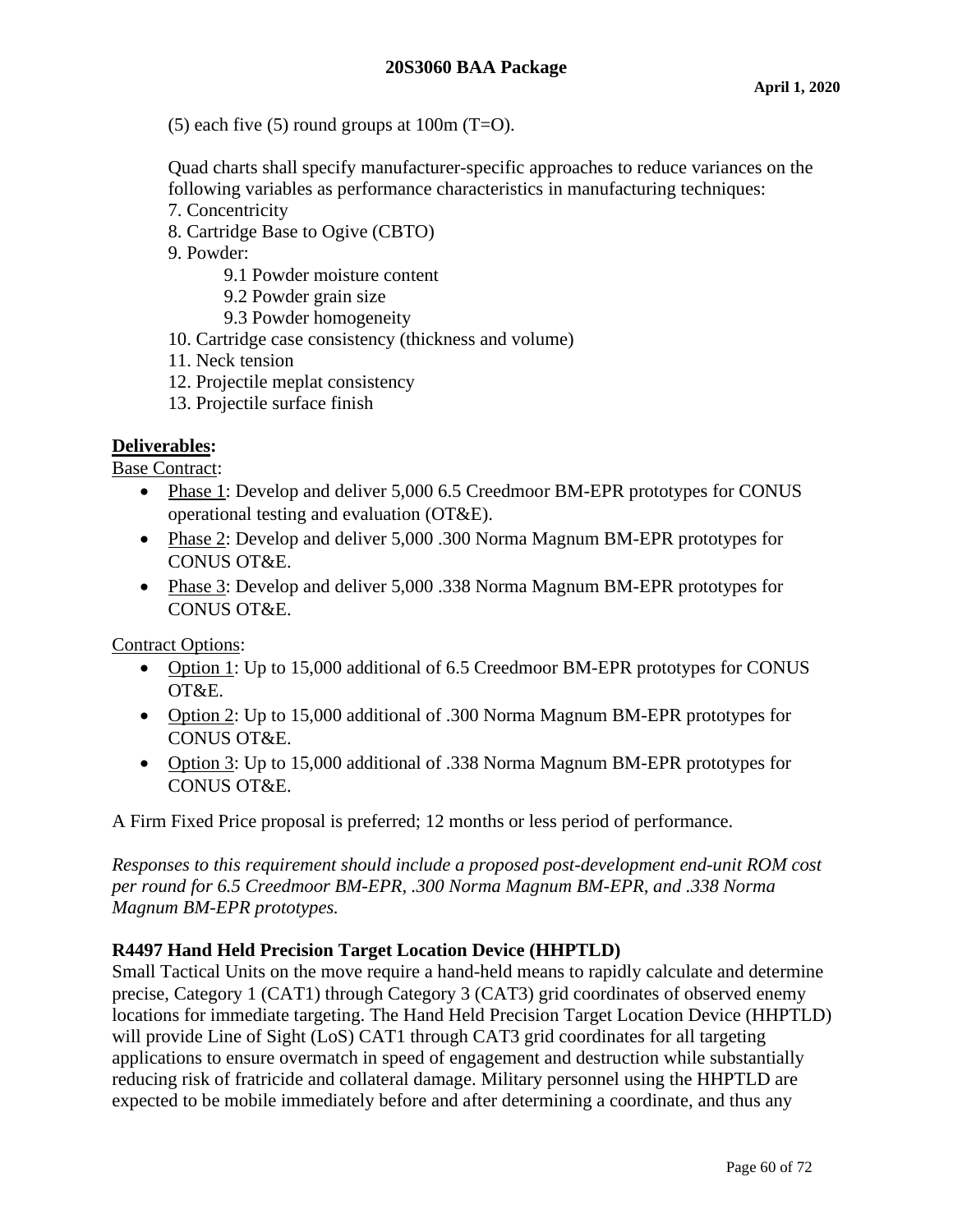(5) each five (5) round groups at 100m (T=O).

Quad charts shall specify manufacturer-specific approaches to reduce variances on the following variables as performance characteristics in manufacturing techniques:

7. Concentricity
8. Cartridge Base to Ogive (CBTO)
9. Powder:
    9.1 Powder moisture content
    9.2 Powder grain size
    9.3 Powder homogeneity
10. Cartridge case consistency (thickness and volume)
11. Neck tension
12. Projectile meplat consistency
13. Projectile surface finish

**Deliverables:**

Base Contract:

- Phase 1: Develop and deliver 5,000 6.5 Creedmoor BM-EPR prototypes for CONUS operational testing and evaluation (OT&E).
- Phase 2: Develop and deliver 5,000 .300 Norma Magnum BM-EPR prototypes for CONUS OT&E.
- Phase 3: Develop and deliver 5,000 .338 Norma Magnum BM-EPR prototypes for CONUS OT&E.

Contract Options:

- Option 1: Up to 15,000 additional of 6.5 Creedmoor BM-EPR prototypes for CONUS OT&E.
- Option 2: Up to 15,000 additional of .300 Norma Magnum BM-EPR prototypes for CONUS OT&E.
- Option 3: Up to 15,000 additional of .338 Norma Magnum BM-EPR prototypes for CONUS OT&E.

A Firm Fixed Price proposal is preferred; 12 months or less period of performance.

*Responses to this requirement should include a proposed post-development end-unit ROM cost per round for 6.5 Creedmoor BM-EPR, .300 Norma Magnum BM-EPR, and .338 Norma Magnum BM-EPR prototypes.*

**R4497 Hand Held Precision Target Location Device (HHPTLD)**

Small Tactical Units on the move require a hand-held means to rapidly calculate and determine precise, Category 1 (CAT1) through Category 3 (CAT3) grid coordinates of observed enemy locations for immediate targeting. The Hand Held Precision Target Location Device (HHPTLD) will provide Line of Sight (LoS) CAT1 through CAT3 grid coordinates for all targeting applications to ensure overmatch in speed of engagement and destruction while substantially reducing risk of fratricide and collateral damage. Military personnel using the HHPTLD are expected to be mobile immediately before and after determining a coordinate, and thus any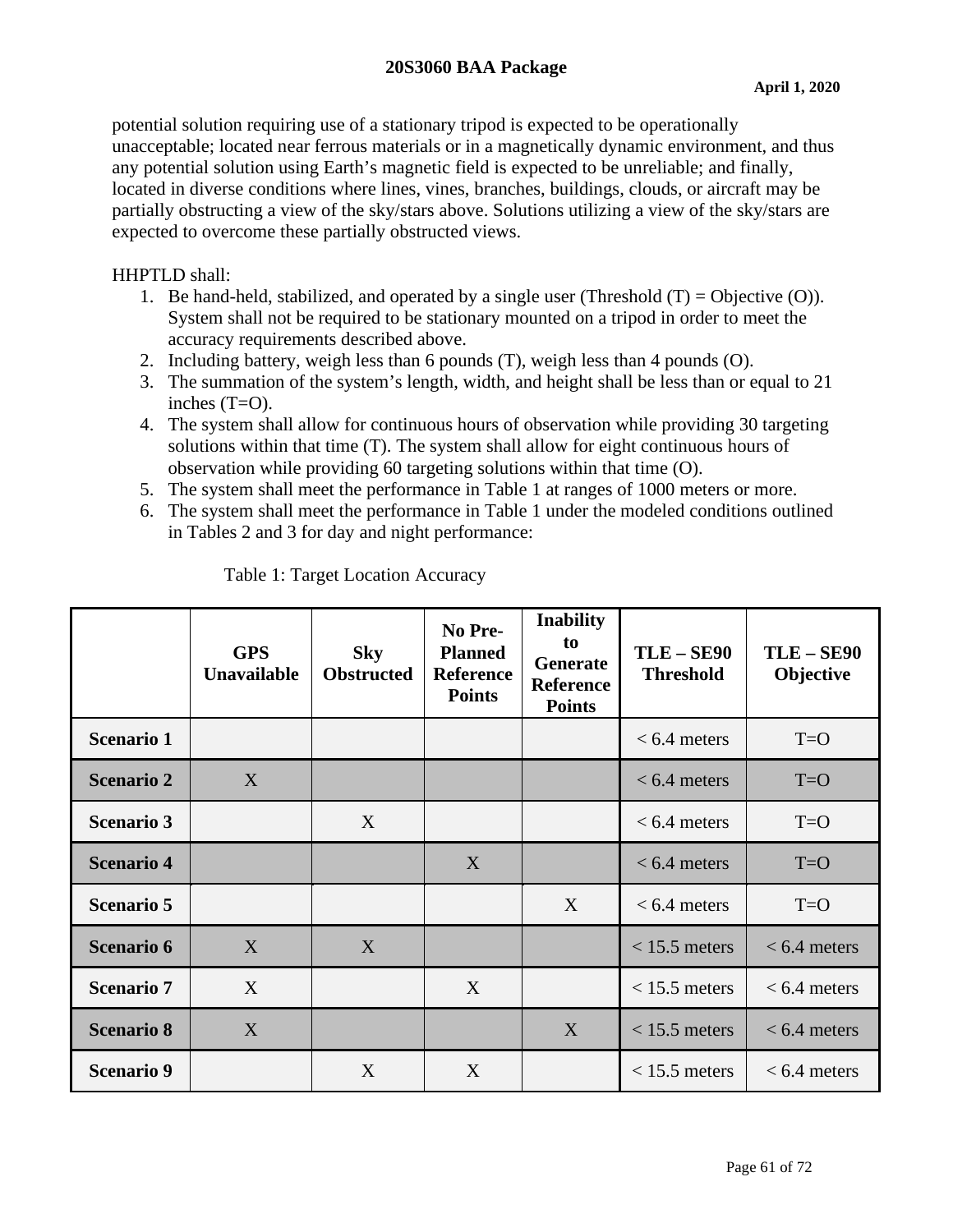potential solution requiring use of a stationary tripod is expected to be operationally unacceptable; located near ferrous materials or in a magnetically dynamic environment, and thus any potential solution using Earth's magnetic field is expected to be unreliable; and finally, located in diverse conditions where lines, vines, branches, buildings, clouds, or aircraft may be partially obstructing a view of the sky/stars above. Solutions utilizing a view of the sky/stars are expected to overcome these partially obstructed views.

HHPTLD shall:

1. Be hand-held, stabilized, and operated by a single user (Threshold (T) = Objective (O)). System shall not be required to be stationary mounted on a tripod in order to meet the accuracy requirements described above.
2. Including battery, weigh less than 6 pounds (T), weigh less than 4 pounds (O).
3. The summation of the system's length, width, and height shall be less than or equal to 21 inches (T=O).
4. The system shall allow for continuous hours of observation while providing 30 targeting solutions within that time (T). The system shall allow for eight continuous hours of observation while providing 60 targeting solutions within that time (O).
5. The system shall meet the performance in Table 1 at ranges of 1000 meters or more.
6. The system shall meet the performance in Table 1 under the modeled conditions outlined in Tables 2 and 3 for day and night performance:

Table 1: Target Location Accuracy

| | GPS Unavailable | Sky Obstructed | No Pre-Planned Reference Points | Inability to Generate Reference Points | TLE – SE90 Threshold | TLE – SE90 Objective |
|---|---|---|---|---|---|---|
| **Scenario 1** | | | | | < 6.4 meters | T=O |
| **Scenario 2** | X | | | | < 6.4 meters | T=O |
| **Scenario 3** | | X | | | < 6.4 meters | T=O |
| **Scenario 4** | | | X | | < 6.4 meters | T=O |
| **Scenario 5** | | | | X | < 6.4 meters | T=O |
| **Scenario 6** | X | X | | | < 15.5 meters | < 6.4 meters |
| **Scenario 7** | X | | X | | < 15.5 meters | < 6.4 meters |
| **Scenario 8** | X | | | X | < 15.5 meters | < 6.4 meters |
| **Scenario 9** | | X | X | | < 15.5 meters | < 6.4 meters |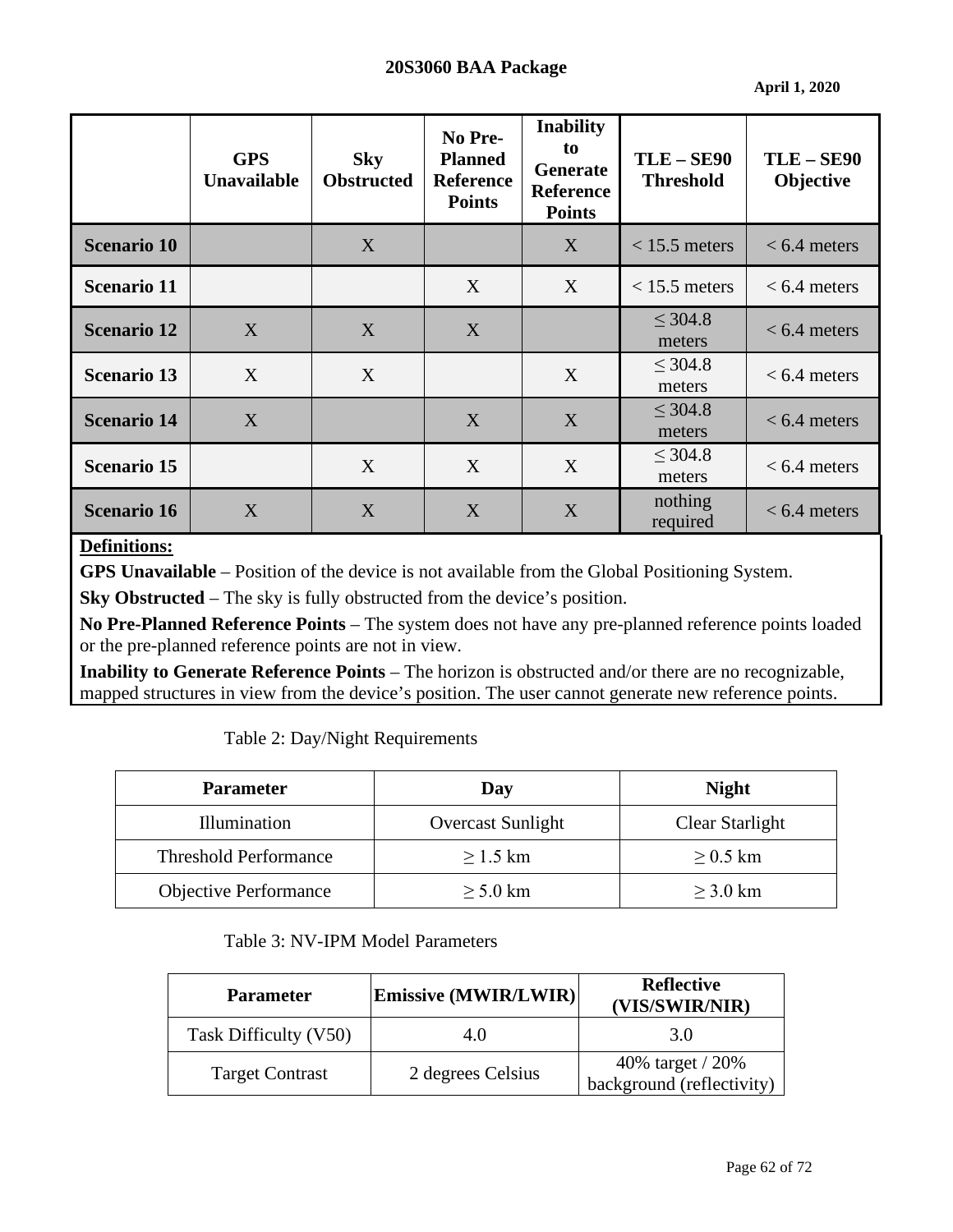| | GPS Unavailable | Sky Obstructed | No Pre-Planned Reference Points | Inability to Generate Reference Points | TLE – SE90 Threshold | TLE – SE90 Objective |
|---|---|---|---|---|---|---|
| **Scenario 10** | | X | | X | < 15.5 meters | < 6.4 meters |
| **Scenario 11** | | | X | X | < 15.5 meters | < 6.4 meters |
| **Scenario 12** | X | X | X | | ≤ 304.8 meters | < 6.4 meters |
| **Scenario 13** | X | X | | X | ≤ 304.8 meters | < 6.4 meters |
| **Scenario 14** | X | | X | X | ≤ 304.8 meters | < 6.4 meters |
| **Scenario 15** | | X | X | X | ≤ 304.8 meters | < 6.4 meters |
| **Scenario 16** | X | X | X | X | nothing required | < 6.4 meters |

**Definitions:**

**GPS Unavailable** – Position of the device is not available from the Global Positioning System.

**Sky Obstructed** – The sky is fully obstructed from the device's position.

**No Pre-Planned Reference Points** – The system does not have any pre-planned reference points loaded or the pre-planned reference points are not in view.

**Inability to Generate Reference Points** – The horizon is obstructed and/or there are no recognizable, mapped structures in view from the device's position. The user cannot generate new reference points.

Table 2: Day/Night Requirements

| Parameter | Day | Night |
|---|---|---|
| Illumination | Overcast Sunlight | Clear Starlight |
| Threshold Performance | ≥ 1.5 km | ≥ 0.5 km |
| Objective Performance | ≥ 5.0 km | ≥ 3.0 km |

Table 3: NV-IPM Model Parameters

| Parameter | Emissive (MWIR/LWIR) | Reflective (VIS/SWIR/NIR) |
|---|---|---|
| Task Difficulty (V50) | 4.0 | 3.0 |
| Target Contrast | 2 degrees Celsius | 40% target / 20% background (reflectivity) |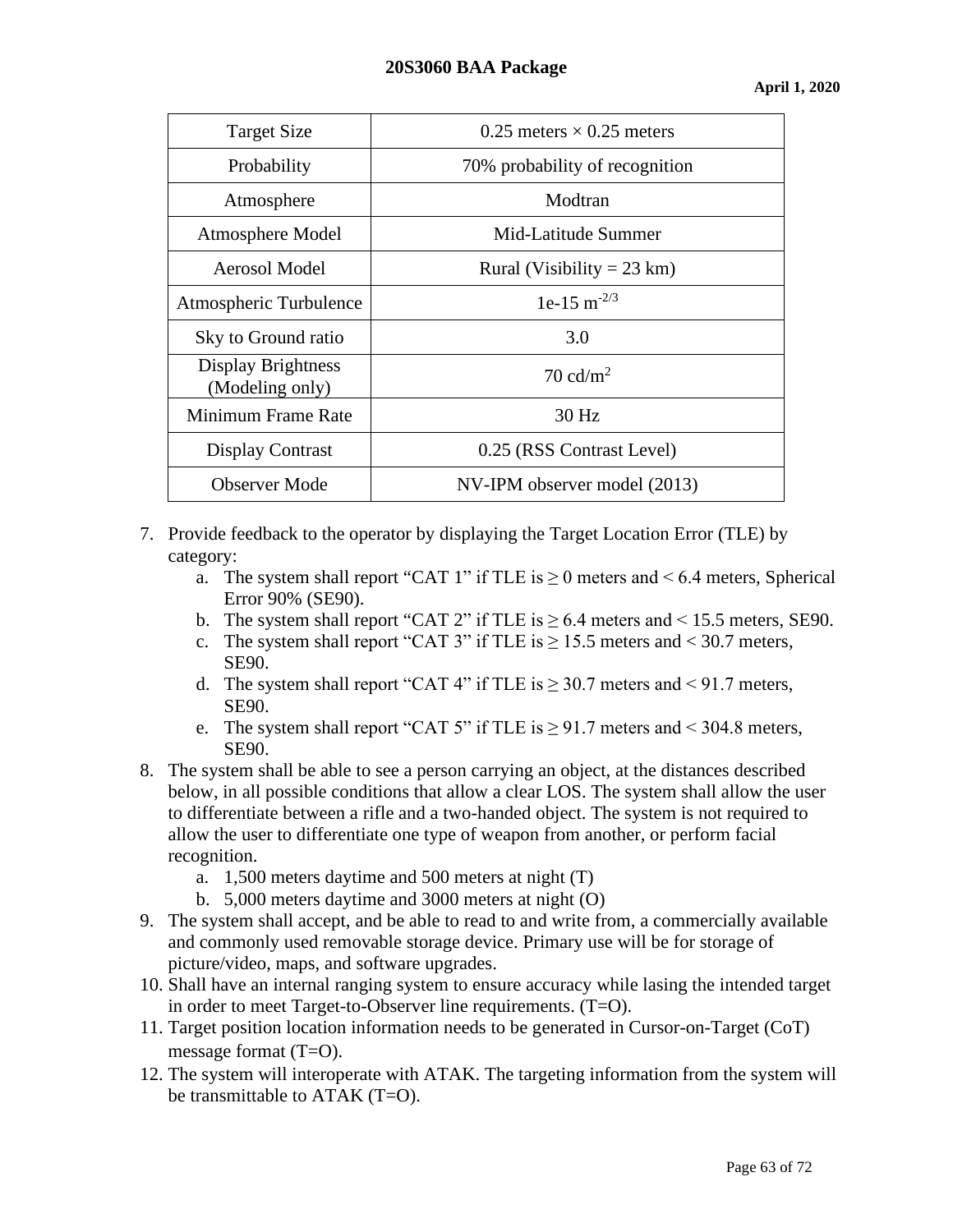| Target Size | 0.25 meters × 0.25 meters |
|---|---|
| Probability | 70% probability of recognition |
| Atmosphere | Modtran |
| Atmosphere Model | Mid-Latitude Summer |
| Aerosol Model | Rural (Visibility = 23 km) |
| Atmospheric Turbulence | 1e-15 $m^{-2/3}$ |
| Sky to Ground ratio | 3.0 |
| Display Brightness (Modeling only) | 70 $cd/m^2$ |
| Minimum Frame Rate | 30 Hz |
| Display Contrast | 0.25 (RSS Contrast Level) |
| Observer Mode | NV-IPM observer model (2013) |

7. Provide feedback to the operator by displaying the Target Location Error (TLE) by category:
   a. The system shall report "CAT 1" if TLE is ≥ 0 meters and < 6.4 meters, Spherical Error 90% (SE90).
   b. The system shall report "CAT 2" if TLE is ≥ 6.4 meters and < 15.5 meters, SE90.
   c. The system shall report "CAT 3" if TLE is ≥ 15.5 meters and < 30.7 meters, SE90.
   d. The system shall report "CAT 4" if TLE is ≥ 30.7 meters and < 91.7 meters, SE90.
   e. The system shall report "CAT 5" if TLE is ≥ 91.7 meters and < 304.8 meters, SE90.
8. The system shall be able to see a person carrying an object, at the distances described below, in all possible conditions that allow a clear LOS. The system shall allow the user to differentiate between a rifle and a two-handed object. The system is not required to allow the user to differentiate one type of weapon from another, or perform facial recognition.
   a. 1,500 meters daytime and 500 meters at night (T)
   b. 5,000 meters daytime and 3000 meters at night (O)
9. The system shall accept, and be able to read to and write from, a commercially available and commonly used removable storage device. Primary use will be for storage of picture/video, maps, and software upgrades.
10. Shall have an internal ranging system to ensure accuracy while lasing the intended target in order to meet Target-to-Observer line requirements. (T=O).
11. Target position location information needs to be generated in Cursor-on-Target (CoT) message format (T=O).
12. The system will interoperate with ATAK. The targeting information from the system will be transmittable to ATAK (T=O).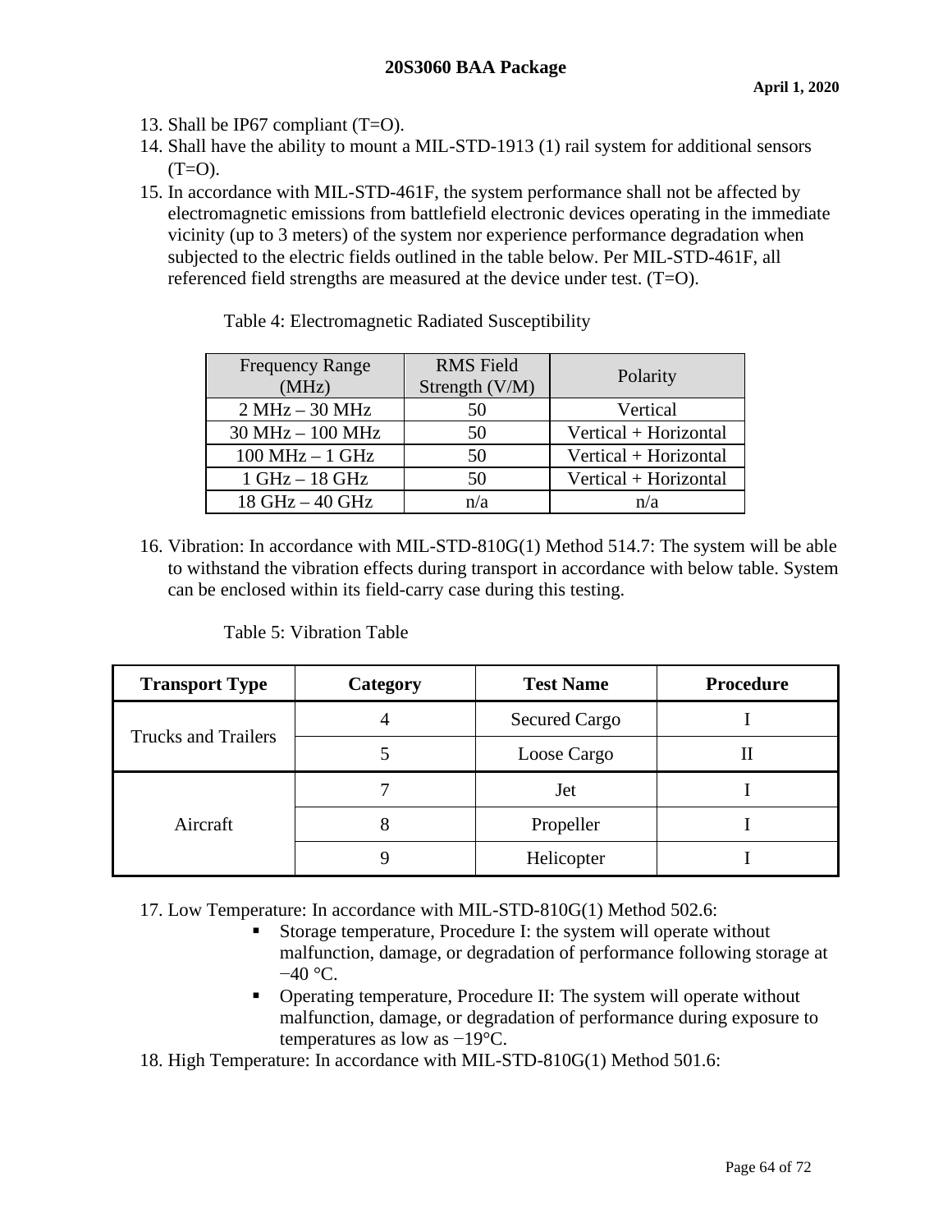13. Shall be IP67 compliant (T=O).
14. Shall have the ability to mount a MIL-STD-1913 (1) rail system for additional sensors (T=O).
15. In accordance with MIL-STD-461F, the system performance shall not be affected by electromagnetic emissions from battlefield electronic devices operating in the immediate vicinity (up to 3 meters) of the system nor experience performance degradation when subjected to the electric fields outlined in the table below. Per MIL-STD-461F, all referenced field strengths are measured at the device under test. (T=O).

Table 4: Electromagnetic Radiated Susceptibility

| Frequency Range (MHz) | RMS Field Strength (V/M) | Polarity |
|---|---|---|
| 2 MHz – 30 MHz | 50 | Vertical |
| 30 MHz – 100 MHz | 50 | Vertical + Horizontal |
| 100 MHz – 1 GHz | 50 | Vertical + Horizontal |
| 1 GHz – 18 GHz | 50 | Vertical + Horizontal |
| 18 GHz – 40 GHz | n/a | n/a |

16. Vibration: In accordance with MIL-STD-810G(1) Method 514.7: The system will be able to withstand the vibration effects during transport in accordance with below table. System can be enclosed within its field-carry case during this testing.

Table 5: Vibration Table

| Transport Type | Category | Test Name | Procedure |
|---|---|---|---|
| Trucks and Trailers | 4 | Secured Cargo | I |
| | 5 | Loose Cargo | II |
| Aircraft | 7 | Jet | I |
| | 8 | Propeller | I |
| | 9 | Helicopter | I |

17. Low Temperature: In accordance with MIL-STD-810G(1) Method 502.6:
    - Storage temperature, Procedure I: the system will operate without malfunction, damage, or degradation of performance following storage at −40 °C.
    - Operating temperature, Procedure II: The system will operate without malfunction, damage, or degradation of performance during exposure to temperatures as low as −19°C.
18. High Temperature: In accordance with MIL-STD-810G(1) Method 501.6: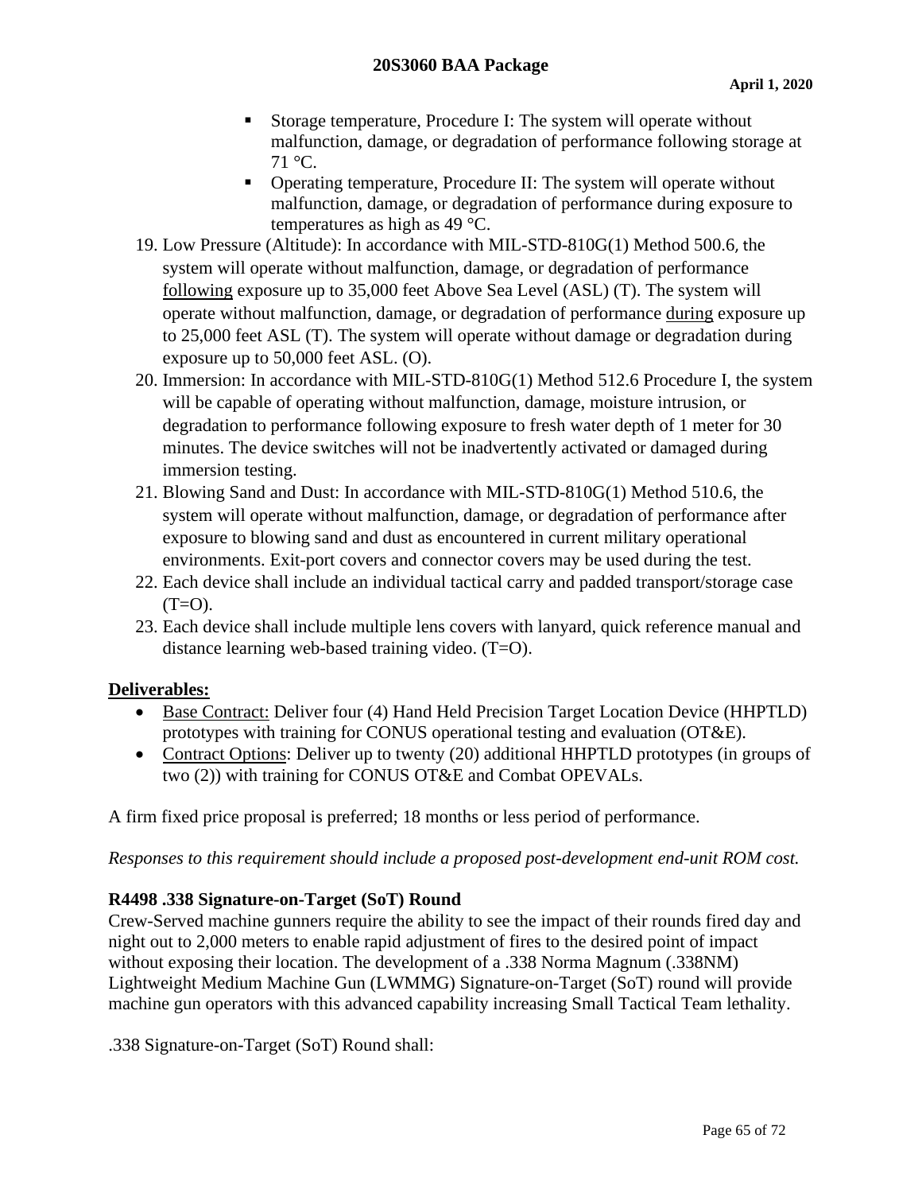- Storage temperature, Procedure I: The system will operate without malfunction, damage, or degradation of performance following storage at 71 °C.
- Operating temperature, Procedure II: The system will operate without malfunction, damage, or degradation of performance during exposure to temperatures as high as 49 °C.

19. Low Pressure (Altitude): In accordance with MIL-STD-810G(1) Method 500.6, the system will operate without malfunction, damage, or degradation of performance <u>following</u> exposure up to 35,000 feet Above Sea Level (ASL) (T). The system will operate without malfunction, damage, or degradation of performance <u>during</u> exposure up to 25,000 feet ASL (T). The system will operate without damage or degradation during exposure up to 50,000 feet ASL. (O).
20. Immersion: In accordance with MIL-STD-810G(1) Method 512.6 Procedure I, the system will be capable of operating without malfunction, damage, moisture intrusion, or degradation to performance following exposure to fresh water depth of 1 meter for 30 minutes. The device switches will not be inadvertently activated or damaged during immersion testing.
21. Blowing Sand and Dust: In accordance with MIL-STD-810G(1) Method 510.6, the system will operate without malfunction, damage, or degradation of performance after exposure to blowing sand and dust as encountered in current military operational environments. Exit-port covers and connector covers may be used during the test.
22. Each device shall include an individual tactical carry and padded transport/storage case (T=O).
23. Each device shall include multiple lens covers with lanyard, quick reference manual and distance learning web-based training video. (T=O).

**<u>Deliverables:</u>**

- <u>Base Contract:</u> Deliver four (4) Hand Held Precision Target Location Device (HHPTLD) prototypes with training for CONUS operational testing and evaluation (OT&E).
- <u>Contract Options</u>: Deliver up to twenty (20) additional HHPTLD prototypes (in groups of two (2)) with training for CONUS OT&E and Combat OPEVALs.

A firm fixed price proposal is preferred; 18 months or less period of performance.

*Responses to this requirement should include a proposed post-development end-unit ROM cost.*

**R4498 .338 Signature-on-Target (SoT) Round**

Crew-Served machine gunners require the ability to see the impact of their rounds fired day and night out to 2,000 meters to enable rapid adjustment of fires to the desired point of impact without exposing their location. The development of a .338 Norma Magnum (.338NM) Lightweight Medium Machine Gun (LWMMG) Signature-on-Target (SoT) round will provide machine gun operators with this advanced capability increasing Small Tactical Team lethality.

.338 Signature-on-Target (SoT) Round shall: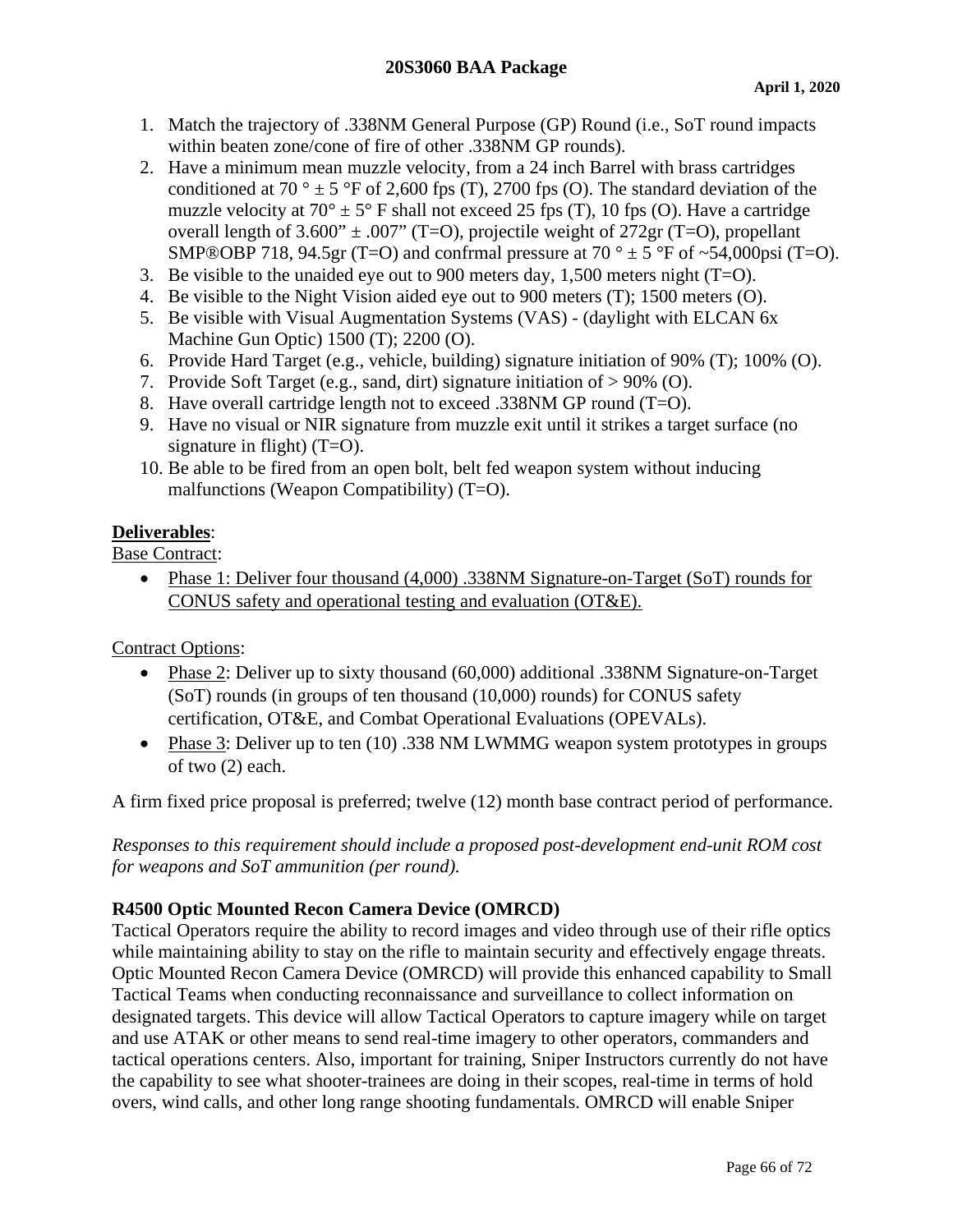1. Match the trajectory of .338NM General Purpose (GP) Round (i.e., SoT round impacts within beaten zone/cone of fire of other .338NM GP rounds).
2. Have a minimum mean muzzle velocity, from a 24 inch Barrel with brass cartridges conditioned at 70 ° ± 5 °F of 2,600 fps (T), 2700 fps (O). The standard deviation of the muzzle velocity at 70° ± 5° F shall not exceed 25 fps (T), 10 fps (O). Have a cartridge overall length of 3.600" ± .007" (T=O), projectile weight of 272gr (T=O), propellant SMP®OBP 718, 94.5gr (T=O) and confrmal pressure at 70 ° ± 5 °F of ~54,000psi (T=O).
3. Be visible to the unaided eye out to 900 meters day, 1,500 meters night (T=O).
4. Be visible to the Night Vision aided eye out to 900 meters (T); 1500 meters (O).
5. Be visible with Visual Augmentation Systems (VAS) - (daylight with ELCAN 6x Machine Gun Optic) 1500 (T); 2200 (O).
6. Provide Hard Target (e.g., vehicle, building) signature initiation of 90% (T); 100% (O).
7. Provide Soft Target (e.g., sand, dirt) signature initiation of > 90% (O).
8. Have overall cartridge length not to exceed .338NM GP round (T=O).
9. Have no visual or NIR signature from muzzle exit until it strikes a target surface (no signature in flight) (T=O).
10. Be able to be fired from an open bolt, belt fed weapon system without inducing malfunctions (Weapon Compatibility) (T=O).

**Deliverables**:

Base Contract:

- Phase 1: Deliver four thousand (4,000) .338NM Signature-on-Target (SoT) rounds for CONUS safety and operational testing and evaluation (OT&E).

Contract Options:

- Phase 2: Deliver up to sixty thousand (60,000) additional .338NM Signature-on-Target (SoT) rounds (in groups of ten thousand (10,000) rounds) for CONUS safety certification, OT&E, and Combat Operational Evaluations (OPEVALs).
- Phase 3: Deliver up to ten (10) .338 NM LWMMG weapon system prototypes in groups of two (2) each.

A firm fixed price proposal is preferred; twelve (12) month base contract period of performance.

*Responses to this requirement should include a proposed post-development end-unit ROM cost for weapons and SoT ammunition (per round).*

### R4500 Optic Mounted Recon Camera Device (OMRCD)

Tactical Operators require the ability to record images and video through use of their rifle optics while maintaining ability to stay on the rifle to maintain security and effectively engage threats. Optic Mounted Recon Camera Device (OMRCD) will provide this enhanced capability to Small Tactical Teams when conducting reconnaissance and surveillance to collect information on designated targets. This device will allow Tactical Operators to capture imagery while on target and use ATAK or other means to send real-time imagery to other operators, commanders and tactical operations centers. Also, important for training, Sniper Instructors currently do not have the capability to see what shooter-trainees are doing in their scopes, real-time in terms of hold overs, wind calls, and other long range shooting fundamentals. OMRCD will enable Sniper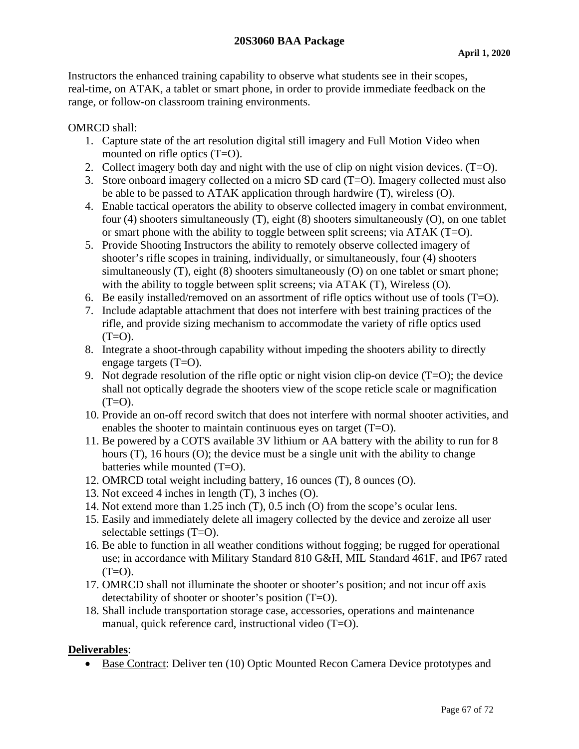Instructors the enhanced training capability to observe what students see in their scopes, real-time, on ATAK, a tablet or smart phone, in order to provide immediate feedback on the range, or follow-on classroom training environments.

OMRCD shall:

1. Capture state of the art resolution digital still imagery and Full Motion Video when mounted on rifle optics (T=O).
2. Collect imagery both day and night with the use of clip on night vision devices. (T=O).
3. Store onboard imagery collected on a micro SD card (T=O). Imagery collected must also be able to be passed to ATAK application through hardwire (T), wireless (O).
4. Enable tactical operators the ability to observe collected imagery in combat environment, four (4) shooters simultaneously (T), eight (8) shooters simultaneously (O), on one tablet or smart phone with the ability to toggle between split screens; via ATAK (T=O).
5. Provide Shooting Instructors the ability to remotely observe collected imagery of shooter's rifle scopes in training, individually, or simultaneously, four (4) shooters simultaneously (T), eight (8) shooters simultaneously (O) on one tablet or smart phone; with the ability to toggle between split screens; via ATAK (T), Wireless (O).
6. Be easily installed/removed on an assortment of rifle optics without use of tools (T=O).
7. Include adaptable attachment that does not interfere with best training practices of the rifle, and provide sizing mechanism to accommodate the variety of rifle optics used (T=O).
8. Integrate a shoot-through capability without impeding the shooters ability to directly engage targets (T=O).
9. Not degrade resolution of the rifle optic or night vision clip-on device (T=O); the device shall not optically degrade the shooters view of the scope reticle scale or magnification (T=O).
10. Provide an on-off record switch that does not interfere with normal shooter activities, and enables the shooter to maintain continuous eyes on target (T=O).
11. Be powered by a COTS available 3V lithium or AA battery with the ability to run for 8 hours (T), 16 hours (O); the device must be a single unit with the ability to change batteries while mounted (T=O).
12. OMRCD total weight including battery, 16 ounces (T), 8 ounces (O).
13. Not exceed 4 inches in length (T), 3 inches (O).
14. Not extend more than 1.25 inch (T), 0.5 inch (O) from the scope's ocular lens.
15. Easily and immediately delete all imagery collected by the device and zeroize all user selectable settings (T=O).
16. Be able to function in all weather conditions without fogging; be rugged for operational use; in accordance with Military Standard 810 G&H, MIL Standard 461F, and IP67 rated (T=O).
17. OMRCD shall not illuminate the shooter or shooter's position; and not incur off axis detectability of shooter or shooter's position (T=O).
18. Shall include transportation storage case, accessories, operations and maintenance manual, quick reference card, instructional video (T=O).

**Deliverables**:

- Base Contract: Deliver ten (10) Optic Mounted Recon Camera Device prototypes and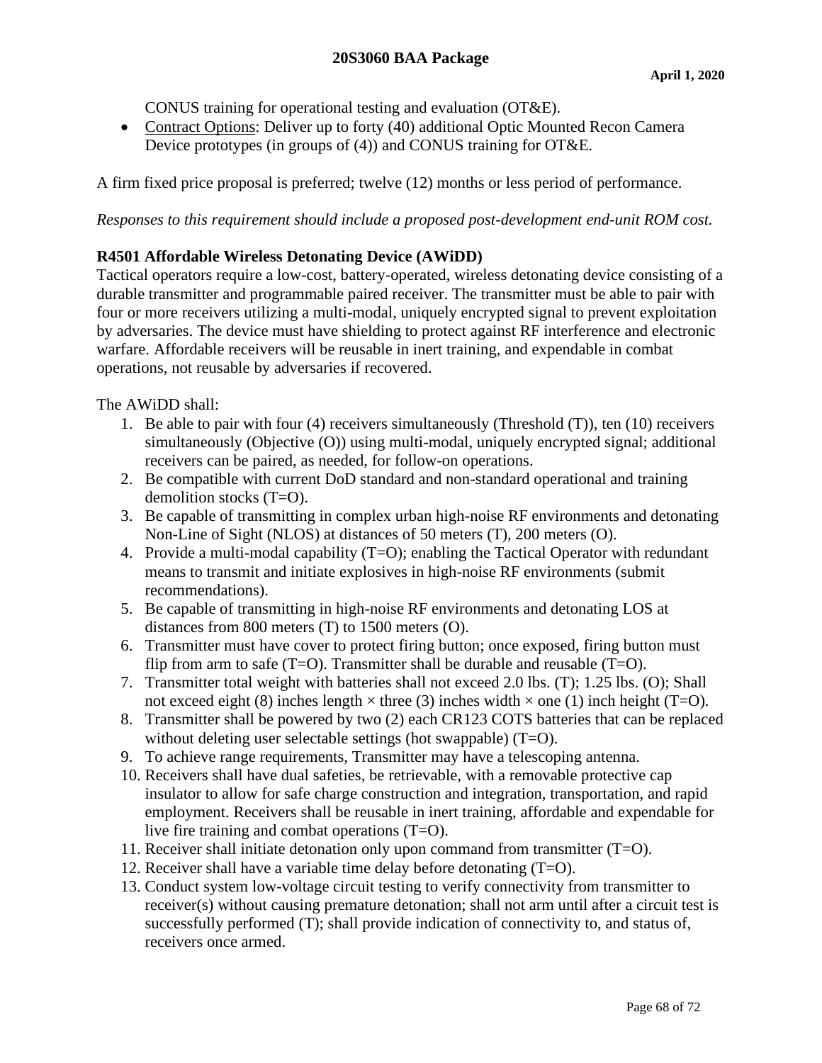CONUS training for operational testing and evaluation (OT&E).

- Contract Options: Deliver up to forty (40) additional Optic Mounted Recon Camera Device prototypes (in groups of (4)) and CONUS training for OT&E.

A firm fixed price proposal is preferred; twelve (12) months or less period of performance.

*Responses to this requirement should include a proposed post-development end-unit ROM cost.*

**R4501 Affordable Wireless Detonating Device (AWiDD)**

Tactical operators require a low-cost, battery-operated, wireless detonating device consisting of a durable transmitter and programmable paired receiver. The transmitter must be able to pair with four or more receivers utilizing a multi-modal, uniquely encrypted signal to prevent exploitation by adversaries. The device must have shielding to protect against RF interference and electronic warfare. Affordable receivers will be reusable in inert training, and expendable in combat operations, not reusable by adversaries if recovered.

The AWiDD shall:

1. Be able to pair with four (4) receivers simultaneously (Threshold (T)), ten (10) receivers simultaneously (Objective (O)) using multi-modal, uniquely encrypted signal; additional receivers can be paired, as needed, for follow-on operations.
2. Be compatible with current DoD standard and non-standard operational and training demolition stocks (T=O).
3. Be capable of transmitting in complex urban high-noise RF environments and detonating Non-Line of Sight (NLOS) at distances of 50 meters (T), 200 meters (O).
4. Provide a multi-modal capability (T=O); enabling the Tactical Operator with redundant means to transmit and initiate explosives in high-noise RF environments (submit recommendations).
5. Be capable of transmitting in high-noise RF environments and detonating LOS at distances from 800 meters (T) to 1500 meters (O).
6. Transmitter must have cover to protect firing button; once exposed, firing button must flip from arm to safe (T=O). Transmitter shall be durable and reusable (T=O).
7. Transmitter total weight with batteries shall not exceed 2.0 lbs. (T); 1.25 lbs. (O); Shall not exceed eight (8) inches length × three (3) inches width × one (1) inch height (T=O).
8. Transmitter shall be powered by two (2) each CR123 COTS batteries that can be replaced without deleting user selectable settings (hot swappable) (T=O).
9. To achieve range requirements, Transmitter may have a telescoping antenna.
10. Receivers shall have dual safeties, be retrievable, with a removable protective cap insulator to allow for safe charge construction and integration, transportation, and rapid employment. Receivers shall be reusable in inert training, affordable and expendable for live fire training and combat operations (T=O).
11. Receiver shall initiate detonation only upon command from transmitter (T=O).
12. Receiver shall have a variable time delay before detonating (T=O).
13. Conduct system low-voltage circuit testing to verify connectivity from transmitter to receiver(s) without causing premature detonation; shall not arm until after a circuit test is successfully performed (T); shall provide indication of connectivity to, and status of, receivers once armed.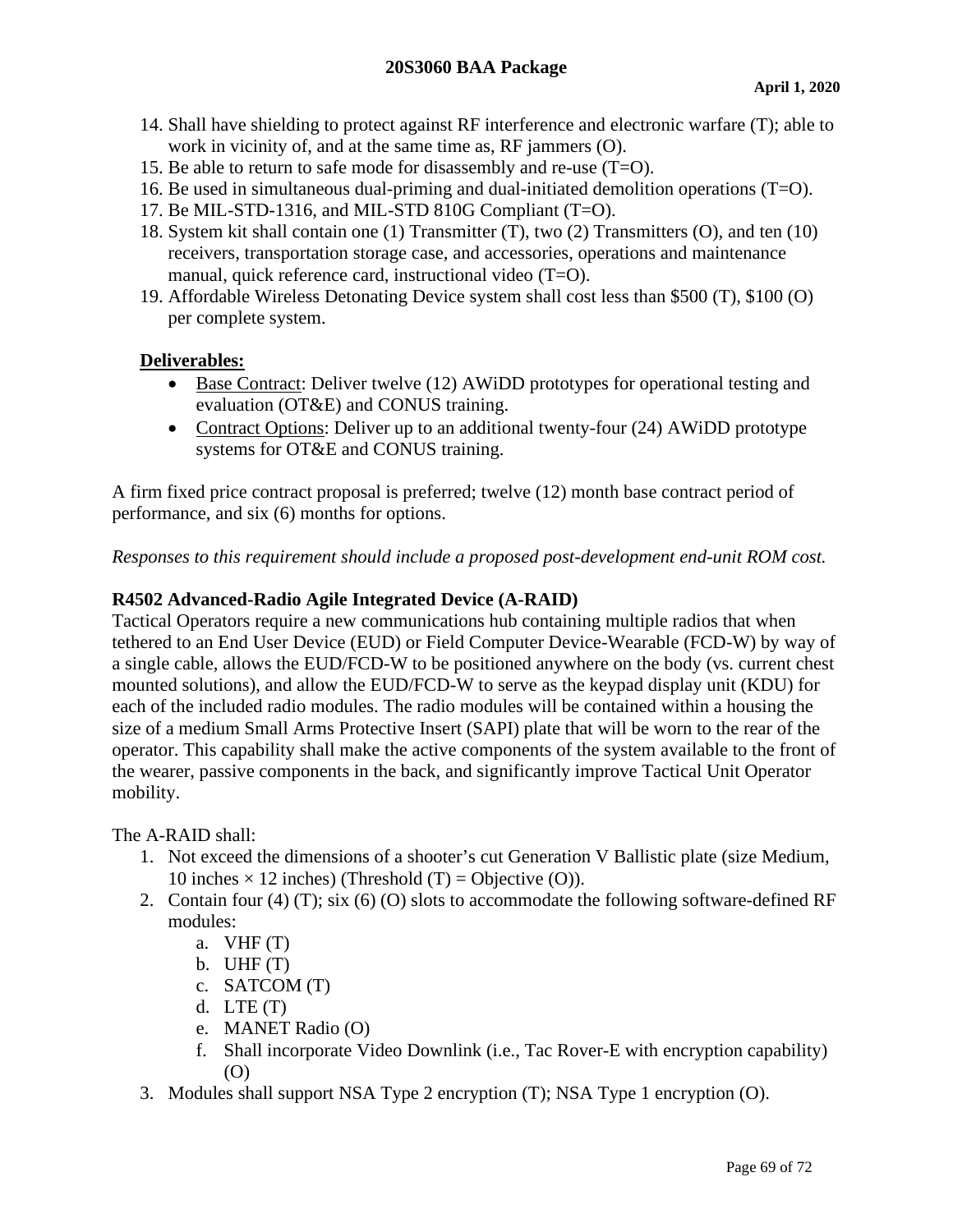14. Shall have shielding to protect against RF interference and electronic warfare (T); able to work in vicinity of, and at the same time as, RF jammers (O).
15. Be able to return to safe mode for disassembly and re-use (T=O).
16. Be used in simultaneous dual-priming and dual-initiated demolition operations (T=O).
17. Be MIL-STD-1316, and MIL-STD 810G Compliant (T=O).
18. System kit shall contain one (1) Transmitter (T), two (2) Transmitters (O), and ten (10) receivers, transportation storage case, and accessories, operations and maintenance manual, quick reference card, instructional video (T=O).
19. Affordable Wireless Detonating Device system shall cost less than $500 (T), $100 (O) per complete system.

**Deliverables:**

- Base Contract: Deliver twelve (12) AWiDD prototypes for operational testing and evaluation (OT&E) and CONUS training.
- Contract Options: Deliver up to an additional twenty-four (24) AWiDD prototype systems for OT&E and CONUS training.

A firm fixed price contract proposal is preferred; twelve (12) month base contract period of performance, and six (6) months for options.

*Responses to this requirement should include a proposed post-development end-unit ROM cost.*

### R4502 Advanced-Radio Agile Integrated Device (A-RAID)

Tactical Operators require a new communications hub containing multiple radios that when tethered to an End User Device (EUD) or Field Computer Device-Wearable (FCD-W) by way of a single cable, allows the EUD/FCD-W to be positioned anywhere on the body (vs. current chest mounted solutions), and allow the EUD/FCD-W to serve as the keypad display unit (KDU) for each of the included radio modules. The radio modules will be contained within a housing the size of a medium Small Arms Protective Insert (SAPI) plate that will be worn to the rear of the operator. This capability shall make the active components of the system available to the front of the wearer, passive components in the back, and significantly improve Tactical Unit Operator mobility.

The A-RAID shall:

1. Not exceed the dimensions of a shooter's cut Generation V Ballistic plate (size Medium, 10 inches × 12 inches) (Threshold (T) = Objective (O)).
2. Contain four (4) (T); six (6) (O) slots to accommodate the following software-defined RF modules:
   a. VHF (T)
   b. UHF (T)
   c. SATCOM (T)
   d. LTE (T)
   e. MANET Radio (O)
   f. Shall incorporate Video Downlink (i.e., Tac Rover-E with encryption capability) (O)
3. Modules shall support NSA Type 2 encryption (T); NSA Type 1 encryption (O).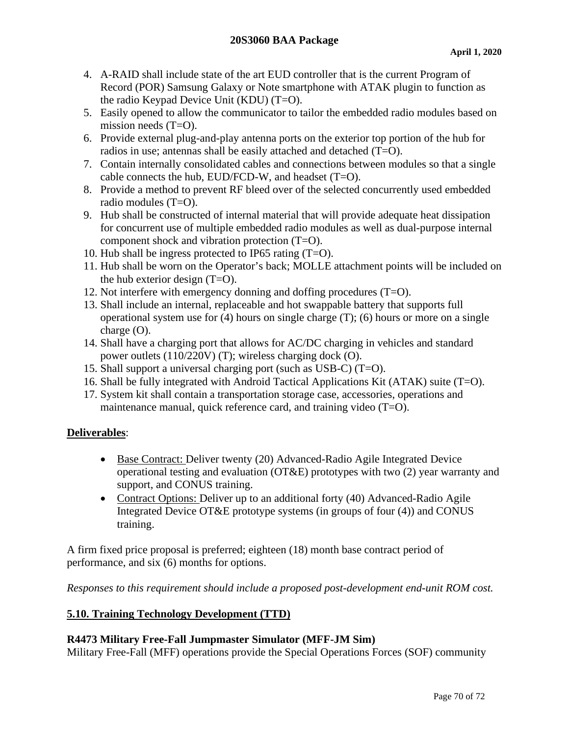4. A-RAID shall include state of the art EUD controller that is the current Program of Record (POR) Samsung Galaxy or Note smartphone with ATAK plugin to function as the radio Keypad Device Unit (KDU) (T=O).
5. Easily opened to allow the communicator to tailor the embedded radio modules based on mission needs (T=O).
6. Provide external plug-and-play antenna ports on the exterior top portion of the hub for radios in use; antennas shall be easily attached and detached (T=O).
7. Contain internally consolidated cables and connections between modules so that a single cable connects the hub, EUD/FCD-W, and headset (T=O).
8. Provide a method to prevent RF bleed over of the selected concurrently used embedded radio modules (T=O).
9. Hub shall be constructed of internal material that will provide adequate heat dissipation for concurrent use of multiple embedded radio modules as well as dual-purpose internal component shock and vibration protection (T=O).
10. Hub shall be ingress protected to IP65 rating (T=O).
11. Hub shall be worn on the Operator's back; MOLLE attachment points will be included on the hub exterior design (T=O).
12. Not interfere with emergency donning and doffing procedures (T=O).
13. Shall include an internal, replaceable and hot swappable battery that supports full operational system use for (4) hours on single charge (T); (6) hours or more on a single charge (O).
14. Shall have a charging port that allows for AC/DC charging in vehicles and standard power outlets (110/220V) (T); wireless charging dock (O).
15. Shall support a universal charging port (such as USB-C) (T=O).
16. Shall be fully integrated with Android Tactical Applications Kit (ATAK) suite (T=O).
17. System kit shall contain a transportation storage case, accessories, operations and maintenance manual, quick reference card, and training video (T=O).

**Deliverables**:

- Base Contract: Deliver twenty (20) Advanced-Radio Agile Integrated Device operational testing and evaluation (OT&E) prototypes with two (2) year warranty and support, and CONUS training.
- Contract Options: Deliver up to an additional forty (40) Advanced-Radio Agile Integrated Device OT&E prototype systems (in groups of four (4)) and CONUS training.

A firm fixed price proposal is preferred; eighteen (18) month base contract period of performance, and six (6) months for options.

*Responses to this requirement should include a proposed post-development end-unit ROM cost.*

## 5.10. Training Technology Development (TTD)

### R4473 Military Free-Fall Jumpmaster Simulator (MFF-JM Sim)

Military Free-Fall (MFF) operations provide the Special Operations Forces (SOF) community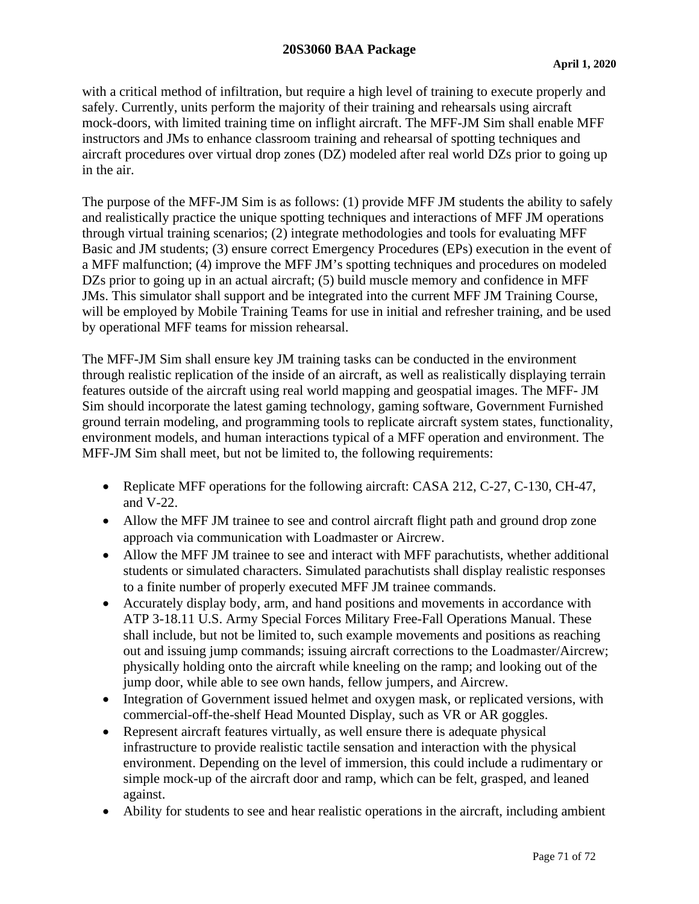with a critical method of infiltration, but require a high level of training to execute properly and safely. Currently, units perform the majority of their training and rehearsals using aircraft mock-doors, with limited training time on inflight aircraft. The MFF-JM Sim shall enable MFF instructors and JMs to enhance classroom training and rehearsal of spotting techniques and aircraft procedures over virtual drop zones (DZ) modeled after real world DZs prior to going up in the air.

The purpose of the MFF-JM Sim is as follows: (1) provide MFF JM students the ability to safely and realistically practice the unique spotting techniques and interactions of MFF JM operations through virtual training scenarios; (2) integrate methodologies and tools for evaluating MFF Basic and JM students; (3) ensure correct Emergency Procedures (EPs) execution in the event of a MFF malfunction; (4) improve the MFF JM's spotting techniques and procedures on modeled DZs prior to going up in an actual aircraft; (5) build muscle memory and confidence in MFF JMs. This simulator shall support and be integrated into the current MFF JM Training Course, will be employed by Mobile Training Teams for use in initial and refresher training, and be used by operational MFF teams for mission rehearsal.

The MFF-JM Sim shall ensure key JM training tasks can be conducted in the environment through realistic replication of the inside of an aircraft, as well as realistically displaying terrain features outside of the aircraft using real world mapping and geospatial images. The MFF- JM Sim should incorporate the latest gaming technology, gaming software, Government Furnished ground terrain modeling, and programming tools to replicate aircraft system states, functionality, environment models, and human interactions typical of a MFF operation and environment. The MFF-JM Sim shall meet, but not be limited to, the following requirements:

- Replicate MFF operations for the following aircraft: CASA 212, C-27, C-130, CH-47, and V-22.
- Allow the MFF JM trainee to see and control aircraft flight path and ground drop zone approach via communication with Loadmaster or Aircrew.
- Allow the MFF JM trainee to see and interact with MFF parachutists, whether additional students or simulated characters. Simulated parachutists shall display realistic responses to a finite number of properly executed MFF JM trainee commands.
- Accurately display body, arm, and hand positions and movements in accordance with ATP 3-18.11 U.S. Army Special Forces Military Free-Fall Operations Manual. These shall include, but not be limited to, such example movements and positions as reaching out and issuing jump commands; issuing aircraft corrections to the Loadmaster/Aircrew; physically holding onto the aircraft while kneeling on the ramp; and looking out of the jump door, while able to see own hands, fellow jumpers, and Aircrew.
- Integration of Government issued helmet and oxygen mask, or replicated versions, with commercial-off-the-shelf Head Mounted Display, such as VR or AR goggles.
- Represent aircraft features virtually, as well ensure there is adequate physical infrastructure to provide realistic tactile sensation and interaction with the physical environment. Depending on the level of immersion, this could include a rudimentary or simple mock-up of the aircraft door and ramp, which can be felt, grasped, and leaned against.
- Ability for students to see and hear realistic operations in the aircraft, including ambient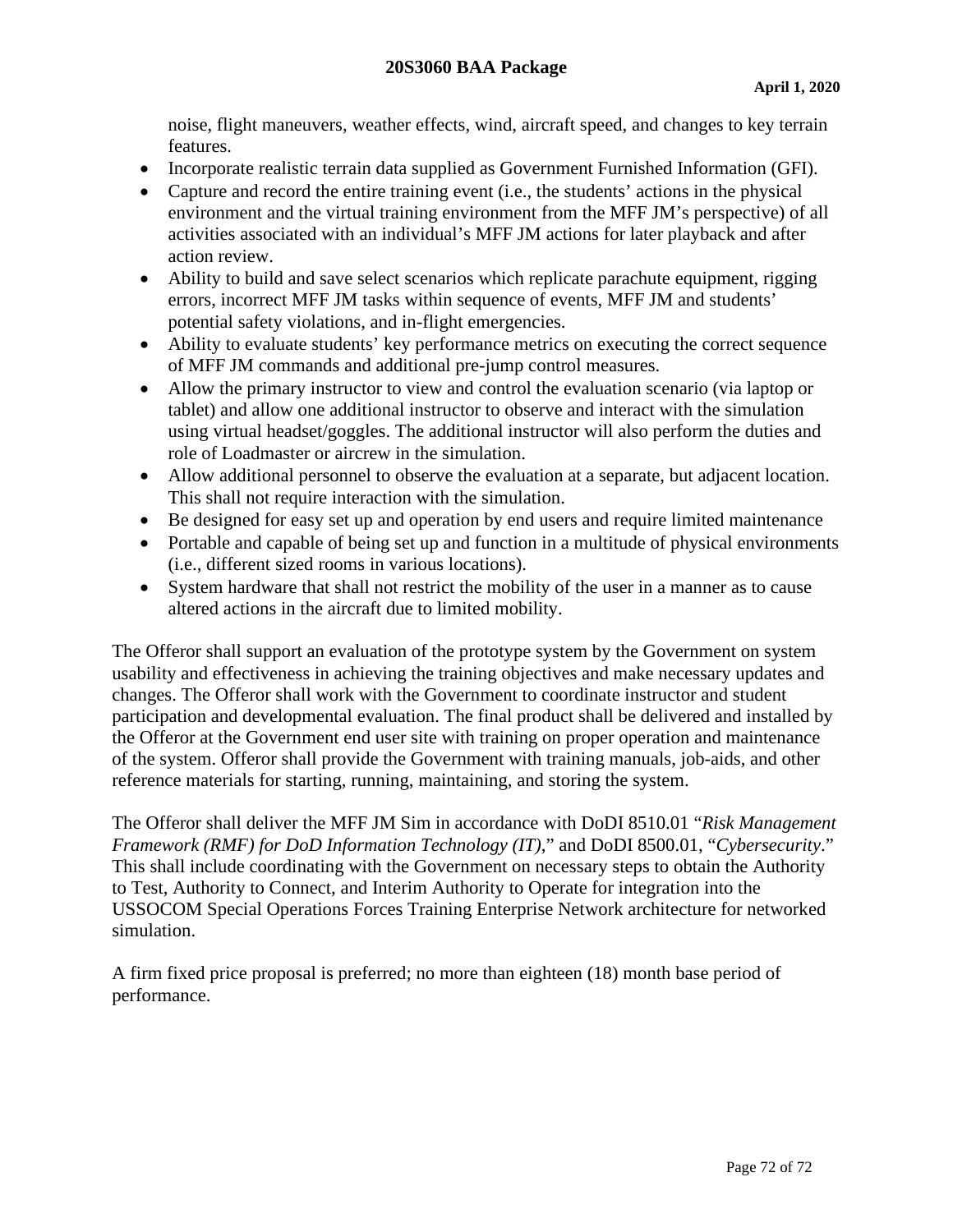noise, flight maneuvers, weather effects, wind, aircraft speed, and changes to key terrain features.

- Incorporate realistic terrain data supplied as Government Furnished Information (GFI).
- Capture and record the entire training event (i.e., the students' actions in the physical environment and the virtual training environment from the MFF JM's perspective) of all activities associated with an individual's MFF JM actions for later playback and after action review.
- Ability to build and save select scenarios which replicate parachute equipment, rigging errors, incorrect MFF JM tasks within sequence of events, MFF JM and students' potential safety violations, and in-flight emergencies.
- Ability to evaluate students' key performance metrics on executing the correct sequence of MFF JM commands and additional pre-jump control measures.
- Allow the primary instructor to view and control the evaluation scenario (via laptop or tablet) and allow one additional instructor to observe and interact with the simulation using virtual headset/goggles. The additional instructor will also perform the duties and role of Loadmaster or aircrew in the simulation.
- Allow additional personnel to observe the evaluation at a separate, but adjacent location. This shall not require interaction with the simulation.
- Be designed for easy set up and operation by end users and require limited maintenance
- Portable and capable of being set up and function in a multitude of physical environments (i.e., different sized rooms in various locations).
- System hardware that shall not restrict the mobility of the user in a manner as to cause altered actions in the aircraft due to limited mobility.

The Offeror shall support an evaluation of the prototype system by the Government on system usability and effectiveness in achieving the training objectives and make necessary updates and changes. The Offeror shall work with the Government to coordinate instructor and student participation and developmental evaluation. The final product shall be delivered and installed by the Offeror at the Government end user site with training on proper operation and maintenance of the system. Offeror shall provide the Government with training manuals, job-aids, and other reference materials for starting, running, maintaining, and storing the system.

The Offeror shall deliver the MFF JM Sim in accordance with DoDI 8510.01 "*Risk Management Framework (RMF) for DoD Information Technology (IT)*," and DoDI 8500.01, "*Cybersecurity*." This shall include coordinating with the Government on necessary steps to obtain the Authority to Test, Authority to Connect, and Interim Authority to Operate for integration into the USSOCOM Special Operations Forces Training Enterprise Network architecture for networked simulation.

A firm fixed price proposal is preferred; no more than eighteen (18) month base period of performance.